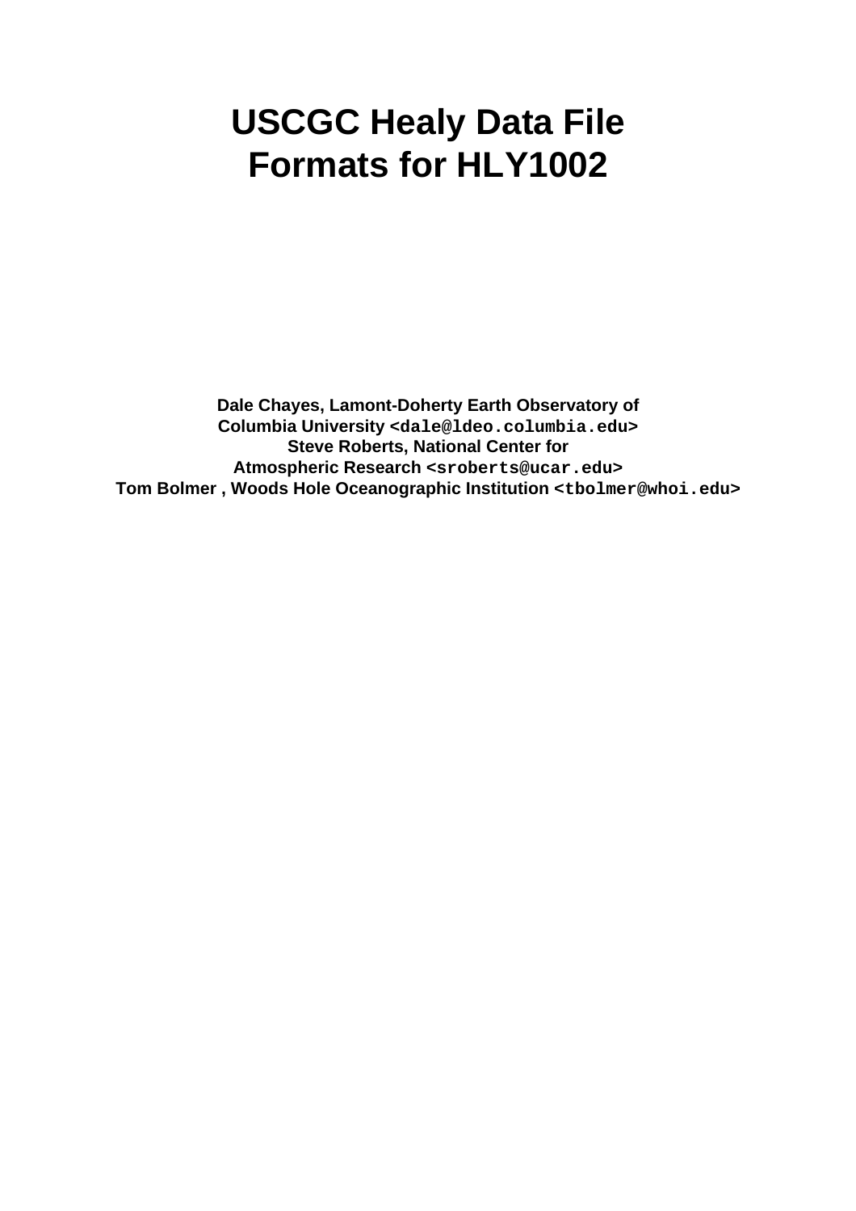# USCGC Healy Data File Formats for HLY1002

**Dale Chayes, Lamont-Doherty Earth Observatory of Columbia University <dale@ldeo.columbia.edu>**
**Steve Roberts, National Center for Atmospheric Research <sroberts@ucar.edu>**
**Tom Bolmer , Woods Hole Oceanographic Institution <tbolmer@whoi.edu>**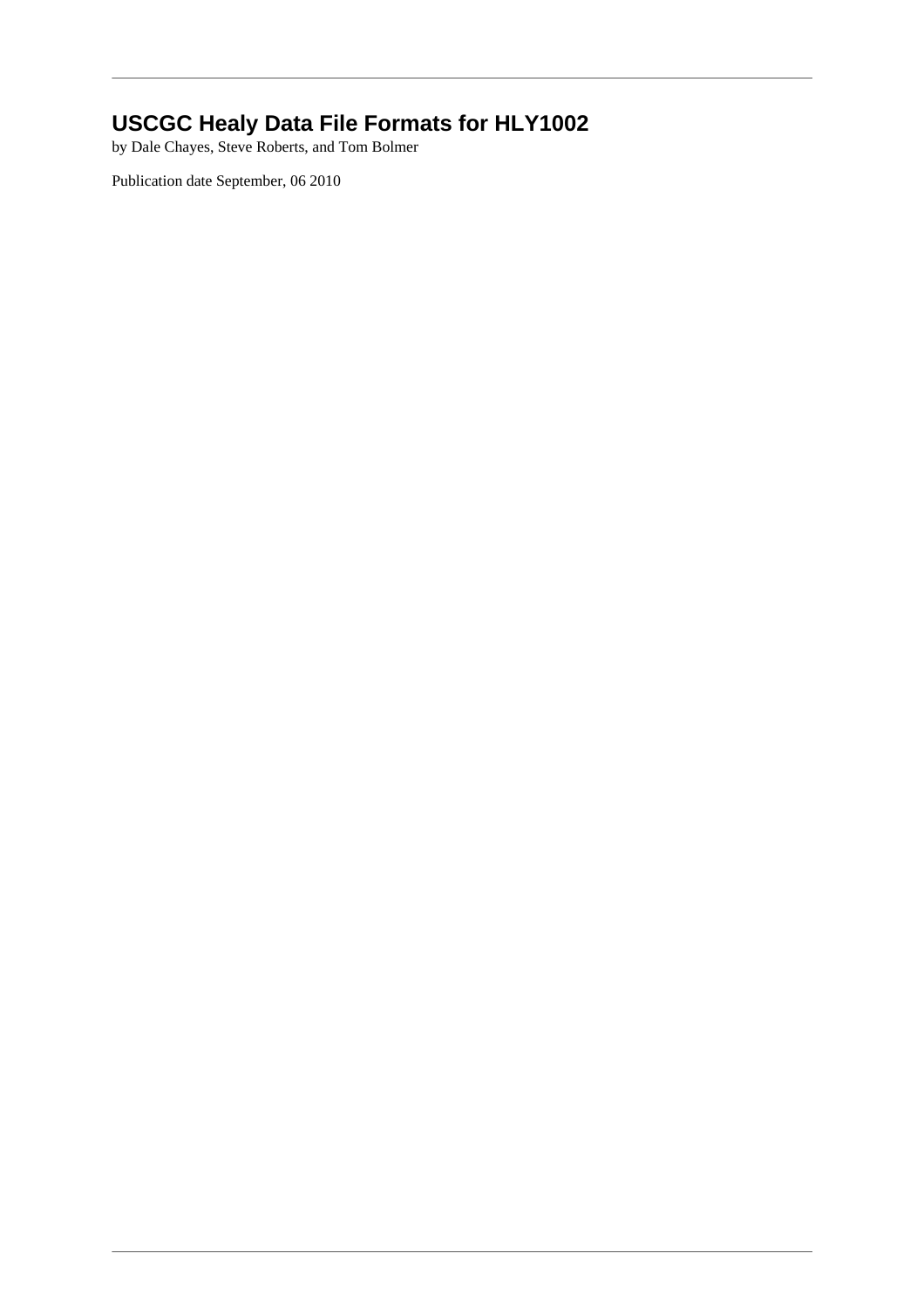# USCGC Healy Data File Formats for HLY1002

by Dale Chayes, Steve Roberts, and Tom Bolmer

Publication date September, 06 2010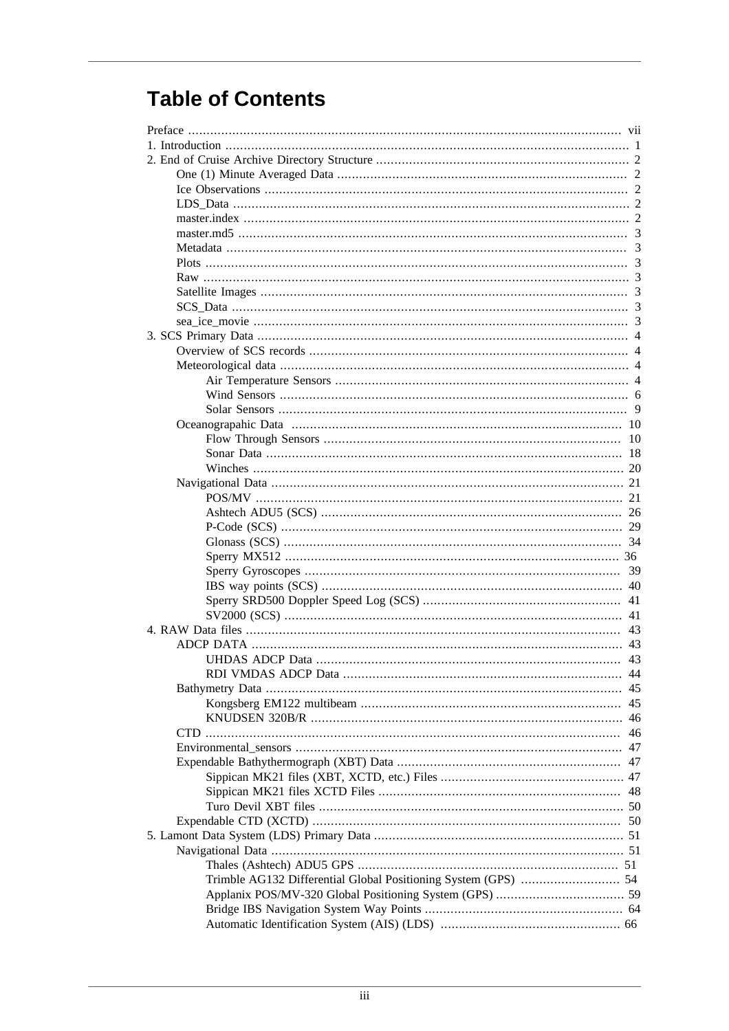# Table of Contents

- Preface ..... vii
- 1. Introduction ..... 1
- 2. End of Cruise Archive Directory Structure ..... 2
  - One (1) Minute Averaged Data ..... 2
  - Ice Observations ..... 2
  - LDS_Data ..... 2
  - master.index ..... 2
  - master.md5 ..... 3
  - Metadata ..... 3
  - Plots ..... 3
  - Raw ..... 3
  - Satellite Images ..... 3
  - SCS_Data ..... 3
  - sea_ice_movie ..... 3
- 3. SCS Primary Data ..... 4
  - Overview of SCS records ..... 4
  - Meteorological data ..... 4
    - Air Temperature Sensors ..... 4
    - Wind Sensors ..... 6
    - Solar Sensors ..... 9
  - Oceanograpahic Data ..... 10
    - Flow Through Sensors ..... 10
    - Sonar Data ..... 18
    - Winches ..... 20
  - Navigational Data ..... 21
    - POS/MV ..... 21
    - Ashtech ADU5 (SCS) ..... 26
    - P-Code (SCS) ..... 29
    - Glonass (SCS) ..... 34
    - Sperry MX512 ..... 36
    - Sperry Gyroscopes ..... 39
    - IBS way points (SCS) ..... 40
    - Sperry SRD500 Doppler Speed Log (SCS) ..... 41
    - SV2000 (SCS) ..... 41
- 4. RAW Data files ..... 43
  - ADCP DATA ..... 43
    - UHDAS ADCP Data ..... 43
    - RDI VMDAS ADCP Data ..... 44
  - Bathymetry Data ..... 45
    - Kongsberg EM122 multibeam ..... 45
    - KNUDSEN 320B/R ..... 46
  - CTD ..... 46
  - Environmental_sensors ..... 47
  - Expendable Bathythermograph (XBT) Data ..... 47
    - Sippican MK21 files (XBT, XCTD, etc.) Files ..... 47
    - Sippican MK21 files XCTD Files ..... 48
    - Turo Devil XBT files ..... 50
  - Expendable CTD (XCTD) ..... 50
- 5. Lamont Data System (LDS) Primary Data ..... 51
  - Navigational Data ..... 51
    - Thales (Ashtech) ADU5 GPS ..... 51
    - Trimble AG132 Differential Global Positioning System (GPS) ..... 54
    - Applanix POS/MV-320 Global Positioning System (GPS) ..... 59
    - Bridge IBS Navigation System Way Points ..... 64
    - Automatic Identification System (AIS) (LDS) ..... 66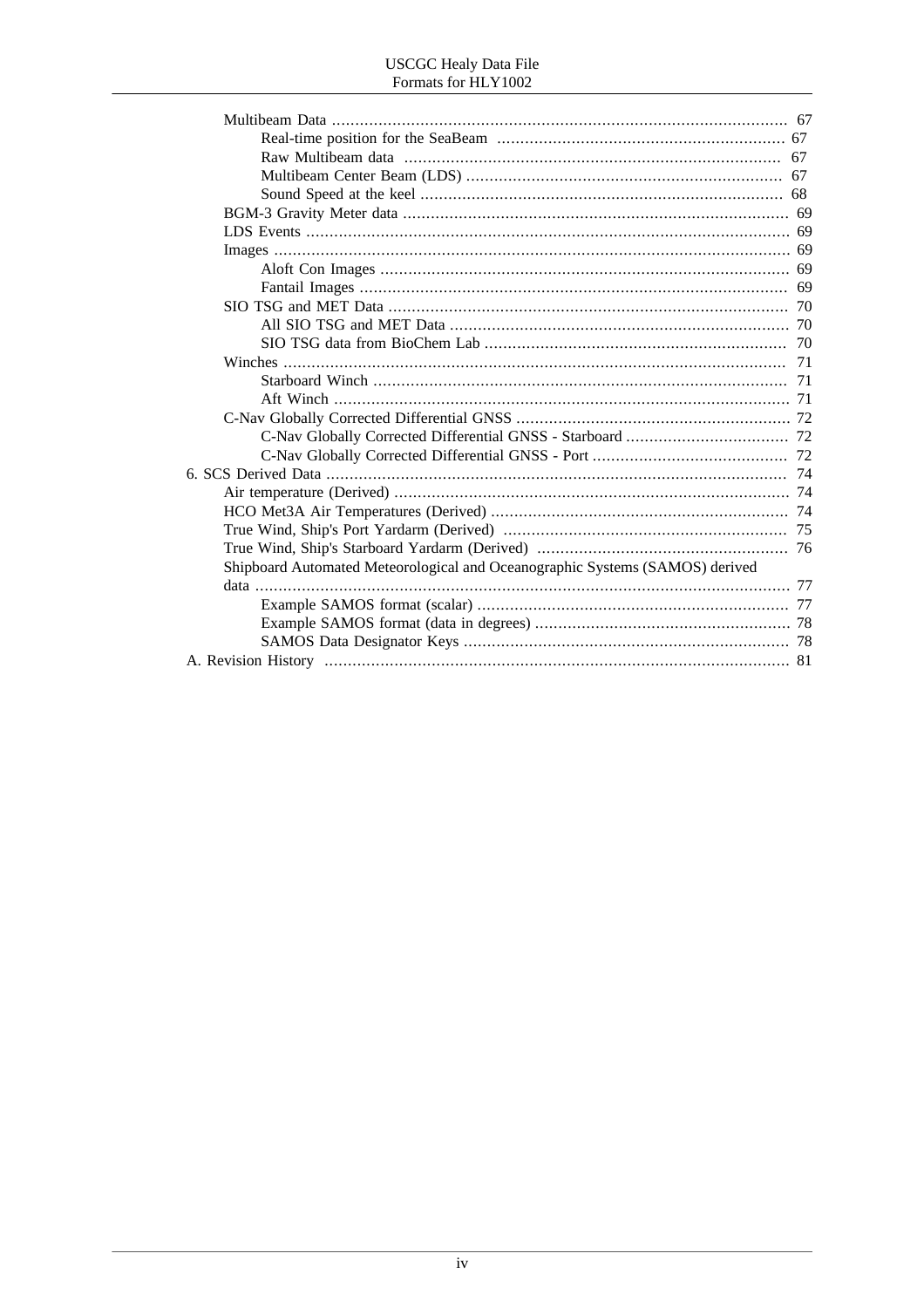- Multibeam Data .......... 67
  - Real-time position for the SeaBeam .......... 67
  - Raw Multibeam data .......... 67
  - Multibeam Center Beam (LDS) .......... 67
  - Sound Speed at the keel .......... 68
- BGM-3 Gravity Meter data .......... 69
- LDS Events .......... 69
- Images .......... 69
  - Aloft Con Images .......... 69
  - Fantail Images .......... 69
- SIO TSG and MET Data .......... 70
  - All SIO TSG and MET Data .......... 70
  - SIO TSG data from BioChem Lab .......... 70
- Winches .......... 71
  - Starboard Winch .......... 71
  - Aft Winch .......... 71
- C-Nav Globally Corrected Differential GNSS .......... 72
  - C-Nav Globally Corrected Differential GNSS - Starboard .......... 72
  - C-Nav Globally Corrected Differential GNSS - Port .......... 72

6. SCS Derived Data .......... 74
   - Air temperature (Derived) .......... 74
   - HCO Met3A Air Temperatures (Derived) .......... 74
   - True Wind, Ship's Port Yardarm (Derived) .......... 75
   - True Wind, Ship's Starboard Yardarm (Derived) .......... 76
   - Shipboard Automated Meteorological and Oceanographic Systems (SAMOS) derived data .......... 77
     - Example SAMOS format (scalar) .......... 77
     - Example SAMOS format (data in degrees) .......... 78
     - SAMOS Data Designator Keys .......... 78

A. Revision History .......... 81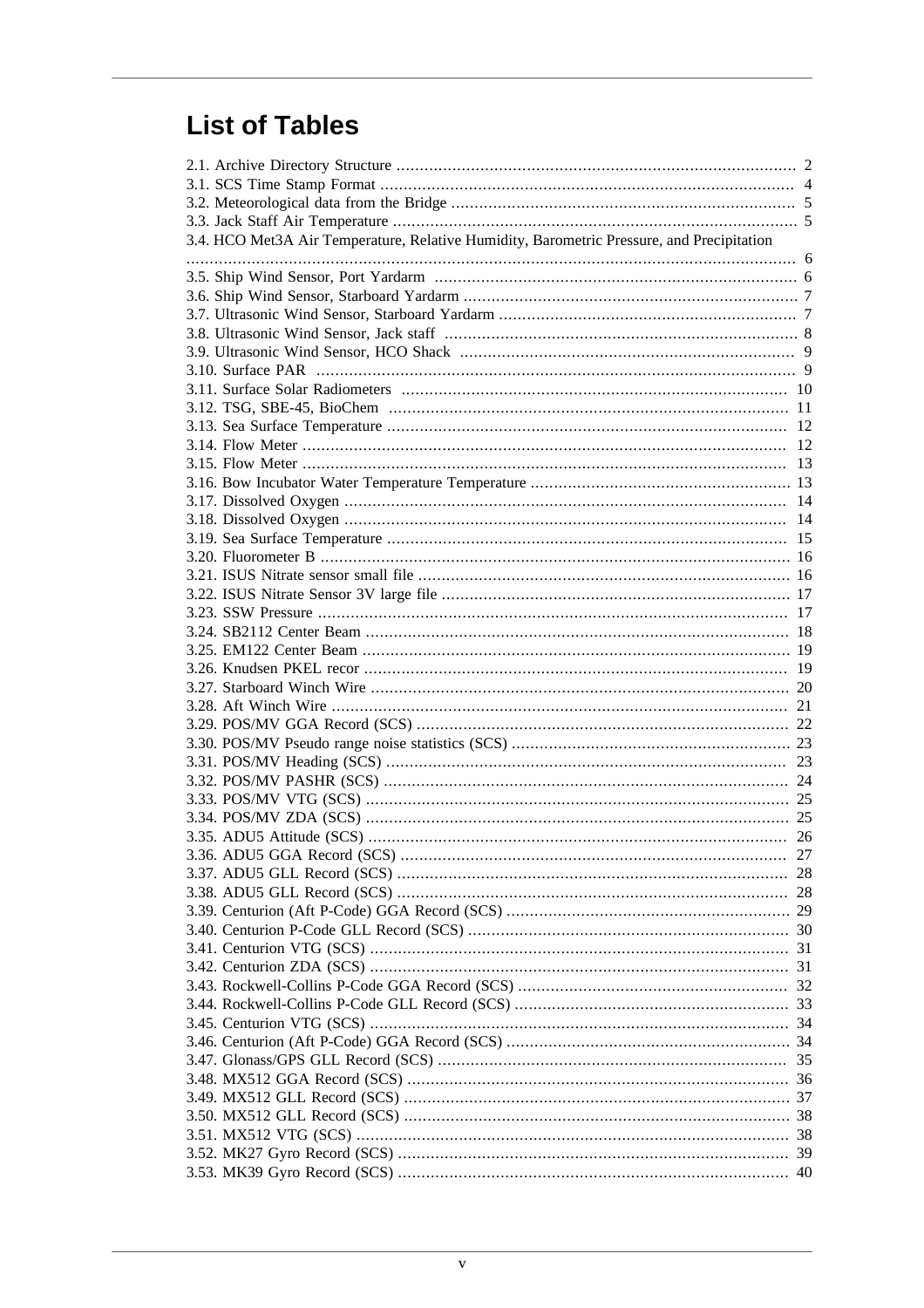# List of Tables

2.1. Archive Directory Structure ... 2
3.1. SCS Time Stamp Format ... 4
3.2. Meteorological data from the Bridge ... 5
3.3. Jack Staff Air Temperature ... 5
3.4. HCO Met3A Air Temperature, Relative Humidity, Barometric Pressure, and Precipitation ... 6
3.5. Ship Wind Sensor, Port Yardarm ... 6
3.6. Ship Wind Sensor, Starboard Yardarm ... 7
3.7. Ultrasonic Wind Sensor, Starboard Yardarm ... 7
3.8. Ultrasonic Wind Sensor, Jack staff ... 8
3.9. Ultrasonic Wind Sensor, HCO Shack ... 9
3.10. Surface PAR ... 9
3.11. Surface Solar Radiometers ... 10
3.12. TSG, SBE-45, BioChem ... 11
3.13. Sea Surface Temperature ... 12
3.14. Flow Meter ... 12
3.15. Flow Meter ... 13
3.16. Bow Incubator Water Temperature Temperature ... 13
3.17. Dissolved Oxygen ... 14
3.18. Dissolved Oxygen ... 14
3.19. Sea Surface Temperature ... 15
3.20. Fluorometer B ... 16
3.21. ISUS Nitrate sensor small file ... 16
3.22. ISUS Nitrate Sensor 3V large file ... 17
3.23. SSW Pressure ... 17
3.24. SB2112 Center Beam ... 18
3.25. EM122 Center Beam ... 19
3.26. Knudsen PKEL recor ... 19
3.27. Starboard Winch Wire ... 20
3.28. Aft Winch Wire ... 21
3.29. POS/MV GGA Record (SCS) ... 22
3.30. POS/MV Pseudo range noise statistics (SCS) ... 23
3.31. POS/MV Heading (SCS) ... 23
3.32. POS/MV PASHR (SCS) ... 24
3.33. POS/MV VTG (SCS) ... 25
3.34. POS/MV ZDA (SCS) ... 25
3.35. ADU5 Attitude (SCS) ... 26
3.36. ADU5 GGA Record (SCS) ... 27
3.37. ADU5 GLL Record (SCS) ... 28
3.38. ADU5 GLL Record (SCS) ... 28
3.39. Centurion (Aft P-Code) GGA Record (SCS) ... 29
3.40. Centurion P-Code GLL Record (SCS) ... 30
3.41. Centurion VTG (SCS) ... 31
3.42. Centurion ZDA (SCS) ... 31
3.43. Rockwell-Collins P-Code GGA Record (SCS) ... 32
3.44. Rockwell-Collins P-Code GLL Record (SCS) ... 33
3.45. Centurion VTG (SCS) ... 34
3.46. Centurion (Aft P-Code) GGA Record (SCS) ... 34
3.47. Glonass/GPS GLL Record (SCS) ... 35
3.48. MX512 GGA Record (SCS) ... 36
3.49. MX512 GLL Record (SCS) ... 37
3.50. MX512 GLL Record (SCS) ... 38
3.51. MX512 VTG (SCS) ... 38
3.52. MK27 Gyro Record (SCS) ... 39
3.53. MK39 Gyro Record (SCS) ... 40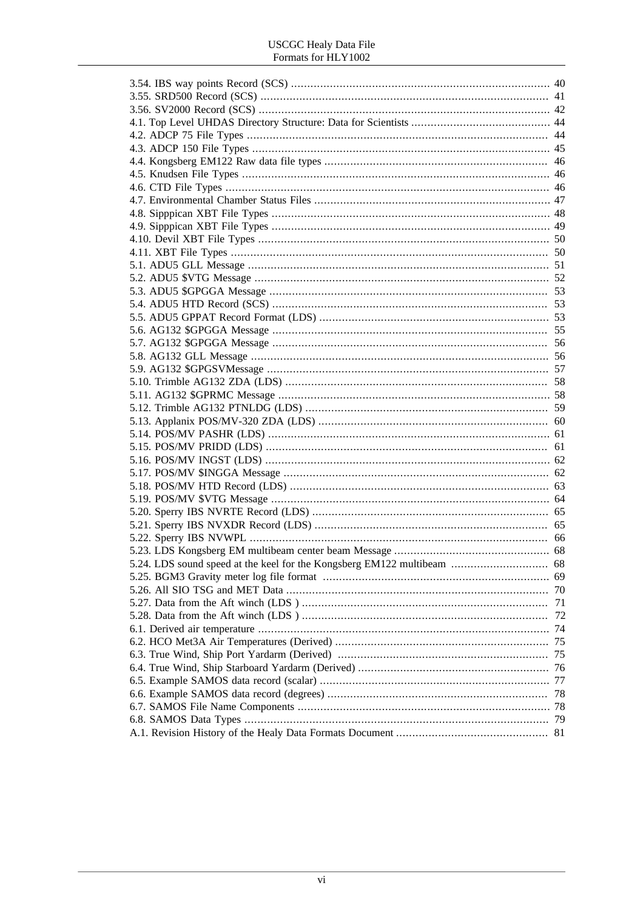3.54. IBS way points Record (SCS) .................................................................................. 40
3.55. SRD500 Record (SCS) .......................................................................................... 41
3.56. SV2000 Record (SCS) ........................................................................................... 42
4.1. Top Level UHDAS Directory Structure: Data for Scientists ........................................... 44
4.2. ADCP 75 File Types ............................................................................................. 44
4.3. ADCP 150 File Types ........................................................................................... 45
4.4. Kongsberg EM122 Raw data file types ..................................................................... 46
4.5. Knudsen File Types .............................................................................................. 46
4.6. CTD File Types ................................................................................................... 46
4.7. Environmental Chamber Status Files ......................................................................... 47
4.8. Sipppican XBT File Types ..................................................................................... 48
4.9. Sipppican XBT File Types ..................................................................................... 49
4.10. Devil XBT File Types .......................................................................................... 50
4.11. XBT File Types .................................................................................................. 50
5.1. ADU5 GLL Message ............................................................................................ 51
5.2. ADU5 $VTG Message ........................................................................................... 52
5.3. ADU5 $GPGGA Message ...................................................................................... 53
5.4. ADU5 HTD Record (SCS) ..................................................................................... 53
5.5. ADU5 GPPAT Record Format (LDS) ....................................................................... 53
5.6. AG132 $GPGGA Message ..................................................................................... 55
5.7. AG132 $GPGGA Message ..................................................................................... 56
5.8. AG132 GLL Message ............................................................................................ 56
5.9. AG132 $GPGSVMessage ....................................................................................... 57
5.10. Trimble AG132 ZDA (LDS) ................................................................................. 58
5.11. AG132 $GPRMC Message .................................................................................... 58
5.12. Trimble AG132 PTNLDG (LDS) ........................................................................... 59
5.13. Applanix POS/MV-320 ZDA (LDS) ....................................................................... 60
5.14. POS/MV PASHR (LDS) ...................................................................................... 61
5.15. POS/MV PRIDD (LDS) ....................................................................................... 61
5.16. POS/MV INGST (LDS) ....................................................................................... 62
5.17. POS/MV $INGGA Message .................................................................................. 62
5.18. POS/MV HTD Record (LDS) ................................................................................ 63
5.19. POS/MV $VTG Message ...................................................................................... 64
5.20. Sperry IBS NVRTE Record (LDS) ......................................................................... 65
5.21. Sperry IBS NVXDR Record (LDS) ......................................................................... 65
5.22. Sperry IBS NVWPL ............................................................................................ 66
5.23. LDS Kongsberg EM multibeam center beam Message ................................................ 68
5.24. LDS sound speed at the keel for the Kongsberg EM122 multibeam .............................. 68
5.25. BGM3 Gravity meter log file format ...................................................................... 69
5.26. All SIO TSG and MET Data ................................................................................. 70
5.27. Data from the Aft winch (LDS ) ............................................................................ 71
5.28. Data from the Aft winch (LDS ) ............................................................................ 72
6.1. Derived air temperature .......................................................................................... 74
6.2. HCO Met3A Air Temperatures (Derived) .................................................................. 75
6.3. True Wind, Ship Port Yardarm (Derived) ................................................................. 75
6.4. True Wind, Ship Starboard Yardarm (Derived) ........................................................... 76
6.5. Example SAMOS data record (scalar) ....................................................................... 77
6.6. Example SAMOS data record (degrees) .................................................................... 78
6.7. SAMOS File Name Components .............................................................................. 78
6.8. SAMOS Data Types ............................................................................................... 79
A.1. Revision History of the Healy Data Formats Document ............................................... 81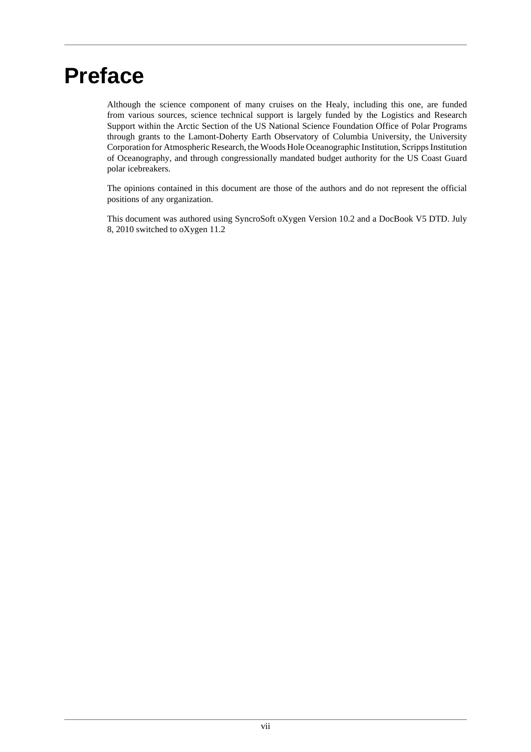# Preface

Although the science component of many cruises on the Healy, including this one, are funded from various sources, science technical support is largely funded by the Logistics and Research Support within the Arctic Section of the US National Science Foundation Office of Polar Programs through grants to the Lamont-Doherty Earth Observatory of Columbia University, the University Corporation for Atmospheric Research, the Woods Hole Oceanographic Institution, Scripps Institution of Oceanography, and through congressionally mandated budget authority for the US Coast Guard polar icebreakers.

The opinions contained in this document are those of the authors and do not represent the official positions of any organization.

This document was authored using SyncroSoft oXygen Version 10.2 and a DocBook V5 DTD. July 8, 2010 switched to oXygen 11.2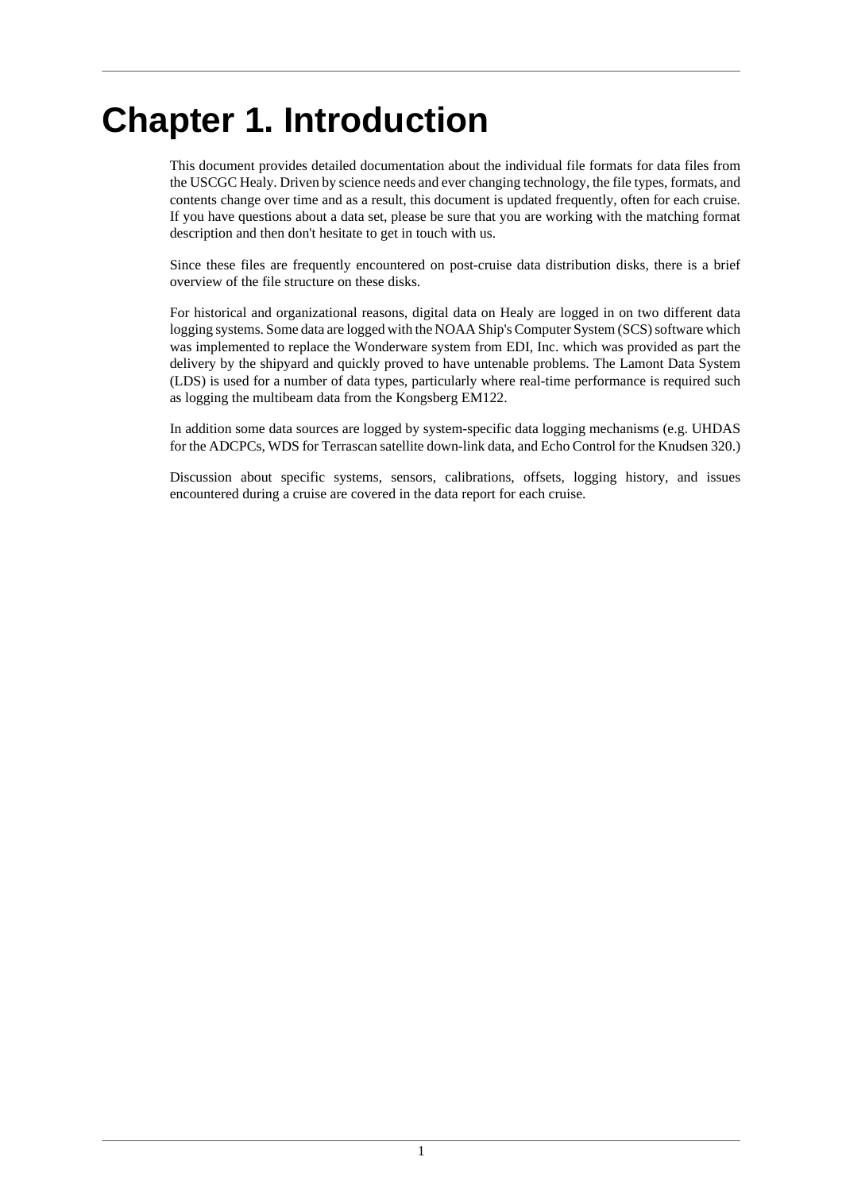# Chapter 1. Introduction

This document provides detailed documentation about the individual file formats for data files from the USCGC Healy. Driven by science needs and ever changing technology, the file types, formats, and contents change over time and as a result, this document is updated frequently, often for each cruise. If you have questions about a data set, please be sure that you are working with the matching format description and then don't hesitate to get in touch with us.

Since these files are frequently encountered on post-cruise data distribution disks, there is a brief overview of the file structure on these disks.

For historical and organizational reasons, digital data on Healy are logged in on two different data logging systems. Some data are logged with the NOAA Ship's Computer System (SCS) software which was implemented to replace the Wonderware system from EDI, Inc. which was provided as part the delivery by the shipyard and quickly proved to have untenable problems. The Lamont Data System (LDS) is used for a number of data types, particularly where real-time performance is required such as logging the multibeam data from the Kongsberg EM122.

In addition some data sources are logged by system-specific data logging mechanisms (e.g. UHDAS for the ADCPCs, WDS for Terrascan satellite down-link data, and Echo Control for the Knudsen 320.)

Discussion about specific systems, sensors, calibrations, offsets, logging history, and issues encountered during a cruise are covered in the data report for each cruise.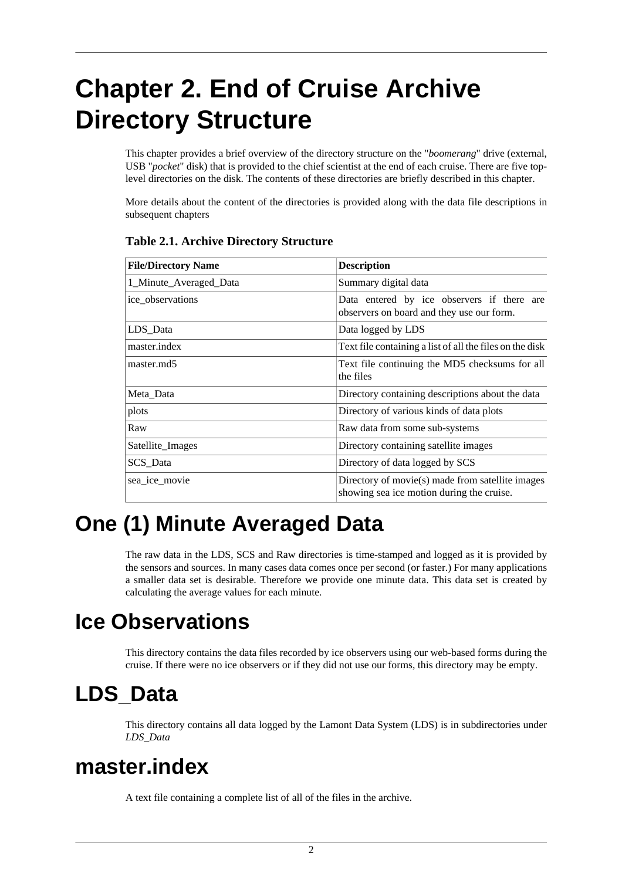# Chapter 2. End of Cruise Archive Directory Structure

This chapter provides a brief overview of the directory structure on the "*boomerang*" drive (external, USB "*pocket*" disk) that is provided to the chief scientist at the end of each cruise. There are five top-level directories on the disk. The contents of these directories are briefly described in this chapter.

More details about the content of the directories is provided along with the data file descriptions in subsequent chapters

**Table 2.1. Archive Directory Structure**

| File/Directory Name | Description |
|---|---|
| 1_Minute_Averaged_Data | Summary digital data |
| ice_observations | Data entered by ice observers if there are observers on board and they use our form. |
| LDS_Data | Data logged by LDS |
| master.index | Text file containing a list of all the files on the disk |
| master.md5 | Text file continuing the MD5 checksums for all the files |
| Meta_Data | Directory containing descriptions about the data |
| plots | Directory of various kinds of data plots |
| Raw | Raw data from some sub-systems |
| Satellite_Images | Directory containing satellite images |
| SCS_Data | Directory of data logged by SCS |
| sea_ice_movie | Directory of movie(s) made from satellite images showing sea ice motion during the cruise. |

# One (1) Minute Averaged Data

The raw data in the LDS, SCS and Raw directories is time-stamped and logged as it is provided by the sensors and sources. In many cases data comes once per second (or faster.) For many applications a smaller data set is desirable. Therefore we provide one minute data. This data set is created by calculating the average values for each minute.

# Ice Observations

This directory contains the data files recorded by ice observers using our web-based forms during the cruise. If there were no ice observers or if they did not use our forms, this directory may be empty.

# LDS_Data

This directory contains all data logged by the Lamont Data System (LDS) is in subdirectories under *LDS_Data*

# master.index

A text file containing a complete list of all of the files in the archive.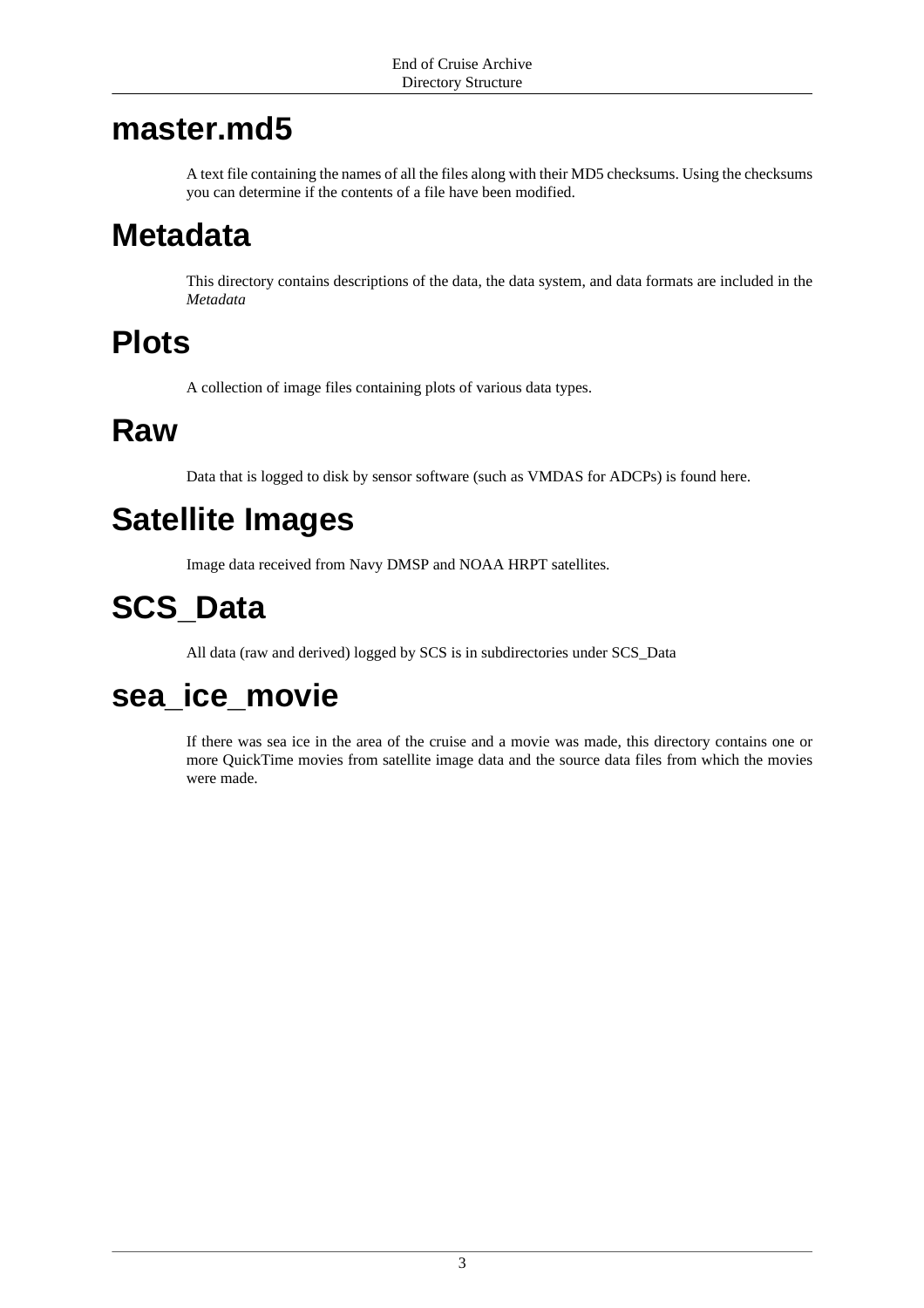# master.md5

A text file containing the names of all the files along with their MD5 checksums. Using the checksums you can determine if the contents of a file have been modified.

# Metadata

This directory contains descriptions of the data, the data system, and data formats are included in the *Metadata*

# Plots

A collection of image files containing plots of various data types.

# Raw

Data that is logged to disk by sensor software (such as VMDAS for ADCPs) is found here.

# Satellite Images

Image data received from Navy DMSP and NOAA HRPT satellites.

# SCS_Data

All data (raw and derived) logged by SCS is in subdirectories under SCS_Data

# sea_ice_movie

If there was sea ice in the area of the cruise and a movie was made, this directory contains one or more QuickTime movies from satellite image data and the source data files from which the movies were made.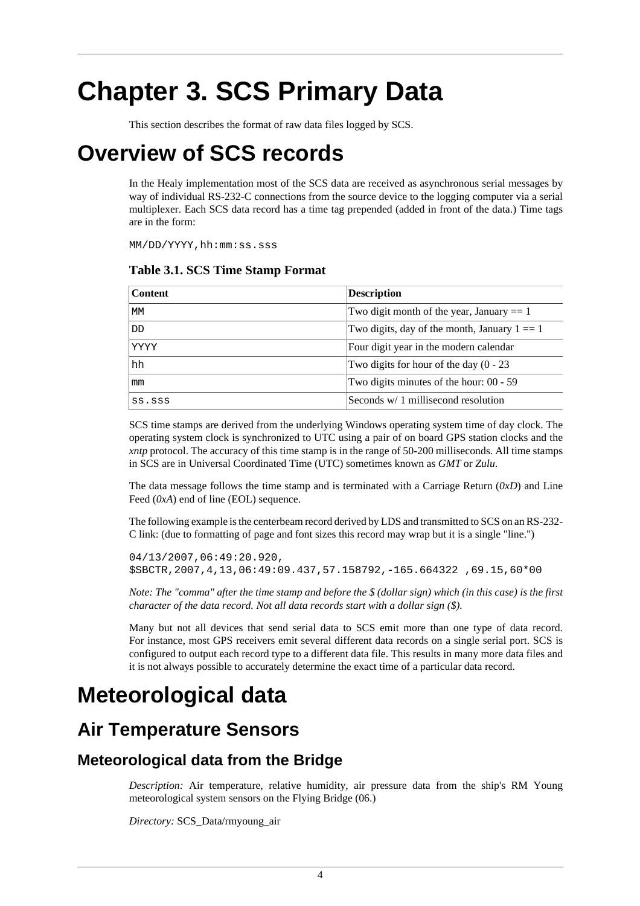# Chapter 3. SCS Primary Data

This section describes the format of raw data files logged by SCS.

# Overview of SCS records

In the Healy implementation most of the SCS data are received as asynchronous serial messages by way of individual RS-232-C connections from the source device to the logging computer via a serial multiplexer. Each SCS data record has a time tag prepended (added in front of the data.) Time tags are in the form:

```
MM/DD/YYYY,hh:mm:ss.sss
```

**Table 3.1. SCS Time Stamp Format**

| Content | Description |
|---|---|
| MM | Two digit month of the year, January == 1 |
| DD | Two digits, day of the month, January 1 == 1 |
| YYYY | Four digit year in the modern calendar |
| hh | Two digits for hour of the day (0 - 23 |
| mm | Two digits minutes of the hour: 00 - 59 |
| ss.sss | Seconds w/ 1 millisecond resolution |

SCS time stamps are derived from the underlying Windows operating system time of day clock. The operating system clock is synchronized to UTC using a pair of on board GPS station clocks and the *xntp* protocol. The accuracy of this time stamp is in the range of 50-200 milliseconds. All time stamps in SCS are in Universal Coordinated Time (UTC) sometimes known as *GMT* or *Zulu*.

The data message follows the time stamp and is terminated with a Carriage Return (*0xD*) and Line Feed (*0xA*) end of line (EOL) sequence.

The following example is the centerbeam record derived by LDS and transmitted to SCS on an RS-232-C link: (due to formatting of page and font sizes this record may wrap but it is a single "line.")

```
04/13/2007,06:49:20.920,
$SBCTR,2007,4,13,06:49:09.437,57.158792,-165.664322 ,69.15,60*00
```

*Note: The "comma" after the time stamp and before the $ (dollar sign) which (in this case) is the first character of the data record. Not all data records start with a dollar sign ($).*

Many but not all devices that send serial data to SCS emit more than one type of data record. For instance, most GPS receivers emit several different data records on a single serial port. SCS is configured to output each record type to a different data file. This results in many more data files and it is not always possible to accurately determine the exact time of a particular data record.

# Meteorological data

## Air Temperature Sensors

### Meteorological data from the Bridge

*Description:* Air temperature, relative humidity, air pressure data from the ship's RM Young meteorological system sensors on the Flying Bridge (06.)

*Directory:* SCS_Data/rmyoung_air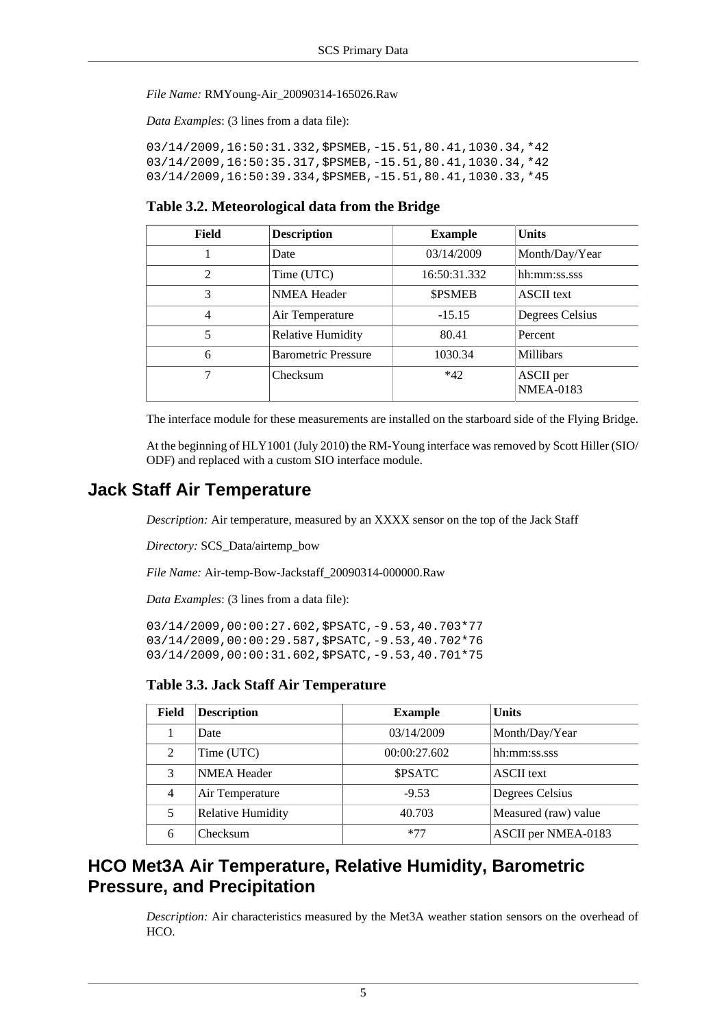*File Name:* RMYoung-Air_20090314-165026.Raw

*Data Examples*: (3 lines from a data file):

```
03/14/2009,16:50:31.332,$PSMEB,-15.51,80.41,1030.34,*42
03/14/2009,16:50:35.317,$PSMEB,-15.51,80.41,1030.34,*42
03/14/2009,16:50:39.334,$PSMEB,-15.51,80.41,1030.33,*45
```

**Table 3.2. Meteorological data from the Bridge**

| Field | Description | Example | Units |
|---|---|---|---|
| 1 | Date | 03/14/2009 | Month/Day/Year |
| 2 | Time (UTC) | 16:50:31.332 | hh:mm:ss.sss |
| 3 | NMEA Header | $PSMEB | ASCII text |
| 4 | Air Temperature | -15.15 | Degrees Celsius |
| 5 | Relative Humidity | 80.41 | Percent |
| 6 | Barometric Pressure | 1030.34 | Millibars |
| 7 | Checksum | *42 | ASCII per NMEA-0183 |

The interface module for these measurements are installed on the starboard side of the Flying Bridge.

At the beginning of HLY1001 (July 2010) the RM-Young interface was removed by Scott Hiller (SIO/ODF) and replaced with a custom SIO interface module.

## Jack Staff Air Temperature

*Description:* Air temperature, measured by an XXXX sensor on the top of the Jack Staff

*Directory:* SCS_Data/airtemp_bow

*File Name:* Air-temp-Bow-Jackstaff_20090314-000000.Raw

*Data Examples*: (3 lines from a data file):

```
03/14/2009,00:00:27.602,$PSATC,-9.53,40.703*77
03/14/2009,00:00:29.587,$PSATC,-9.53,40.702*76
03/14/2009,00:00:31.602,$PSATC,-9.53,40.701*75
```

**Table 3.3. Jack Staff Air Temperature**

| Field | Description | Example | Units |
|---|---|---|---|
| 1 | Date | 03/14/2009 | Month/Day/Year |
| 2 | Time (UTC) | 00:00:27.602 | hh:mm:ss.sss |
| 3 | NMEA Header | $PSATC | ASCII text |
| 4 | Air Temperature | -9.53 | Degrees Celsius |
| 5 | Relative Humidity | 40.703 | Measured (raw) value |
| 6 | Checksum | *77 | ASCII per NMEA-0183 |

## HCO Met3A Air Temperature, Relative Humidity, Barometric Pressure, and Precipitation

*Description:* Air characteristics measured by the Met3A weather station sensors on the overhead of HCO.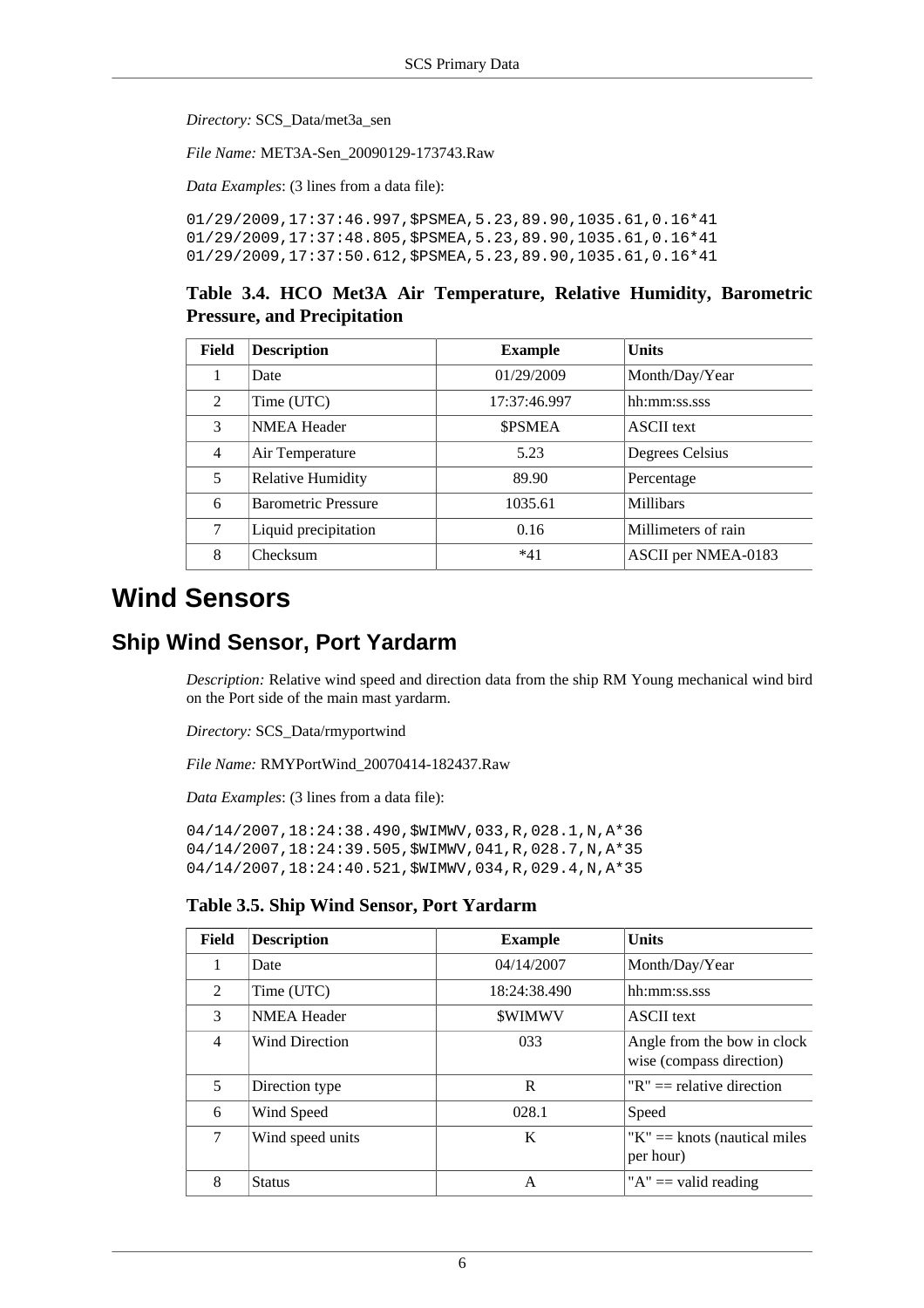*Directory:* SCS_Data/met3a_sen

*File Name:* MET3A-Sen_20090129-173743.Raw

*Data Examples*: (3 lines from a data file):

```
01/29/2009,17:37:46.997,$PSMEA,5.23,89.90,1035.61,0.16*41
01/29/2009,17:37:48.805,$PSMEA,5.23,89.90,1035.61,0.16*41
01/29/2009,17:37:50.612,$PSMEA,5.23,89.90,1035.61,0.16*41
```

**Table 3.4. HCO Met3A Air Temperature, Relative Humidity, Barometric Pressure, and Precipitation**

| Field | Description | Example | Units |
|---|---|---|---|
| 1 | Date | 01/29/2009 | Month/Day/Year |
| 2 | Time (UTC) | 17:37:46.997 | hh:mm:ss.sss |
| 3 | NMEA Header | $PSMEA | ASCII text |
| 4 | Air Temperature | 5.23 | Degrees Celsius |
| 5 | Relative Humidity | 89.90 | Percentage |
| 6 | Barometric Pressure | 1035.61 | Millibars |
| 7 | Liquid precipitation | 0.16 | Millimeters of rain |
| 8 | Checksum | *41 | ASCII per NMEA-0183 |

# Wind Sensors

## Ship Wind Sensor, Port Yardarm

*Description:* Relative wind speed and direction data from the ship RM Young mechanical wind bird on the Port side of the main mast yardarm.

*Directory:* SCS_Data/rmyportwind

*File Name:* RMYPortWind_20070414-182437.Raw

*Data Examples*: (3 lines from a data file):

```
04/14/2007,18:24:38.490,$WIMWV,033,R,028.1,N,A*36
04/14/2007,18:24:39.505,$WIMWV,041,R,028.7,N,A*35
04/14/2007,18:24:40.521,$WIMWV,034,R,029.4,N,A*35
```

**Table 3.5. Ship Wind Sensor, Port Yardarm**

| Field | Description | Example | Units |
|---|---|---|---|
| 1 | Date | 04/14/2007 | Month/Day/Year |
| 2 | Time (UTC) | 18:24:38.490 | hh:mm:ss.sss |
| 3 | NMEA Header | $WIMWV | ASCII text |
| 4 | Wind Direction | 033 | Angle from the bow in clock wise (compass direction) |
| 5 | Direction type | R | "R" == relative direction |
| 6 | Wind Speed | 028.1 | Speed |
| 7 | Wind speed units | K | "K" == knots (nautical miles per hour) |
| 8 | Status | A | "A" == valid reading |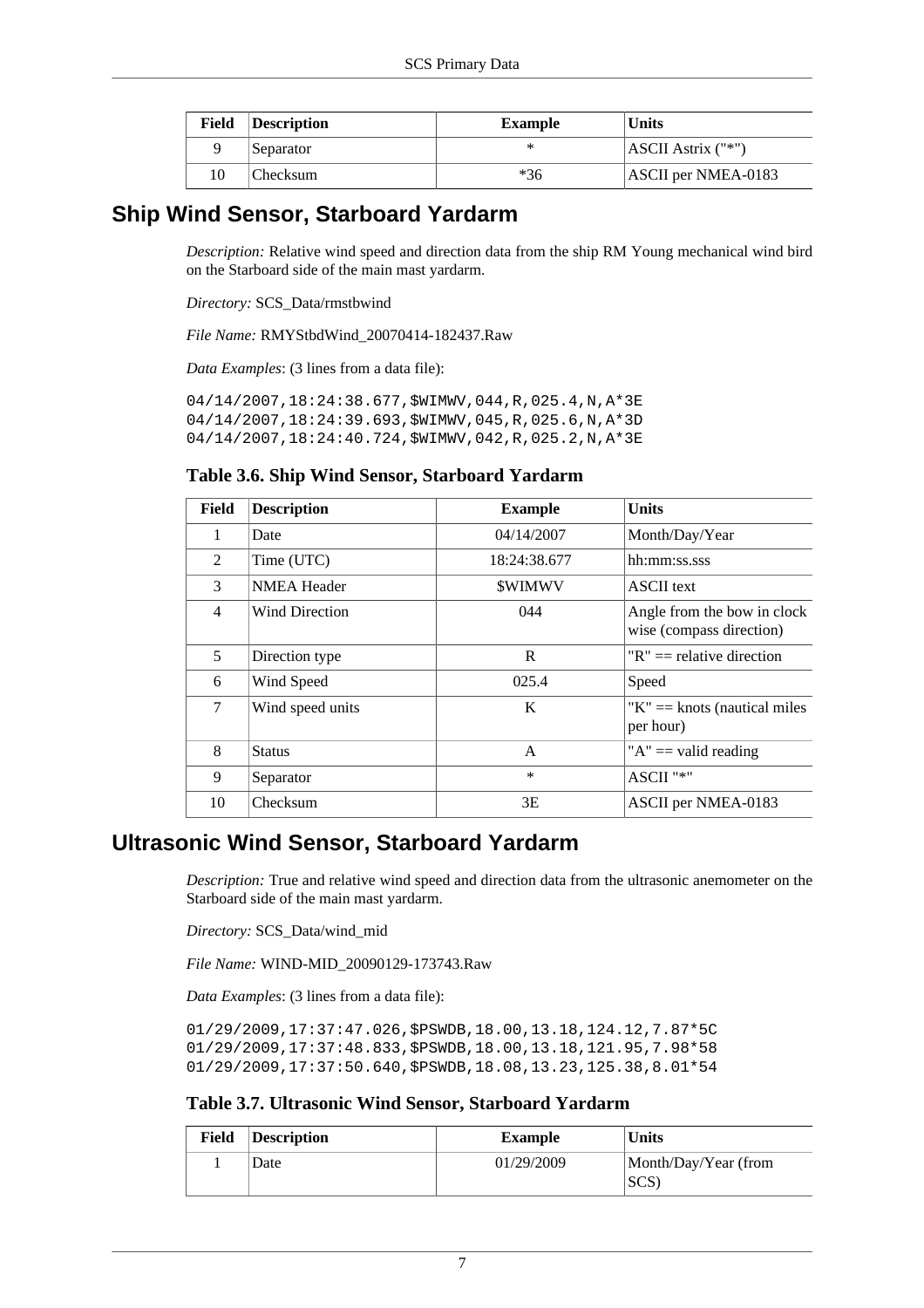| Field | Description | Example | Units |
|---|---|---|---|
| 9 | Separator | * | ASCII Astrix ("*") |
| 10 | Checksum | *36 | ASCII per NMEA-0183 |

## Ship Wind Sensor, Starboard Yardarm

*Description:* Relative wind speed and direction data from the ship RM Young mechanical wind bird on the Starboard side of the main mast yardarm.

*Directory:* SCS_Data/rmstbwind

*File Name:* RMYStbdWind_20070414-182437.Raw

*Data Examples*: (3 lines from a data file):

```
04/14/2007,18:24:38.677,$WIMWV,044,R,025.4,N,A*3E
04/14/2007,18:24:39.693,$WIMWV,045,R,025.6,N,A*3D
04/14/2007,18:24:40.724,$WIMWV,042,R,025.2,N,A*3E
```

**Table 3.6. Ship Wind Sensor, Starboard Yardarm**

| Field | Description | Example | Units |
|---|---|---|---|
| 1 | Date | 04/14/2007 | Month/Day/Year |
| 2 | Time (UTC) | 18:24:38.677 | hh:mm:ss.sss |
| 3 | NMEA Header | $WIMWV | ASCII text |
| 4 | Wind Direction | 044 | Angle from the bow in clock wise (compass direction) |
| 5 | Direction type | R | "R" == relative direction |
| 6 | Wind Speed | 025.4 | Speed |
| 7 | Wind speed units | K | "K" == knots (nautical miles per hour) |
| 8 | Status | A | "A" == valid reading |
| 9 | Separator | * | ASCII "*" |
| 10 | Checksum | 3E | ASCII per NMEA-0183 |

## Ultrasonic Wind Sensor, Starboard Yardarm

*Description:* True and relative wind speed and direction data from the ultrasonic anemometer on the Starboard side of the main mast yardarm.

*Directory:* SCS_Data/wind_mid

*File Name:* WIND-MID_20090129-173743.Raw

*Data Examples*: (3 lines from a data file):

```
01/29/2009,17:37:47.026,$PSWDB,18.00,13.18,124.12,7.87*5C
01/29/2009,17:37:48.833,$PSWDB,18.00,13.18,121.95,7.98*58
01/29/2009,17:37:50.640,$PSWDB,18.08,13.23,125.38,8.01*54
```

**Table 3.7. Ultrasonic Wind Sensor, Starboard Yardarm**

| Field | Description | Example | Units |
|---|---|---|---|
| 1 | Date | 01/29/2009 | Month/Day/Year (from SCS) |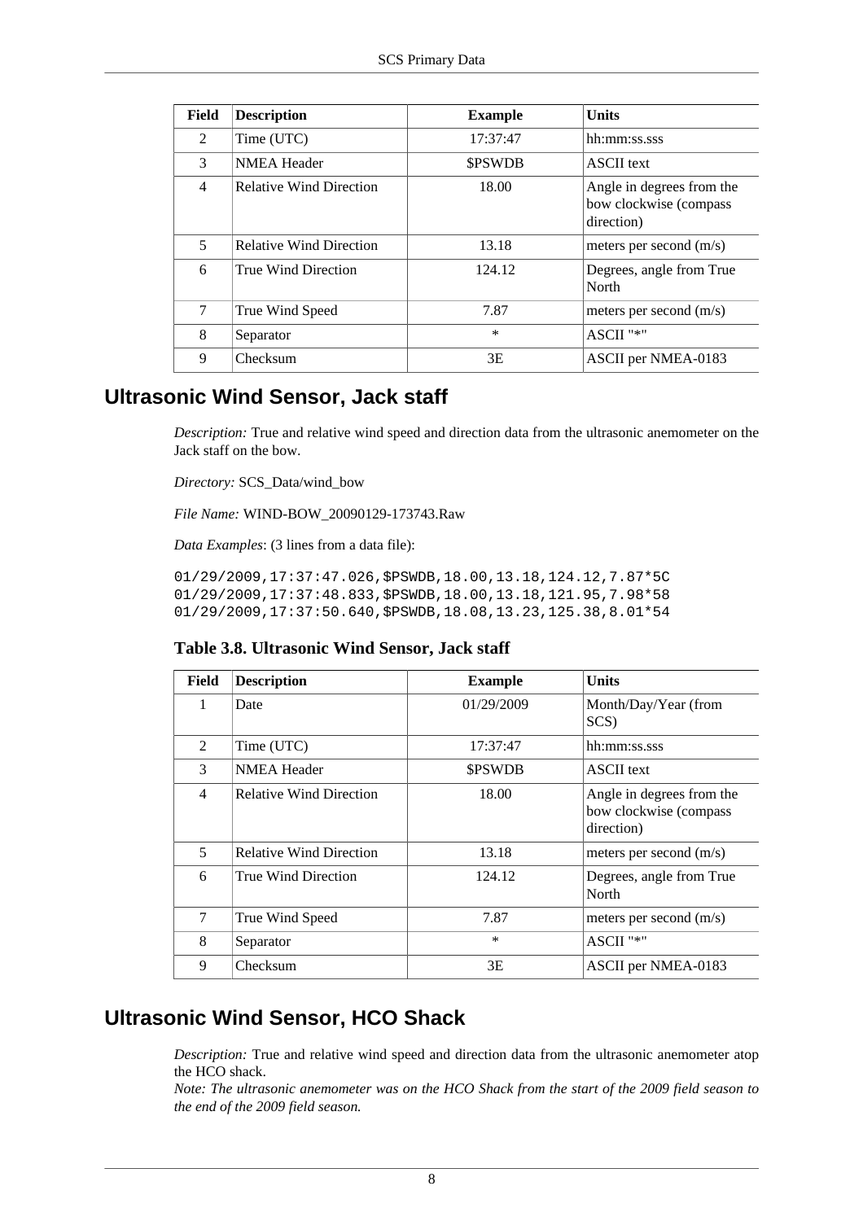| Field | Description | Example | Units |
|---|---|---|---|
| 2 | Time (UTC) | 17:37:47 | hh:mm:ss.sss |
| 3 | NMEA Header | $PSWDB | ASCII text |
| 4 | Relative Wind Direction | 18.00 | Angle in degrees from the bow clockwise (compass direction) |
| 5 | Relative Wind Direction | 13.18 | meters per second (m/s) |
| 6 | True Wind Direction | 124.12 | Degrees, angle from True North |
| 7 | True Wind Speed | 7.87 | meters per second (m/s) |
| 8 | Separator | * | ASCII "*" |
| 9 | Checksum | 3E | ASCII per NMEA-0183 |

## Ultrasonic Wind Sensor, Jack staff

*Description:* True and relative wind speed and direction data from the ultrasonic anemometer on the Jack staff on the bow.

*Directory:* SCS_Data/wind_bow

*File Name:* WIND-BOW_20090129-173743.Raw

*Data Examples*: (3 lines from a data file):

```
01/29/2009,17:37:47.026,$PSWDB,18.00,13.18,124.12,7.87*5C
01/29/2009,17:37:48.833,$PSWDB,18.00,13.18,121.95,7.98*58
01/29/2009,17:37:50.640,$PSWDB,18.08,13.23,125.38,8.01*54
```

**Table 3.8. Ultrasonic Wind Sensor, Jack staff**

| Field | Description | Example | Units |
|---|---|---|---|
| 1 | Date | 01/29/2009 | Month/Day/Year (from SCS) |
| 2 | Time (UTC) | 17:37:47 | hh:mm:ss.sss |
| 3 | NMEA Header | $PSWDB | ASCII text |
| 4 | Relative Wind Direction | 18.00 | Angle in degrees from the bow clockwise (compass direction) |
| 5 | Relative Wind Direction | 13.18 | meters per second (m/s) |
| 6 | True Wind Direction | 124.12 | Degrees, angle from True North |
| 7 | True Wind Speed | 7.87 | meters per second (m/s) |
| 8 | Separator | * | ASCII "*" |
| 9 | Checksum | 3E | ASCII per NMEA-0183 |

## Ultrasonic Wind Sensor, HCO Shack

*Description:* True and relative wind speed and direction data from the ultrasonic anemometer atop the HCO shack.

*Note: The ultrasonic anemometer was on the HCO Shack from the start of the 2009 field season to the end of the 2009 field season.*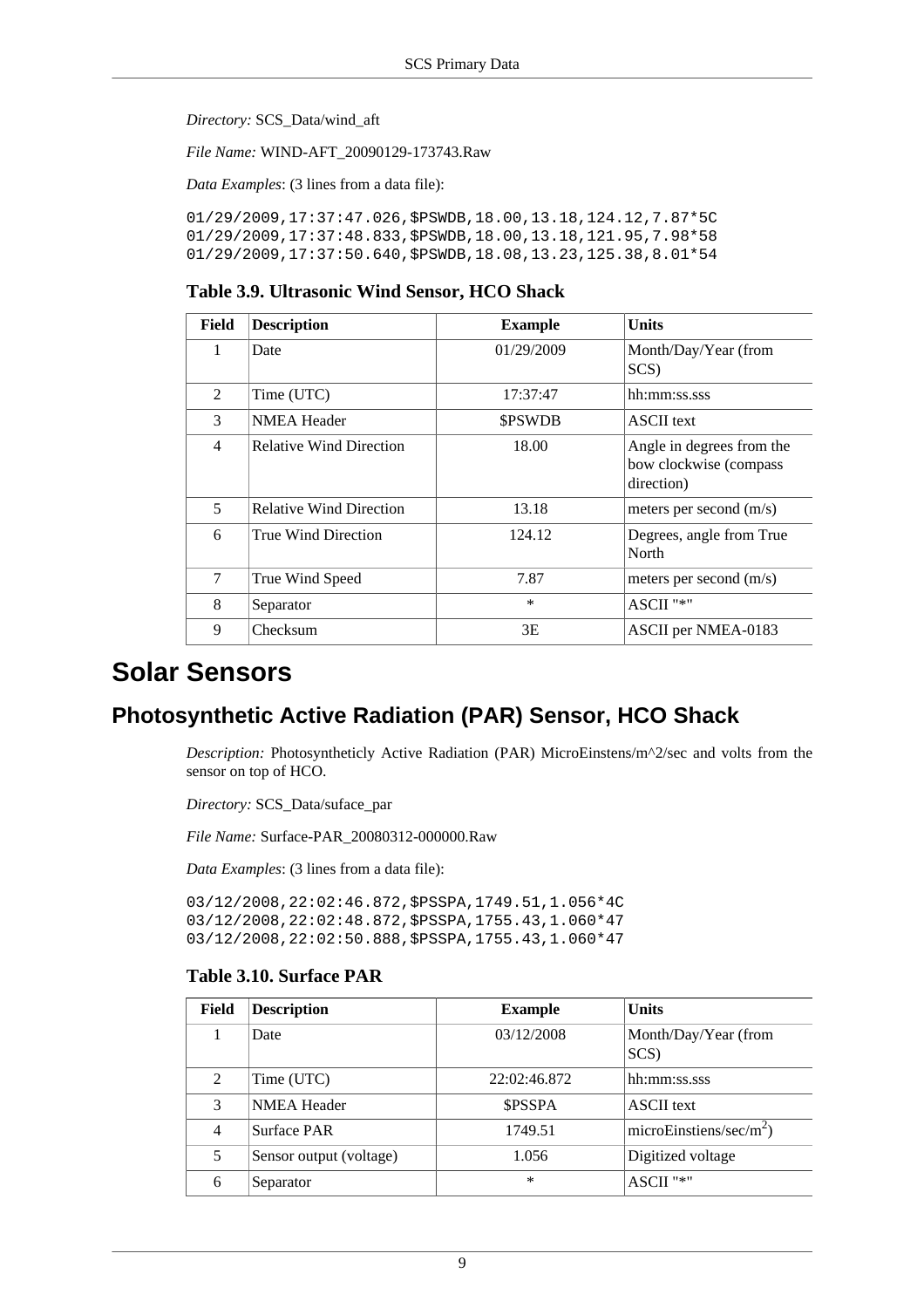*Directory:* SCS_Data/wind_aft

*File Name:* WIND-AFT_20090129-173743.Raw

*Data Examples*: (3 lines from a data file):

```
01/29/2009,17:37:47.026,$PSWDB,18.00,13.18,124.12,7.87*5C
01/29/2009,17:37:48.833,$PSWDB,18.00,13.18,121.95,7.98*58
01/29/2009,17:37:50.640,$PSWDB,18.08,13.23,125.38,8.01*54
```

**Table 3.9. Ultrasonic Wind Sensor, HCO Shack**

| Field | Description | Example | Units |
|---|---|---|---|
| 1 | Date | 01/29/2009 | Month/Day/Year (from SCS) |
| 2 | Time (UTC) | 17:37:47 | hh:mm:ss.sss |
| 3 | NMEA Header | $PSWDB | ASCII text |
| 4 | Relative Wind Direction | 18.00 | Angle in degrees from the bow clockwise (compass direction) |
| 5 | Relative Wind Direction | 13.18 | meters per second (m/s) |
| 6 | True Wind Direction | 124.12 | Degrees, angle from True North |
| 7 | True Wind Speed | 7.87 | meters per second (m/s) |
| 8 | Separator | * | ASCII "*" |
| 9 | Checksum | 3E | ASCII per NMEA-0183 |

# Solar Sensors

## Photosynthetic Active Radiation (PAR) Sensor, HCO Shack

*Description:* Photosyntheticly Active Radiation (PAR) MicroEinstens/m^2/sec and volts from the sensor on top of HCO.

*Directory:* SCS_Data/suface_par

*File Name:* Surface-PAR_20080312-000000.Raw

*Data Examples*: (3 lines from a data file):

```
03/12/2008,22:02:46.872,$PSSPA,1749.51,1.056*4C
03/12/2008,22:02:48.872,$PSSPA,1755.43,1.060*47
03/12/2008,22:02:50.888,$PSSPA,1755.43,1.060*47
```

**Table 3.10. Surface PAR**

| Field | Description | Example | Units |
|---|---|---|---|
| 1 | Date | 03/12/2008 | Month/Day/Year (from SCS) |
| 2 | Time (UTC) | 22:02:46.872 | hh:mm:ss.sss |
| 3 | NMEA Header | $PSSPA | ASCII text |
| 4 | Surface PAR | 1749.51 | microEinstiens/sec/m$^2$) |
| 5 | Sensor output (voltage) | 1.056 | Digitized voltage |
| 6 | Separator | * | ASCII "*" |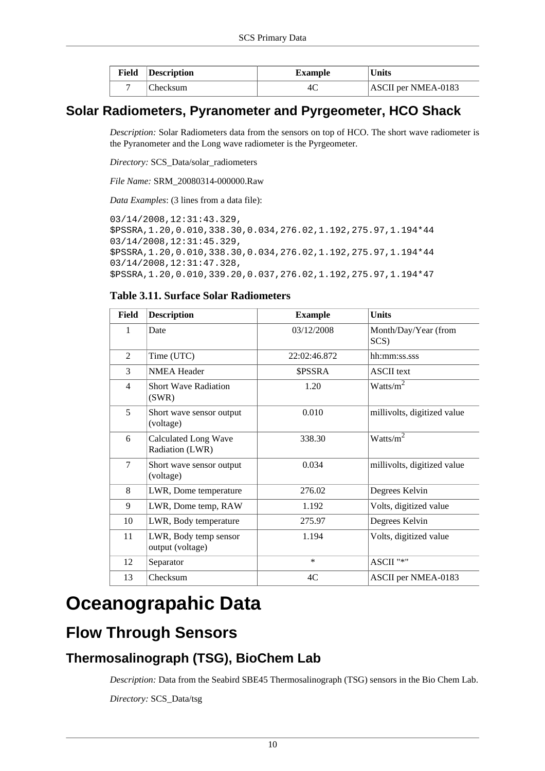| Field | Description | Example | Units |
|---|---|---|---|
| 7 | Checksum | 4C | ASCII per NMEA-0183 |

## Solar Radiometers, Pyranometer and Pyrgeometer, HCO Shack

*Description:* Solar Radiometers data from the sensors on top of HCO. The short wave radiometer is the Pyranometer and the Long wave radiometer is the Pyrgeometer.

*Directory:* SCS_Data/solar_radiometers

*File Name:* SRM_20080314-000000.Raw

*Data Examples*: (3 lines from a data file):

```
03/14/2008,12:31:43.329,
$PSSRA,1.20,0.010,338.30,0.034,276.02,1.192,275.97,1.194*44
03/14/2008,12:31:45.329,
$PSSRA,1.20,0.010,338.30,0.034,276.02,1.192,275.97,1.194*44
03/14/2008,12:31:47.328,
$PSSRA,1.20,0.010,339.20,0.037,276.02,1.192,275.97,1.194*47
```

**Table 3.11. Surface Solar Radiometers**

| Field | Description | Example | Units |
|---|---|---|---|
| 1 | Date | 03/12/2008 | Month/Day/Year (from SCS) |
| 2 | Time (UTC) | 22:02:46.872 | hh:mm:ss.sss |
| 3 | NMEA Header | $PSSRA | ASCII text |
| 4 | Short Wave Radiation (SWR) | 1.20 | Watts/$m^2$ |
| 5 | Short wave sensor output (voltage) | 0.010 | millivolts, digitized value |
| 6 | Calculated Long Wave Radiation (LWR) | 338.30 | Watts/$m^2$ |
| 7 | Short wave sensor output (voltage) | 0.034 | millivolts, digitized value |
| 8 | LWR, Dome temperature | 276.02 | Degrees Kelvin |
| 9 | LWR, Dome temp, RAW | 1.192 | Volts, digitized value |
| 10 | LWR, Body temperature | 275.97 | Degrees Kelvin |
| 11 | LWR, Body temp sensor output (voltage) | 1.194 | Volts, digitized value |
| 12 | Separator | * | ASCII "*" |
| 13 | Checksum | 4C | ASCII per NMEA-0183 |

# Oceanograpahic Data

## Flow Through Sensors

### Thermosalinograph (TSG), BioChem Lab

*Description:* Data from the Seabird SBE45 Thermosalinograph (TSG) sensors in the Bio Chem Lab.

*Directory:* SCS_Data/tsg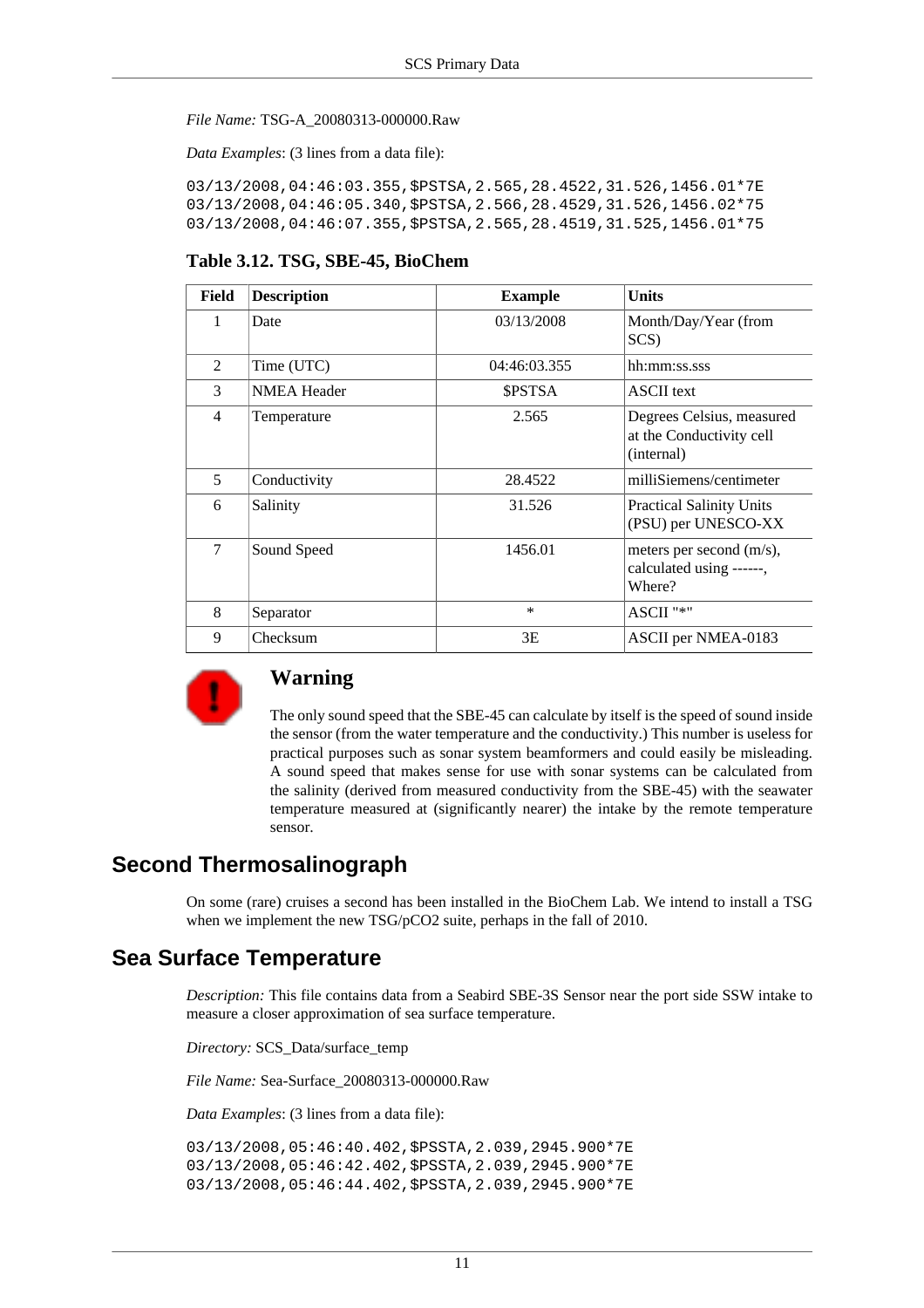*File Name:* TSG-A_20080313-000000.Raw

*Data Examples*: (3 lines from a data file):

```
03/13/2008,04:46:03.355,$PSTSA,2.565,28.4522,31.526,1456.01*7E
03/13/2008,04:46:05.340,$PSTSA,2.566,28.4529,31.526,1456.02*75
03/13/2008,04:46:07.355,$PSTSA,2.565,28.4519,31.525,1456.01*75
```

**Table 3.12. TSG, SBE-45, BioChem**

| Field | Description | Example | Units |
|---|---|---|---|
| 1 | Date | 03/13/2008 | Month/Day/Year (from SCS) |
| 2 | Time (UTC) | 04:46:03.355 | hh:mm:ss.sss |
| 3 | NMEA Header | $PSTSA | ASCII text |
| 4 | Temperature | 2.565 | Degrees Celsius, measured at the Conductivity cell (internal) |
| 5 | Conductivity | 28.4522 | milliSiemens/centimeter |
| 6 | Salinity | 31.526 | Practical Salinity Units (PSU) per UNESCO-XX |
| 7 | Sound Speed | 1456.01 | meters per second (m/s), calculated using ------, Where? |
| 8 | Separator | * | ASCII "*" |
| 9 | Checksum | 3E | ASCII per NMEA-0183 |

### Warning

The only sound speed that the SBE-45 can calculate by itself is the speed of sound inside the sensor (from the water temperature and the conductivity.) This number is useless for practical purposes such as sonar system beamformers and could easily be misleading. A sound speed that makes sense for use with sonar systems can be calculated from the salinity (derived from measured conductivity from the SBE-45) with the seawater temperature measured at (significantly nearer) the intake by the remote temperature sensor.

## Second Thermosalinograph

On some (rare) cruises a second has been installed in the BioChem Lab. We intend to install a TSG when we implement the new TSG/pCO2 suite, perhaps in the fall of 2010.

## Sea Surface Temperature

*Description:* This file contains data from a Seabird SBE-3S Sensor near the port side SSW intake to measure a closer approximation of sea surface temperature.

*Directory:* SCS_Data/surface_temp

*File Name:* Sea-Surface_20080313-000000.Raw

*Data Examples*: (3 lines from a data file):

```
03/13/2008,05:46:40.402,$PSSTA,2.039,2945.900*7E
03/13/2008,05:46:42.402,$PSSTA,2.039,2945.900*7E
03/13/2008,05:46:44.402,$PSSTA,2.039,2945.900*7E
```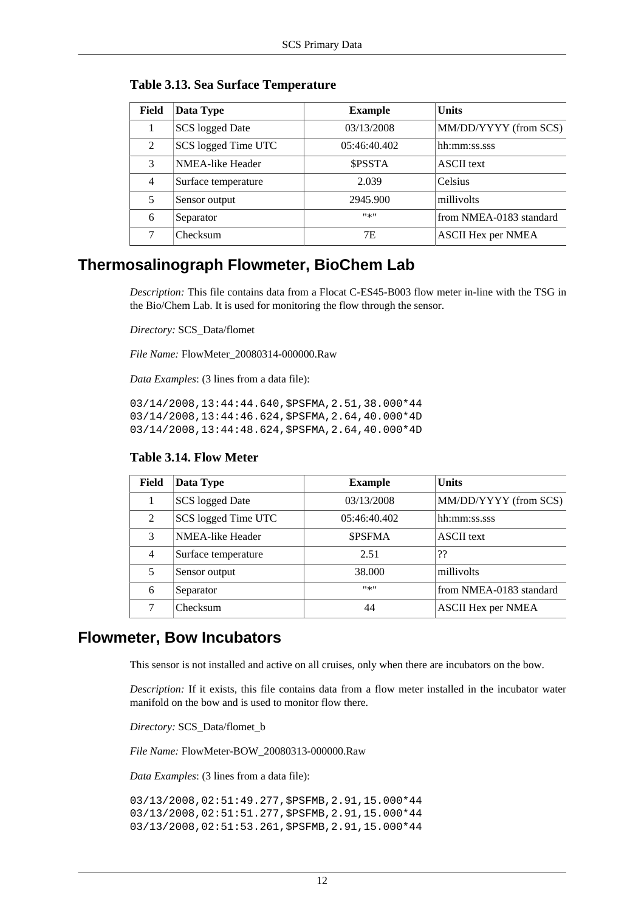**Table 3.13. Sea Surface Temperature**

| Field | Data Type | Example | Units |
|---|---|---|---|
| 1 | SCS logged Date | 03/13/2008 | MM/DD/YYYY (from SCS) |
| 2 | SCS logged Time UTC | 05:46:40.402 | hh:mm:ss.sss |
| 3 | NMEA-like Header | $PSSTA | ASCII text |
| 4 | Surface temperature | 2.039 | Celsius |
| 5 | Sensor output | 2945.900 | millivolts |
| 6 | Separator | "*" | from NMEA-0183 standard |
| 7 | Checksum | 7E | ASCII Hex per NMEA |

## Thermosalinograph Flowmeter, BioChem Lab

*Description:* This file contains data from a Flocat C-ES45-B003 flow meter in-line with the TSG in the Bio/Chem Lab. It is used for monitoring the flow through the sensor.

*Directory:* SCS_Data/flomet

*File Name:* FlowMeter_20080314-000000.Raw

*Data Examples*: (3 lines from a data file):

```
03/14/2008,13:44:44.640,$PSFMA,2.51,38.000*44
03/14/2008,13:44:46.624,$PSFMA,2.64,40.000*4D
03/14/2008,13:44:48.624,$PSFMA,2.64,40.000*4D
```

**Table 3.14. Flow Meter**

| Field | Data Type | Example | Units |
|---|---|---|---|
| 1 | SCS logged Date | 03/13/2008 | MM/DD/YYYY (from SCS) |
| 2 | SCS logged Time UTC | 05:46:40.402 | hh:mm:ss.sss |
| 3 | NMEA-like Header | $PSFMA | ASCII text |
| 4 | Surface temperature | 2.51 | ?? |
| 5 | Sensor output | 38.000 | millivolts |
| 6 | Separator | "*" | from NMEA-0183 standard |
| 7 | Checksum | 44 | ASCII Hex per NMEA |

## Flowmeter, Bow Incubators

This sensor is not installed and active on all cruises, only when there are incubators on the bow.

*Description:* If it exists, this file contains data from a flow meter installed in the incubator water manifold on the bow and is used to monitor flow there.

*Directory:* SCS_Data/flomet_b

*File Name:* FlowMeter-BOW_20080313-000000.Raw

*Data Examples*: (3 lines from a data file):

```
03/13/2008,02:51:49.277,$PSFMB,2.91,15.000*44
03/13/2008,02:51:51.277,$PSFMB,2.91,15.000*44
03/13/2008,02:51:53.261,$PSFMB,2.91,15.000*44
```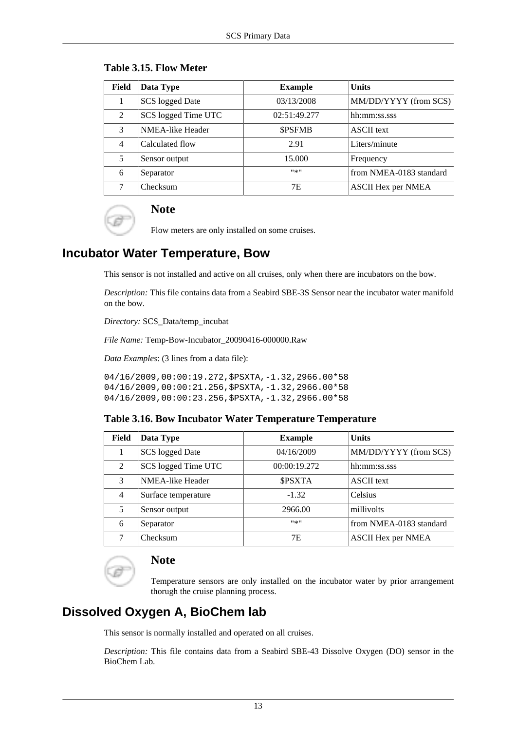**Table 3.15. Flow Meter**

| Field | Data Type | Example | Units |
|---|---|---|---|
| 1 | SCS logged Date | 03/13/2008 | MM/DD/YYYY (from SCS) |
| 2 | SCS logged Time UTC | 02:51:49.277 | hh:mm:ss.sss |
| 3 | NMEA-like Header | $PSFMB | ASCII text |
| 4 | Calculated flow | 2.91 | Liters/minute |
| 5 | Sensor output | 15.000 | Frequency |
| 6 | Separator | "*" | from NMEA-0183 standard |
| 7 | Checksum | 7E | ASCII Hex per NMEA |

### Note

Flow meters are only installed on some cruises.

## Incubator Water Temperature, Bow

This sensor is not installed and active on all cruises, only when there are incubators on the bow.

*Description:* This file contains data from a Seabird SBE-3S Sensor near the incubator water manifold on the bow.

*Directory:* SCS_Data/temp_incubat

*File Name:* Temp-Bow-Incubator_20090416-000000.Raw

*Data Examples*: (3 lines from a data file):

```
04/16/2009,00:00:19.272,$PSXTA,-1.32,2966.00*58
04/16/2009,00:00:21.256,$PSXTA,-1.32,2966.00*58
04/16/2009,00:00:23.256,$PSXTA,-1.32,2966.00*58
```

**Table 3.16. Bow Incubator Water Temperature Temperature**

| Field | Data Type | Example | Units |
|---|---|---|---|
| 1 | SCS logged Date | 04/16/2009 | MM/DD/YYYY (from SCS) |
| 2 | SCS logged Time UTC | 00:00:19.272 | hh:mm:ss.sss |
| 3 | NMEA-like Header | $PSXTA | ASCII text |
| 4 | Surface temperature | -1.32 | Celsius |
| 5 | Sensor output | 2966.00 | millivolts |
| 6 | Separator | "*" | from NMEA-0183 standard |
| 7 | Checksum | 7E | ASCII Hex per NMEA |

### Note

Temperature sensors are only installed on the incubator water by prior arrangement thorugh the cruise planning process.

## Dissolved Oxygen A, BioChem lab

This sensor is normally installed and operated on all cruises.

*Description:* This file contains data from a Seabird SBE-43 Dissolve Oxygen (DO) sensor in the BioChem Lab.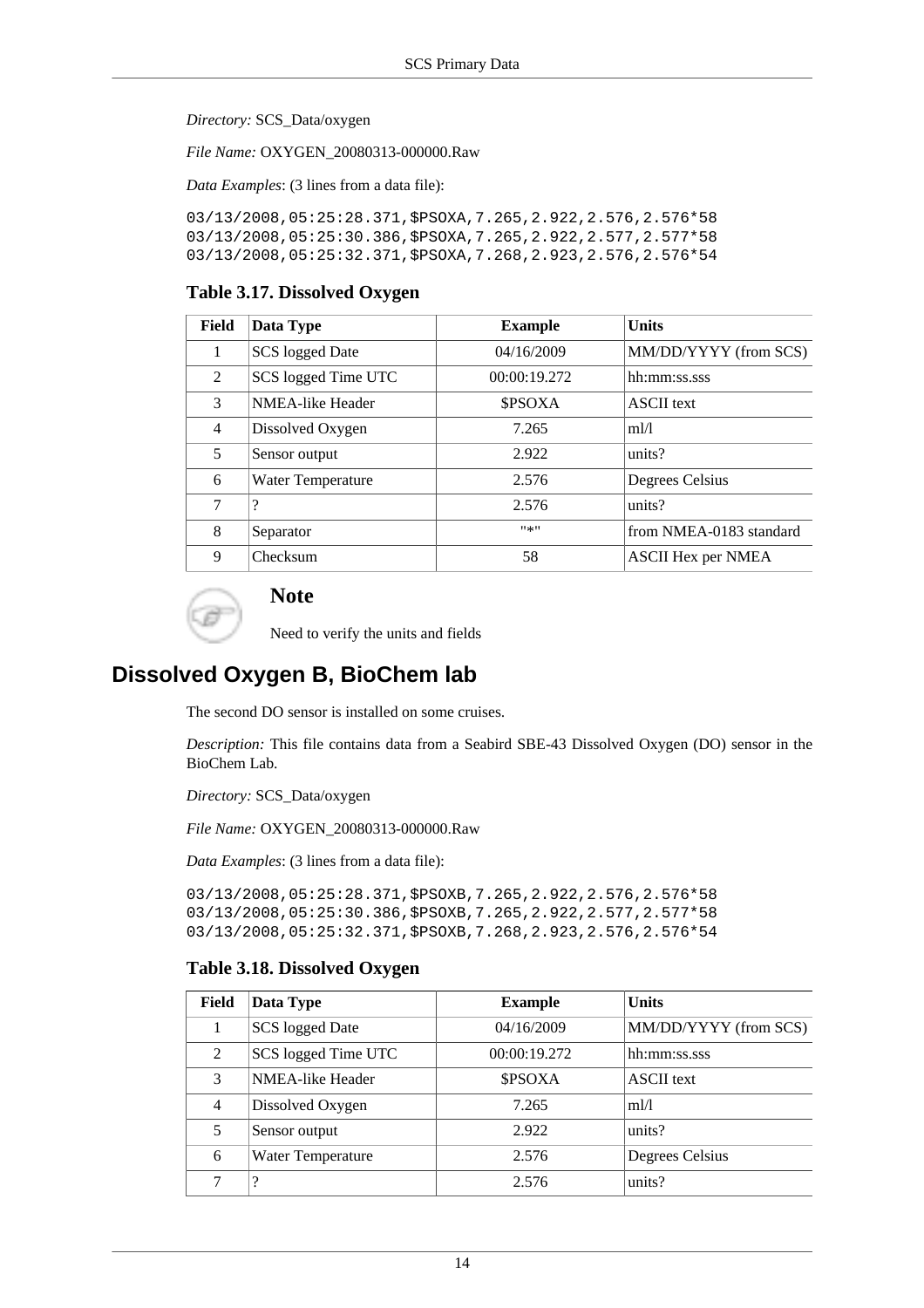*Directory:* SCS_Data/oxygen

*File Name:* OXYGEN_20080313-000000.Raw

*Data Examples*: (3 lines from a data file):

```
03/13/2008,05:25:28.371,$PSOXA,7.265,2.922,2.576,2.576*58
03/13/2008,05:25:30.386,$PSOXA,7.265,2.922,2.577,2.577*58
03/13/2008,05:25:32.371,$PSOXA,7.268,2.923,2.576,2.576*54
```

**Table 3.17. Dissolved Oxygen**

| Field | Data Type | Example | Units |
|---|---|---|---|
| 1 | SCS logged Date | 04/16/2009 | MM/DD/YYYY (from SCS) |
| 2 | SCS logged Time UTC | 00:00:19.272 | hh:mm:ss.sss |
| 3 | NMEA-like Header | $PSOXA | ASCII text |
| 4 | Dissolved Oxygen | 7.265 | ml/l |
| 5 | Sensor output | 2.922 | units? |
| 6 | Water Temperature | 2.576 | Degrees Celsius |
| 7 | ? | 2.576 | units? |
| 8 | Separator | "*" | from NMEA-0183 standard |
| 9 | Checksum | 58 | ASCII Hex per NMEA |

### Note

Need to verify the units and fields

## Dissolved Oxygen B, BioChem lab

The second DO sensor is installed on some cruises.

*Description:* This file contains data from a Seabird SBE-43 Dissolved Oxygen (DO) sensor in the BioChem Lab.

*Directory:* SCS_Data/oxygen

*File Name:* OXYGEN_20080313-000000.Raw

*Data Examples*: (3 lines from a data file):

```
03/13/2008,05:25:28.371,$PSOXB,7.265,2.922,2.576,2.576*58
03/13/2008,05:25:30.386,$PSOXB,7.265,2.922,2.577,2.577*58
03/13/2008,05:25:32.371,$PSOXB,7.268,2.923,2.576,2.576*54
```

**Table 3.18. Dissolved Oxygen**

| Field | Data Type | Example | Units |
|---|---|---|---|
| 1 | SCS logged Date | 04/16/2009 | MM/DD/YYYY (from SCS) |
| 2 | SCS logged Time UTC | 00:00:19.272 | hh:mm:ss.sss |
| 3 | NMEA-like Header | $PSOXA | ASCII text |
| 4 | Dissolved Oxygen | 7.265 | ml/l |
| 5 | Sensor output | 2.922 | units? |
| 6 | Water Temperature | 2.576 | Degrees Celsius |
| 7 | ? | 2.576 | units? |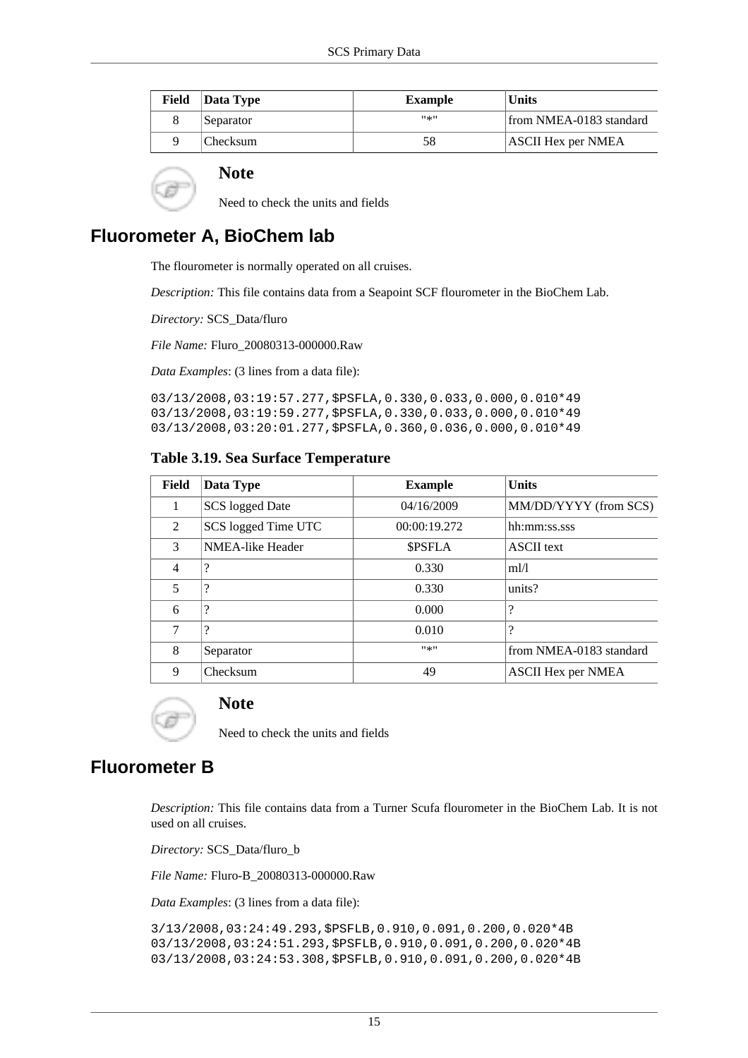| Field | Data Type | Example | Units |
|---|---|---|---|
| 8 | Separator | "*" | from NMEA-0183 standard |
| 9 | Checksum | 58 | ASCII Hex per NMEA |

**Note**

Need to check the units and fields

## Fluorometer A, BioChem lab

The flourometer is normally operated on all cruises.

*Description:* This file contains data from a Seapoint SCF flourometer in the BioChem Lab.

*Directory:* SCS_Data/fluro

*File Name:* Fluro_20080313-000000.Raw

*Data Examples*: (3 lines from a data file):

```
03/13/2008,03:19:57.277,$PSFLA,0.330,0.033,0.000,0.010*49
03/13/2008,03:19:59.277,$PSFLA,0.330,0.033,0.000,0.010*49
03/13/2008,03:20:01.277,$PSFLA,0.360,0.036,0.000,0.010*49
```

**Table 3.19. Sea Surface Temperature**

| Field | Data Type | Example | Units |
|---|---|---|---|
| 1 | SCS logged Date | 04/16/2009 | MM/DD/YYYY (from SCS) |
| 2 | SCS logged Time UTC | 00:00:19.272 | hh:mm:ss.sss |
| 3 | NMEA-like Header | $PSFLA | ASCII text |
| 4 | ? | 0.330 | ml/l |
| 5 | ? | 0.330 | units? |
| 6 | ? | 0.000 | ? |
| 7 | ? | 0.010 | ? |
| 8 | Separator | "*" | from NMEA-0183 standard |
| 9 | Checksum | 49 | ASCII Hex per NMEA |

**Note**

Need to check the units and fields

## Fluorometer B

*Description:* This file contains data from a Turner Scufa flourometer in the BioChem Lab. It is not used on all cruises.

*Directory:* SCS_Data/fluro_b

*File Name:* Fluro-B_20080313-000000.Raw

*Data Examples*: (3 lines from a data file):

```
3/13/2008,03:24:49.293,$PSFLB,0.910,0.091,0.200,0.020*4B
03/13/2008,03:24:51.293,$PSFLB,0.910,0.091,0.200,0.020*4B
03/13/2008,03:24:53.308,$PSFLB,0.910,0.091,0.200,0.020*4B
```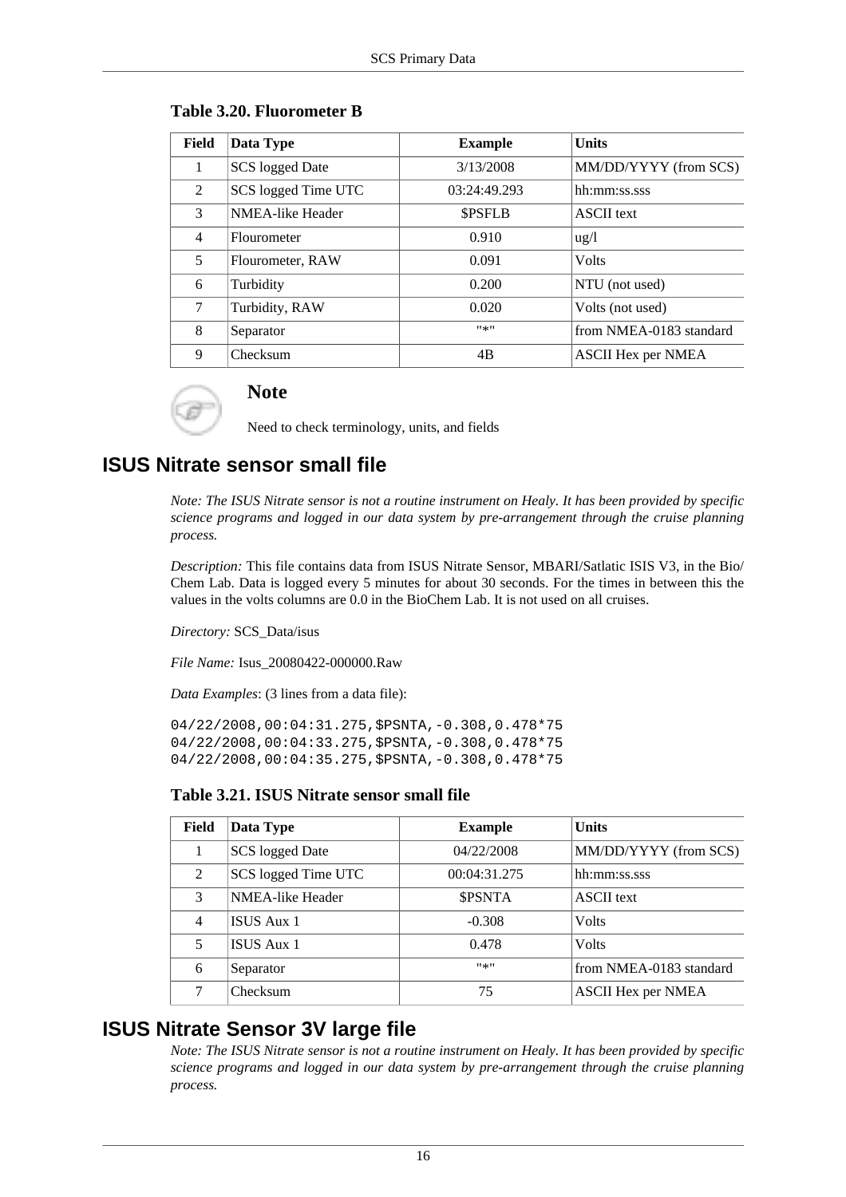**Table 3.20. Fluorometer B**

| Field | Data Type | Example | Units |
|---|---|---|---|
| 1 | SCS logged Date | 3/13/2008 | MM/DD/YYYY (from SCS) |
| 2 | SCS logged Time UTC | 03:24:49.293 | hh:mm:ss.sss |
| 3 | NMEA-like Header | $PSFLB | ASCII text |
| 4 | Flourometer | 0.910 | ug/l |
| 5 | Flourometer, RAW | 0.091 | Volts |
| 6 | Turbidity | 0.200 | NTU (not used) |
| 7 | Turbidity, RAW | 0.020 | Volts (not used) |
| 8 | Separator | "*" | from NMEA-0183 standard |
| 9 | Checksum | 4B | ASCII Hex per NMEA |

**Note**

Need to check terminology, units, and fields

## ISUS Nitrate sensor small file

*Note: The ISUS Nitrate sensor is not a routine instrument on Healy. It has been provided by specific science programs and logged in our data system by pre-arrangement through the cruise planning process.*

*Description:* This file contains data from ISUS Nitrate Sensor, MBARI/Satlatic ISIS V3, in the Bio/Chem Lab. Data is logged every 5 minutes for about 30 seconds. For the times in between this the values in the volts columns are 0.0 in the BioChem Lab. It is not used on all cruises.

*Directory:* SCS_Data/isus

*File Name:* Isus_20080422-000000.Raw

*Data Examples*: (3 lines from a data file):

```
04/22/2008,00:04:31.275,$PSNTA,-0.308,0.478*75
04/22/2008,00:04:33.275,$PSNTA,-0.308,0.478*75
04/22/2008,00:04:35.275,$PSNTA,-0.308,0.478*75
```

**Table 3.21. ISUS Nitrate sensor small file**

| Field | Data Type | Example | Units |
|---|---|---|---|
| 1 | SCS logged Date | 04/22/2008 | MM/DD/YYYY (from SCS) |
| 2 | SCS logged Time UTC | 00:04:31.275 | hh:mm:ss.sss |
| 3 | NMEA-like Header | $PSNTA | ASCII text |
| 4 | ISUS Aux 1 | -0.308 | Volts |
| 5 | ISUS Aux 1 | 0.478 | Volts |
| 6 | Separator | "*" | from NMEA-0183 standard |
| 7 | Checksum | 75 | ASCII Hex per NMEA |

## ISUS Nitrate Sensor 3V large file

*Note: The ISUS Nitrate sensor is not a routine instrument on Healy. It has been provided by specific science programs and logged in our data system by pre-arrangement through the cruise planning process.*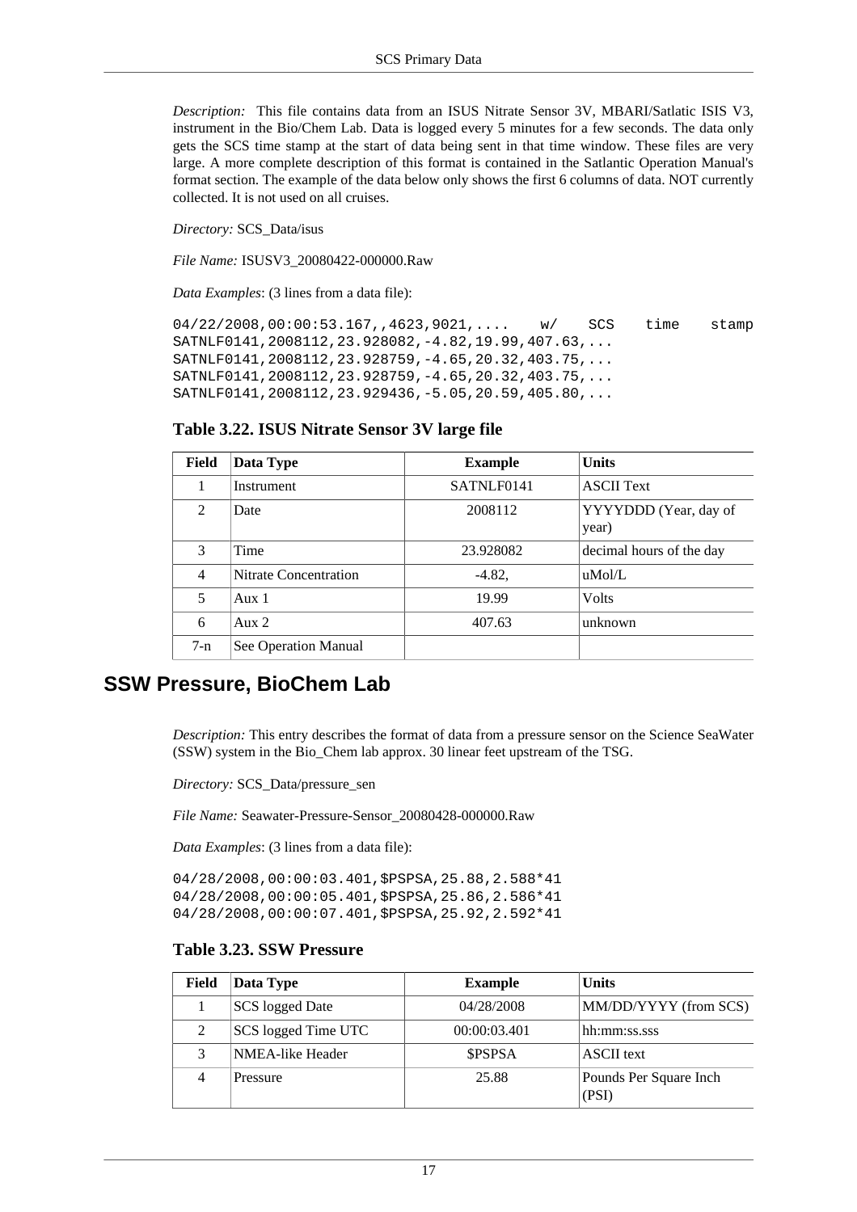*Description:* This file contains data from an ISUS Nitrate Sensor 3V, MBARI/Satlatic ISIS V3, instrument in the Bio/Chem Lab. Data is logged every 5 minutes for a few seconds. The data only gets the SCS time stamp at the start of data being sent in that time window. These files are very large. A more complete description of this format is contained in the Satlantic Operation Manual's format section. The example of the data below only shows the first 6 columns of data. NOT currently collected. It is not used on all cruises.

*Directory:* SCS_Data/isus

*File Name:* ISUSV3_20080422-000000.Raw

*Data Examples*: (3 lines from a data file):

```
04/22/2008,00:00:53.167,,4623,9021,....    w/   SCS   time   stamp
SATNLF0141,2008112,23.928082,-4.82,19.99,407.63,...
SATNLF0141,2008112,23.928759,-4.65,20.32,403.75,...
SATNLF0141,2008112,23.928759,-4.65,20.32,403.75,...
SATNLF0141,2008112,23.929436,-5.05,20.59,405.80,...
```

**Table 3.22. ISUS Nitrate Sensor 3V large file**

| Field | Data Type | Example | Units |
|---|---|---|---|
| 1 | Instrument | SATNLF0141 | ASCII Text |
| 2 | Date | 2008112 | YYYYDDD (Year, day of year) |
| 3 | Time | 23.928082 | decimal hours of the day |
| 4 | Nitrate Concentration | -4.82, | uMol/L |
| 5 | Aux 1 | 19.99 | Volts |
| 6 | Aux 2 | 407.63 | unknown |
| 7-n | See Operation Manual | | |

## SSW Pressure, BioChem Lab

*Description:* This entry describes the format of data from a pressure sensor on the Science SeaWater (SSW) system in the Bio_Chem lab approx. 30 linear feet upstream of the TSG.

*Directory:* SCS_Data/pressure_sen

*File Name:* Seawater-Pressure-Sensor_20080428-000000.Raw

*Data Examples*: (3 lines from a data file):

```
04/28/2008,00:00:03.401,$PSPSA,25.88,2.588*41
04/28/2008,00:00:05.401,$PSPSA,25.86,2.586*41
04/28/2008,00:00:07.401,$PSPSA,25.92,2.592*41
```

**Table 3.23. SSW Pressure**

| Field | Data Type | Example | Units |
|---|---|---|---|
| 1 | SCS logged Date | 04/28/2008 | MM/DD/YYYY (from SCS) |
| 2 | SCS logged Time UTC | 00:00:03.401 | hh:mm:ss.sss |
| 3 | NMEA-like Header | $PSPSA | ASCII text |
| 4 | Pressure | 25.88 | Pounds Per Square Inch (PSI) |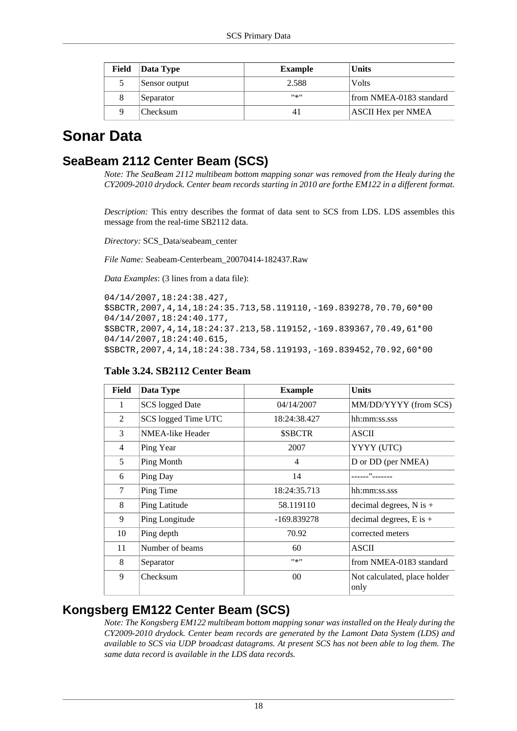| Field | Data Type | Example | Units |
|---|---|---|---|
| 5 | Sensor output | 2.588 | Volts |
| 8 | Separator | "*" | from NMEA-0183 standard |
| 9 | Checksum | 41 | ASCII Hex per NMEA |

# Sonar Data

## SeaBeam 2112 Center Beam (SCS)

*Note: The SeaBeam 2112 multibeam bottom mapping sonar was removed from the Healy during the CY2009-2010 drydock. Center beam records starting in 2010 are forthe EM122 in a different format.*

*Description:* This entry describes the format of data sent to SCS from LDS. LDS assembles this message from the real-time SB2112 data.

*Directory:* SCS_Data/seabeam_center

*File Name:* Seabeam-Centerbeam_20070414-182437.Raw

*Data Examples*: (3 lines from a data file):

```
04/14/2007,18:24:38.427,
$SBCTR,2007,4,14,18:24:35.713,58.119110,-169.839278,70.70,60*00
04/14/2007,18:24:40.177,
$SBCTR,2007,4,14,18:24:37.213,58.119152,-169.839367,70.49,61*00
04/14/2007,18:24:40.615,
$SBCTR,2007,4,14,18:24:38.734,58.119193,-169.839452,70.92,60*00
```

**Table 3.24. SB2112 Center Beam**

| Field | Data Type | Example | Units |
|---|---|---|---|
| 1 | SCS logged Date | 04/14/2007 | MM/DD/YYYY (from SCS) |
| 2 | SCS logged Time UTC | 18:24:38.427 | hh:mm:ss.sss |
| 3 | NMEA-like Header | $SBCTR | ASCII |
| 4 | Ping Year | 2007 | YYYY (UTC) |
| 5 | Ping Month | 4 | D or DD (per NMEA) |
| 6 | Ping Day | 14 | ------"------- |
| 7 | Ping Time | 18:24:35.713 | hh:mm:ss.sss |
| 8 | Ping Latitude | 58.119110 | decimal degrees, N is + |
| 9 | Ping Longitude | -169.839278 | decimal degrees, E is + |
| 10 | Ping depth | 70.92 | corrected meters |
| 11 | Number of beams | 60 | ASCII |
| 8 | Separator | "*" | from NMEA-0183 standard |
| 9 | Checksum | 00 | Not calculated, place holder only |

## Kongsberg EM122 Center Beam (SCS)

*Note: The Kongsberg EM122 multibeam bottom mapping sonar was installed on the Healy during the CY2009-2010 drydock. Center beam records are generated by the Lamont Data System (LDS) and available to SCS via UDP broadcast datagrams. At present SCS has not been able to log them. The same data record is available in the LDS data records.*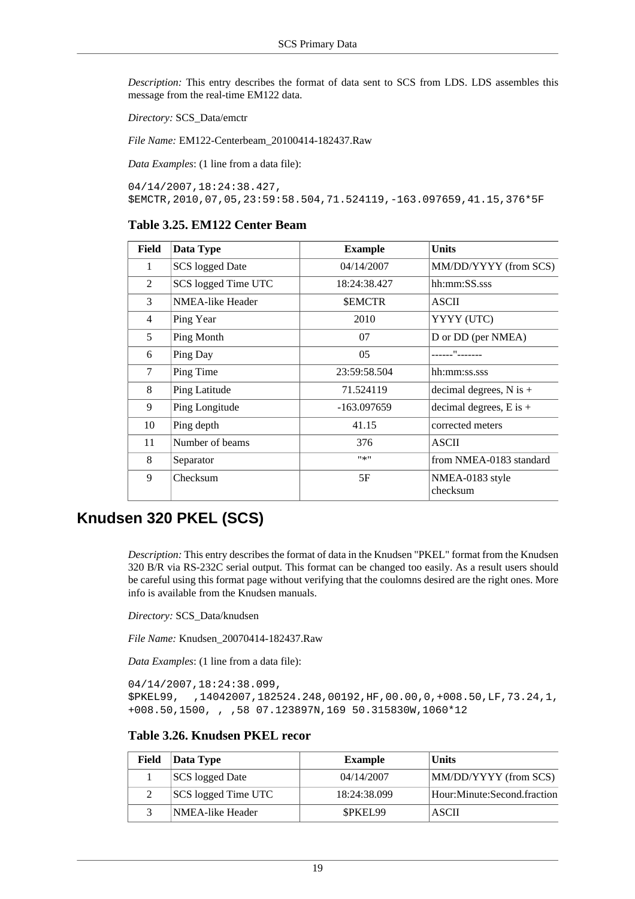*Description:* This entry describes the format of data sent to SCS from LDS. LDS assembles this message from the real-time EM122 data.

*Directory:* SCS_Data/emctr

*File Name:* EM122-Centerbeam_20100414-182437.Raw

*Data Examples*: (1 line from a data file):

```
04/14/2007,18:24:38.427,
$EMCTR,2010,07,05,23:59:58.504,71.524119,-163.097659,41.15,376*5F
```

**Table 3.25. EM122 Center Beam**

| Field | Data Type | Example | Units |
|---|---|---|---|
| 1 | SCS logged Date | 04/14/2007 | MM/DD/YYYY (from SCS) |
| 2 | SCS logged Time UTC | 18:24:38.427 | hh:mm:SS.sss |
| 3 | NMEA-like Header | $EMCTR | ASCII |
| 4 | Ping Year | 2010 | YYYY (UTC) |
| 5 | Ping Month | 07 | D or DD (per NMEA) |
| 6 | Ping Day | 05 | ------"------- |
| 7 | Ping Time | 23:59:58.504 | hh:mm:ss.sss |
| 8 | Ping Latitude | 71.524119 | decimal degrees, N is + |
| 9 | Ping Longitude | -163.097659 | decimal degrees, E is + |
| 10 | Ping depth | 41.15 | corrected meters |
| 11 | Number of beams | 376 | ASCII |
| 8 | Separator | "*" | from NMEA-0183 standard |
| 9 | Checksum | 5F | NMEA-0183 style checksum |

## Knudsen 320 PKEL (SCS)

*Description:* This entry describes the format of data in the Knudsen "PKEL" format from the Knudsen 320 B/R via RS-232C serial output. This format can be changed too easily. As a result users should be careful using this format page without verifying that the coulomns desired are the right ones. More info is available from the Knudsen manuals.

*Directory:* SCS_Data/knudsen

*File Name:* Knudsen_20070414-182437.Raw

*Data Examples*: (1 line from a data file):

```
04/14/2007,18:24:38.099,
$PKEL99,  ,14042007,182524.248,00192,HF,00.00,0,+008.50,LF,73.24,1,
+008.50,1500, , ,58 07.123897N,169 50.315830W,1060*12
```

**Table 3.26. Knudsen PKEL recor**

| Field | Data Type | Example | Units |
|---|---|---|---|
| 1 | SCS logged Date | 04/14/2007 | MM/DD/YYYY (from SCS) |
| 2 | SCS logged Time UTC | 18:24:38.099 | Hour:Minute:Second.fraction |
| 3 | NMEA-like Header | $PKEL99 | ASCII |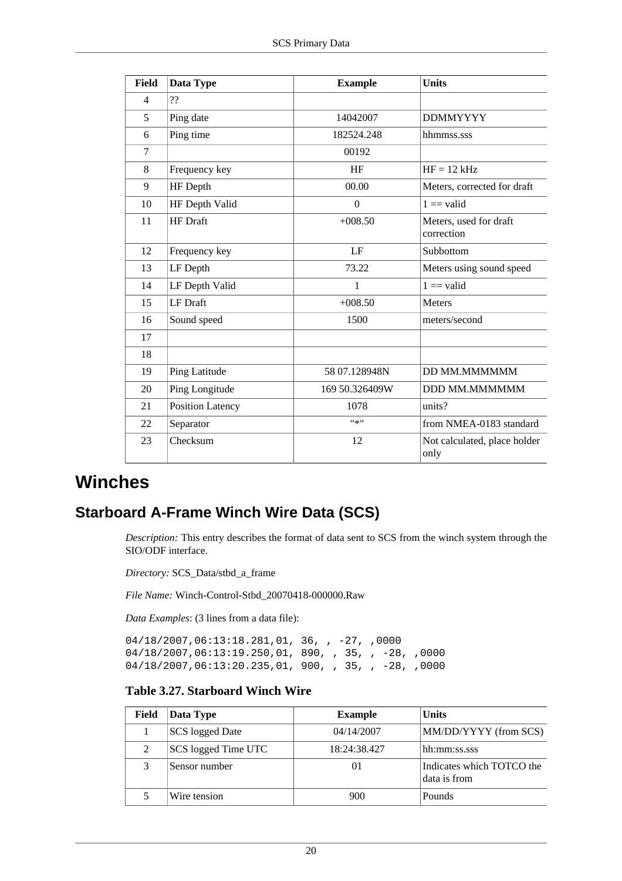| Field | Data Type | Example | Units |
|---|---|---|---|
| 4 | ?? | | |
| 5 | Ping date | 14042007 | DDMMYYYY |
| 6 | Ping time | 182524.248 | hhmmss.sss |
| 7 | | 00192 | |
| 8 | Frequency key | HF | HF = 12 kHz |
| 9 | HF Depth | 00.00 | Meters, corrected for draft |
| 10 | HF Depth Valid | 0 | 1 == valid |
| 11 | HF Draft | +008.50 | Meters, used for draft correction |
| 12 | Frequency key | LF | Subbottom |
| 13 | LF Depth | 73.22 | Meters using sound speed |
| 14 | LF Depth Valid | 1 | 1 == valid |
| 15 | LF Draft | +008.50 | Meters |
| 16 | Sound speed | 1500 | meters/second |
| 17 | | | |
| 18 | | | |
| 19 | Ping Latitude | 58 07.128948N | DD MM.MMMMMM |
| 20 | Ping Longitude | 169 50.326409W | DDD MM.MMMMMM |
| 21 | Position Latency | 1078 | units? |
| 22 | Separator | "*" | from NMEA-0183 standard |
| 23 | Checksum | 12 | Not calculated, place holder only |

# Winches

## Starboard A-Frame Winch Wire Data (SCS)

*Description:* This entry describes the format of data sent to SCS from the winch system through the SIO/ODF interface.

*Directory:* SCS_Data/stbd_a_frame

*File Name:* Winch-Control-Stbd_20070418-000000.Raw

*Data Examples*: (3 lines from a data file):

```
04/18/2007,06:13:18.281,01, 36, , -27, ,0000
04/18/2007,06:13:19.250,01, 890, , 35, , -28, ,0000
04/18/2007,06:13:20.235,01, 900, , 35, , -28, ,0000
```

**Table 3.27. Starboard Winch Wire**

| Field | Data Type | Example | Units |
|---|---|---|---|
| 1 | SCS logged Date | 04/14/2007 | MM/DD/YYYY (from SCS) |
| 2 | SCS logged Time UTC | 18:24:38.427 | hh:mm:ss.sss |
| 3 | Sensor number | 01 | Indicates which TOTCO the data is from |
| 5 | Wire tension | 900 | Pounds |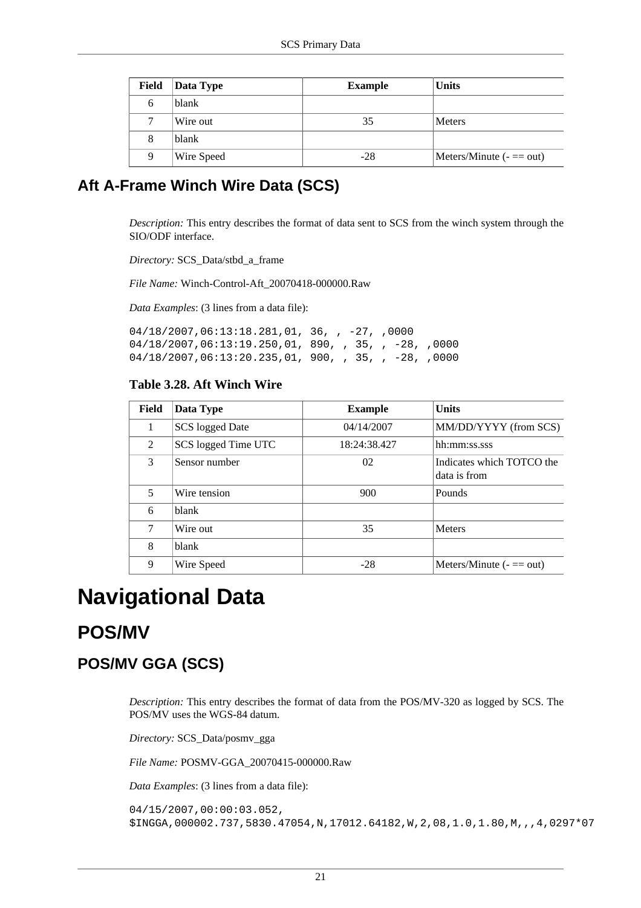| Field | Data Type | Example | Units |
|---|---|---|---|
| 6 | blank | | |
| 7 | Wire out | 35 | Meters |
| 8 | blank | | |
| 9 | Wire Speed | -28 | Meters/Minute (- == out) |

### Aft A-Frame Winch Wire Data (SCS)

*Description:* This entry describes the format of data sent to SCS from the winch system through the SIO/ODF interface.

*Directory:* SCS_Data/stbd_a_frame

*File Name:* Winch-Control-Aft_20070418-000000.Raw

*Data Examples*: (3 lines from a data file):

```
04/18/2007,06:13:18.281,01, 36, , -27, ,0000
04/18/2007,06:13:19.250,01, 890, , 35, , -28, ,0000
04/18/2007,06:13:20.235,01, 900, , 35, , -28, ,0000
```

**Table 3.28. Aft Winch Wire**

| Field | Data Type | Example | Units |
|---|---|---|---|
| 1 | SCS logged Date | 04/14/2007 | MM/DD/YYYY (from SCS) |
| 2 | SCS logged Time UTC | 18:24:38.427 | hh:mm:ss.sss |
| 3 | Sensor number | 02 | Indicates which TOTCO the data is from |
| 5 | Wire tension | 900 | Pounds |
| 6 | blank | | |
| 7 | Wire out | 35 | Meters |
| 8 | blank | | |
| 9 | Wire Speed | -28 | Meters/Minute (- == out) |

# Navigational Data

## POS/MV

### POS/MV GGA (SCS)

*Description:* This entry describes the format of data from the POS/MV-320 as logged by SCS. The POS/MV uses the WGS-84 datum.

*Directory:* SCS_Data/posmv_gga

*File Name:* POSMV-GGA_20070415-000000.Raw

*Data Examples*: (3 lines from a data file):

```
04/15/2007,00:00:03.052,
$INGGA,000002.737,5830.47054,N,17012.64182,W,2,08,1.0,1.80,M,,,4,0297*07
```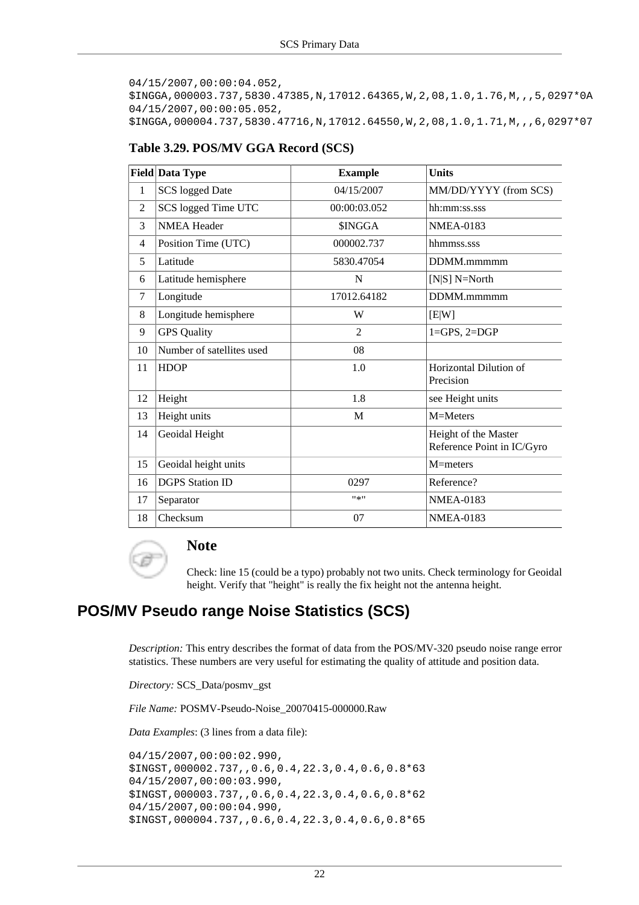```
04/15/2007,00:00:04.052,
$INGGA,000003.737,5830.47385,N,17012.64365,W,2,08,1.0,1.76,M,,,5,0297*0A
04/15/2007,00:00:05.052,
$INGGA,000004.737,5830.47716,N,17012.64550,W,2,08,1.0,1.71,M,,,6,0297*07
```

**Table 3.29. POS/MV GGA Record (SCS)**

| Field | Data Type | Example | Units |
|---|---|---|---|
| 1 | SCS logged Date | 04/15/2007 | MM/DD/YYYY (from SCS) |
| 2 | SCS logged Time UTC | 00:00:03.052 | hh:mm:ss.sss |
| 3 | NMEA Header | $INGGA | NMEA-0183 |
| 4 | Position Time (UTC) | 000002.737 | hhmmss.sss |
| 5 | Latitude | 5830.47054 | DDMM.mmmmm |
| 6 | Latitude hemisphere | N | [N\|S] N=North |
| 7 | Longitude | 17012.64182 | DDMM.mmmmm |
| 8 | Longitude hemisphere | W | [E\|W] |
| 9 | GPS Quality | 2 | 1=GPS, 2=DGP |
| 10 | Number of satellites used | 08 | |
| 11 | HDOP | 1.0 | Horizontal Dilution of Precision |
| 12 | Height | 1.8 | see Height units |
| 13 | Height units | M | M=Meters |
| 14 | Geoidal Height | | Height of the Master Reference Point in IC/Gyro |
| 15 | Geoidal height units | | M=meters |
| 16 | DGPS Station ID | 0297 | Reference? |
| 17 | Separator | "*" | NMEA-0183 |
| 18 | Checksum | 07 | NMEA-0183 |

### Note

Check: line 15 (could be a typo) probably not two units. Check terminology for Geoidal height. Verify that "height" is really the fix height not the antenna height.

## POS/MV Pseudo range Noise Statistics (SCS)

*Description:* This entry describes the format of data from the POS/MV-320 pseudo noise range error statistics. These numbers are very useful for estimating the quality of attitude and position data.

*Directory:* SCS_Data/posmv_gst

*File Name:* POSMV-Pseudo-Noise_20070415-000000.Raw

*Data Examples*: (3 lines from a data file):

```
04/15/2007,00:00:02.990,
$INGST,000002.737,,0.6,0.4,22.3,0.4,0.6,0.8*63
04/15/2007,00:00:03.990,
$INGST,000003.737,,0.6,0.4,22.3,0.4,0.6,0.8*62
04/15/2007,00:00:04.990,
$INGST,000004.737,,0.6,0.4,22.3,0.4,0.6,0.8*65
```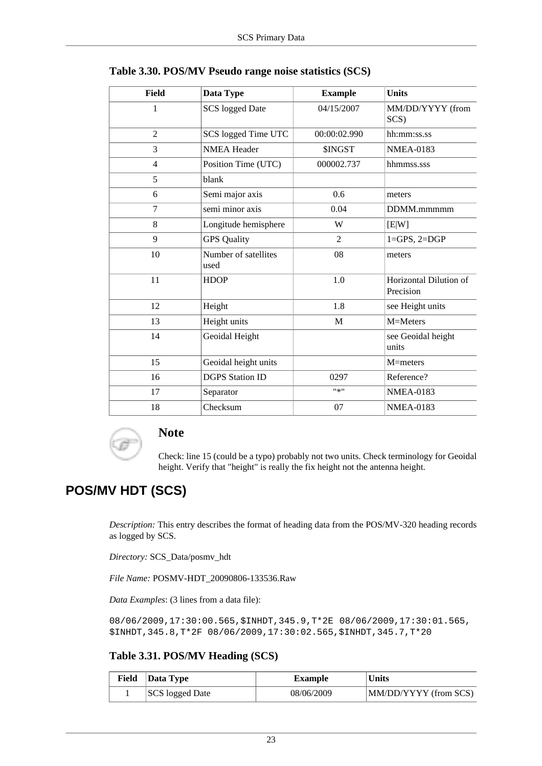**Table 3.30. POS/MV Pseudo range noise statistics (SCS)**

| Field | Data Type | Example | Units |
|---|---|---|---|
| 1 | SCS logged Date | 04/15/2007 | MM/DD/YYYY (from SCS) |
| 2 | SCS logged Time UTC | 00:00:02.990 | hh:mm:ss.ss |
| 3 | NMEA Header | $INGST | NMEA-0183 |
| 4 | Position Time (UTC) | 000002.737 | hhmmss.sss |
| 5 | blank | | |
| 6 | Semi major axis | 0.6 | meters |
| 7 | semi minor axis | 0.04 | DDMM.mmmmm |
| 8 | Longitude hemisphere | W | [E\|W] |
| 9 | GPS Quality | 2 | 1=GPS, 2=DGP |
| 10 | Number of satellites used | 08 | meters |
| 11 | HDOP | 1.0 | Horizontal Dilution of Precision |
| 12 | Height | 1.8 | see Height units |
| 13 | Height units | M | M=Meters |
| 14 | Geoidal Height | | see Geoidal height units |
| 15 | Geoidal height units | | M=meters |
| 16 | DGPS Station ID | 0297 | Reference? |
| 17 | Separator | "*" | NMEA-0183 |
| 18 | Checksum | 07 | NMEA-0183 |

**Note**

Check: line 15 (could be a typo) probably not two units. Check terminology for Geoidal height. Verify that "height" is really the fix height not the antenna height.

## POS/MV HDT (SCS)

*Description:* This entry describes the format of heading data from the POS/MV-320 heading records as logged by SCS.

*Directory:* SCS_Data/posmv_hdt

*File Name:* POSMV-HDT_20090806-133536.Raw

*Data Examples*: (3 lines from a data file):

```
08/06/2009,17:30:00.565,$INHDT,345.9,T*2E 08/06/2009,17:30:01.565,
$INHDT,345.8,T*2F 08/06/2009,17:30:02.565,$INHDT,345.7,T*20
```

**Table 3.31. POS/MV Heading (SCS)**

| Field | Data Type | Example | Units |
|---|---|---|---|
| 1 | SCS logged Date | 08/06/2009 | MM/DD/YYYY (from SCS) |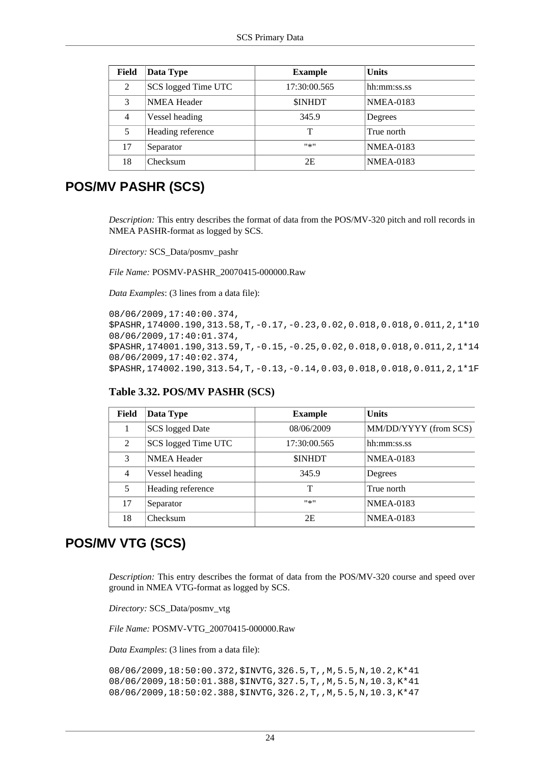| Field | Data Type | Example | Units |
|---|---|---|---|
| 2 | SCS logged Time UTC | 17:30:00.565 | hh:mm:ss.ss |
| 3 | NMEA Header | $INHDT | NMEA-0183 |
| 4 | Vessel heading | 345.9 | Degrees |
| 5 | Heading reference | T | True north |
| 17 | Separator | "*" | NMEA-0183 |
| 18 | Checksum | 2E | NMEA-0183 |

## POS/MV PASHR (SCS)

*Description:* This entry describes the format of data from the POS/MV-320 pitch and roll records in NMEA PASHR-format as logged by SCS.

*Directory:* SCS_Data/posmv_pashr

*File Name:* POSMV-PASHR_20070415-000000.Raw

*Data Examples*: (3 lines from a data file):

```
08/06/2009,17:40:00.374,
$PASHR,174000.190,313.58,T,-0.17,-0.23,0.02,0.018,0.018,0.011,2,1*10
08/06/2009,17:40:01.374,
$PASHR,174001.190,313.59,T,-0.15,-0.25,0.02,0.018,0.018,0.011,2,1*14
08/06/2009,17:40:02.374,
$PASHR,174002.190,313.54,T,-0.13,-0.14,0.03,0.018,0.018,0.011,2,1*1F
```

**Table 3.32. POS/MV PASHR (SCS)**

| Field | Data Type | Example | Units |
|---|---|---|---|
| 1 | SCS logged Date | 08/06/2009 | MM/DD/YYYY (from SCS) |
| 2 | SCS logged Time UTC | 17:30:00.565 | hh:mm:ss.ss |
| 3 | NMEA Header | $INHDT | NMEA-0183 |
| 4 | Vessel heading | 345.9 | Degrees |
| 5 | Heading reference | T | True north |
| 17 | Separator | "*" | NMEA-0183 |
| 18 | Checksum | 2E | NMEA-0183 |

## POS/MV VTG (SCS)

*Description:* This entry describes the format of data from the POS/MV-320 course and speed over ground in NMEA VTG-format as logged by SCS.

*Directory:* SCS_Data/posmv_vtg

*File Name:* POSMV-VTG_20070415-000000.Raw

*Data Examples*: (3 lines from a data file):

```
08/06/2009,18:50:00.372,$INVTG,326.5,T,,M,5.5,N,10.2,K*41
08/06/2009,18:50:01.388,$INVTG,327.5,T,,M,5.5,N,10.3,K*41
08/06/2009,18:50:02.388,$INVTG,326.2,T,,M,5.5,N,10.3,K*47
```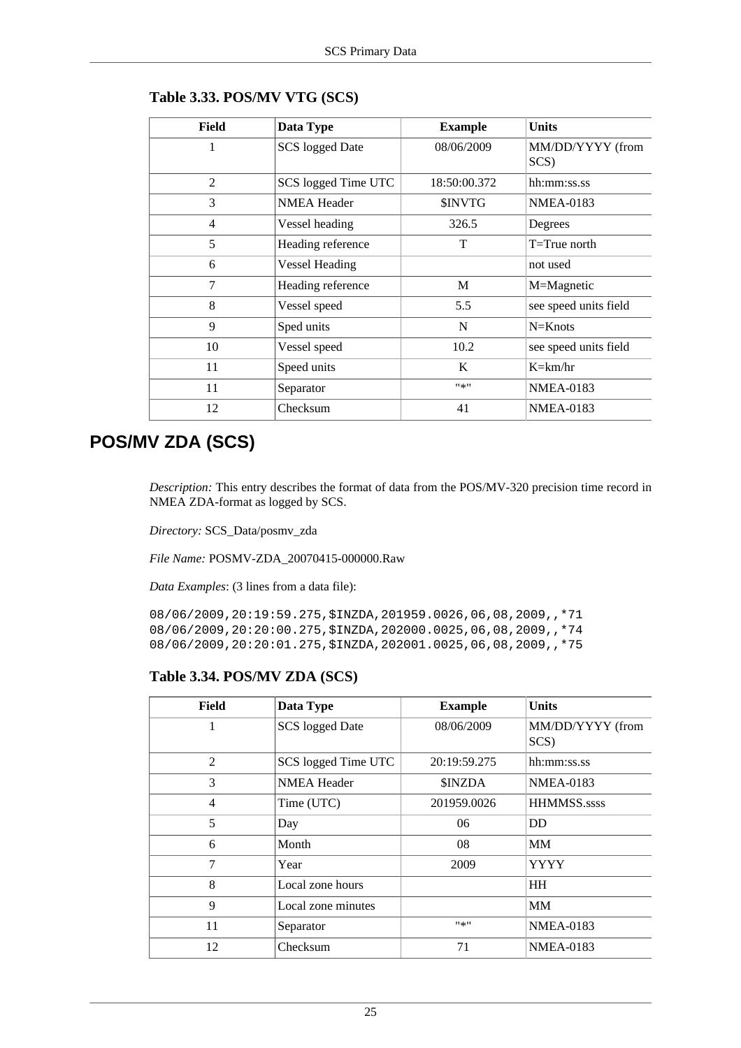**Table 3.33. POS/MV VTG (SCS)**

| Field | Data Type | Example | Units |
|---|---|---|---|
| 1 | SCS logged Date | 08/06/2009 | MM/DD/YYYY (from SCS) |
| 2 | SCS logged Time UTC | 18:50:00.372 | hh:mm:ss.ss |
| 3 | NMEA Header | $INVTG | NMEA-0183 |
| 4 | Vessel heading | 326.5 | Degrees |
| 5 | Heading reference | T | T=True north |
| 6 | Vessel Heading | | not used |
| 7 | Heading reference | M | M=Magnetic |
| 8 | Vessel speed | 5.5 | see speed units field |
| 9 | Sped units | N | N=Knots |
| 10 | Vessel speed | 10.2 | see speed units field |
| 11 | Speed units | K | K=km/hr |
| 11 | Separator | "*" | NMEA-0183 |
| 12 | Checksum | 41 | NMEA-0183 |

## POS/MV ZDA (SCS)

*Description:* This entry describes the format of data from the POS/MV-320 precision time record in NMEA ZDA-format as logged by SCS.

*Directory:* SCS_Data/posmv_zda

*File Name:* POSMV-ZDA_20070415-000000.Raw

*Data Examples*: (3 lines from a data file):

```
08/06/2009,20:19:59.275,$INZDA,201959.0026,06,08,2009,,*71
08/06/2009,20:20:00.275,$INZDA,202000.0025,06,08,2009,,*74
08/06/2009,20:20:01.275,$INZDA,202001.0025,06,08,2009,,*75
```

**Table 3.34. POS/MV ZDA (SCS)**

| Field | Data Type | Example | Units |
|---|---|---|---|
| 1 | SCS logged Date | 08/06/2009 | MM/DD/YYYY (from SCS) |
| 2 | SCS logged Time UTC | 20:19:59.275 | hh:mm:ss.ss |
| 3 | NMEA Header | $INZDA | NMEA-0183 |
| 4 | Time (UTC) | 201959.0026 | HHMMSS.ssss |
| 5 | Day | 06 | DD |
| 6 | Month | 08 | MM |
| 7 | Year | 2009 | YYYY |
| 8 | Local zone hours | | HH |
| 9 | Local zone minutes | | MM |
| 11 | Separator | "*" | NMEA-0183 |
| 12 | Checksum | 71 | NMEA-0183 |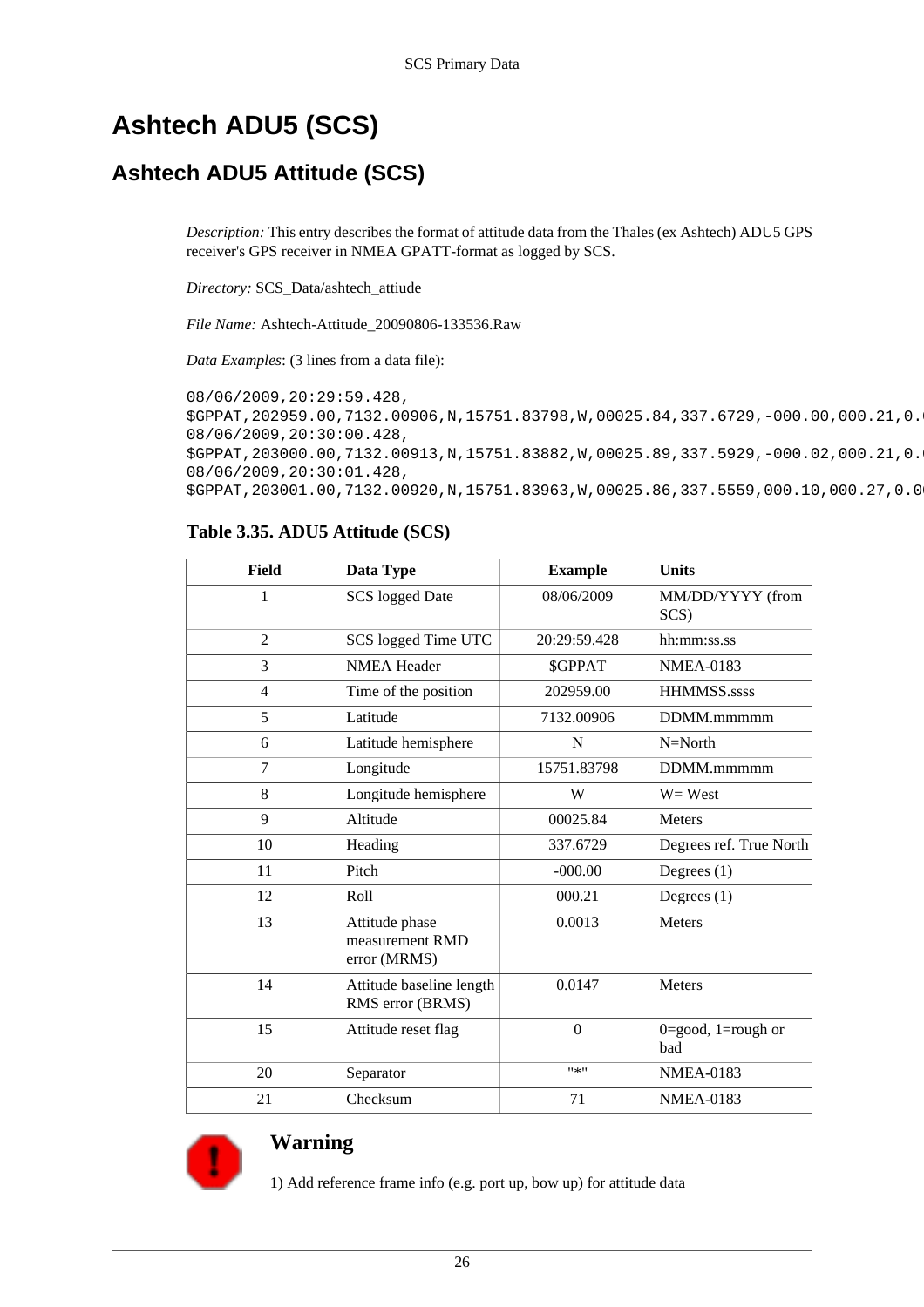# Ashtech ADU5 (SCS)

## Ashtech ADU5 Attitude (SCS)

*Description:* This entry describes the format of attitude data from the Thales (ex Ashtech) ADU5 GPS receiver's GPS receiver in NMEA GPATT-format as logged by SCS.

*Directory:* SCS_Data/ashtech_attiude

*File Name:* Ashtech-Attitude_20090806-133536.Raw

*Data Examples*: (3 lines from a data file):

```
08/06/2009,20:29:59.428,
$GPPAT,202959.00,7132.00906,N,15751.83798,W,00025.84,337.6729,-000.00,000.21,0.0
08/06/2009,20:30:00.428,
$GPPAT,203000.00,7132.00913,N,15751.83882,W,00025.89,337.5929,-000.02,000.21,0.0
08/06/2009,20:30:01.428,
$GPPAT,203001.00,7132.00920,N,15751.83963,W,00025.86,337.5559,000.10,000.27,0.00
```

**Table 3.35. ADU5 Attitude (SCS)**

| Field | Data Type | Example | Units |
|---|---|---|---|
| 1 | SCS logged Date | 08/06/2009 | MM/DD/YYYY (from SCS) |
| 2 | SCS logged Time UTC | 20:29:59.428 | hh:mm:ss.ss |
| 3 | NMEA Header | $GPPAT | NMEA-0183 |
| 4 | Time of the position | 202959.00 | HHMMSS.ssss |
| 5 | Latitude | 7132.00906 | DDMM.mmmmm |
| 6 | Latitude hemisphere | N | N=North |
| 7 | Longitude | 15751.83798 | DDMM.mmmmm |
| 8 | Longitude hemisphere | W | W= West |
| 9 | Altitude | 00025.84 | Meters |
| 10 | Heading | 337.6729 | Degrees ref. True North |
| 11 | Pitch | -000.00 | Degrees (1) |
| 12 | Roll | 000.21 | Degrees (1) |
| 13 | Attitude phase measurement RMD error (MRMS) | 0.0013 | Meters |
| 14 | Attitude baseline length RMS error (BRMS) | 0.0147 | Meters |
| 15 | Attitude reset flag | 0 | 0=good, 1=rough or bad |
| 20 | Separator | "*" | NMEA-0183 |
| 21 | Checksum | 71 | NMEA-0183 |

**Warning**

1) Add reference frame info (e.g. port up, bow up) for attitude data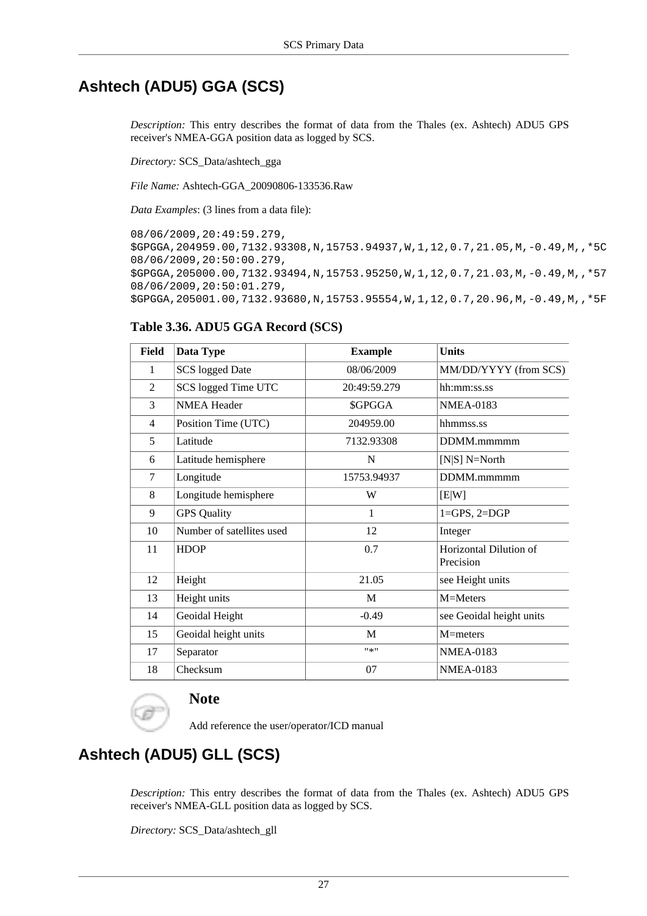## Ashtech (ADU5) GGA (SCS)

*Description:* This entry describes the format of data from the Thales (ex. Ashtech) ADU5 GPS receiver's NMEA-GGA position data as logged by SCS.

*Directory:* SCS_Data/ashtech_gga

*File Name:* Ashtech-GGA_20090806-133536.Raw

*Data Examples*: (3 lines from a data file):

```
08/06/2009,20:49:59.279,
$GPGGA,204959.00,7132.93308,N,15753.94937,W,1,12,0.7,21.05,M,-0.49,M,,*5C
08/06/2009,20:50:00.279,
$GPGGA,205000.00,7132.93494,N,15753.95250,W,1,12,0.7,21.03,M,-0.49,M,,*57
08/06/2009,20:50:01.279,
$GPGGA,205001.00,7132.93680,N,15753.95554,W,1,12,0.7,20.96,M,-0.49,M,,*5F
```

**Table 3.36. ADU5 GGA Record (SCS)**

| Field | Data Type | Example | Units |
|---|---|---|---|
| 1 | SCS logged Date | 08/06/2009 | MM/DD/YYYY (from SCS) |
| 2 | SCS logged Time UTC | 20:49:59.279 | hh:mm:ss.ss |
| 3 | NMEA Header | $GPGGA | NMEA-0183 |
| 4 | Position Time (UTC) | 204959.00 | hhmmss.ss |
| 5 | Latitude | 7132.93308 | DDMM.mmmmm |
| 6 | Latitude hemisphere | N | [N\|S] N=North |
| 7 | Longitude | 15753.94937 | DDMM.mmmmm |
| 8 | Longitude hemisphere | W | [E\|W] |
| 9 | GPS Quality | 1 | 1=GPS, 2=DGP |
| 10 | Number of satellites used | 12 | Integer |
| 11 | HDOP | 0.7 | Horizontal Dilution of Precision |
| 12 | Height | 21.05 | see Height units |
| 13 | Height units | M | M=Meters |
| 14 | Geoidal Height | -0.49 | see Geoidal height units |
| 15 | Geoidal height units | M | M=meters |
| 17 | Separator | "*" | NMEA-0183 |
| 18 | Checksum | 07 | NMEA-0183 |

**Note**

Add reference the user/operator/ICD manual

## Ashtech (ADU5) GLL (SCS)

*Description:* This entry describes the format of data from the Thales (ex. Ashtech) ADU5 GPS receiver's NMEA-GLL position data as logged by SCS.

*Directory:* SCS_Data/ashtech_gll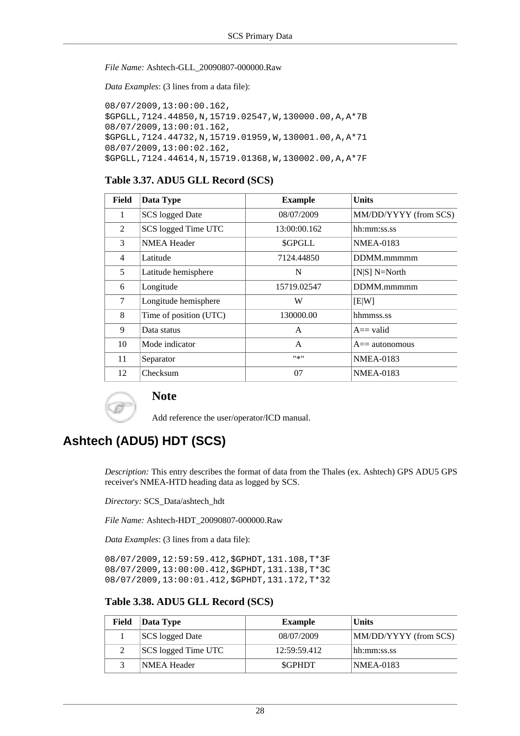*File Name:* Ashtech-GLL_20090807-000000.Raw

*Data Examples*: (3 lines from a data file):

```
08/07/2009,13:00:00.162,
$GPGLL,7124.44850,N,15719.02547,W,130000.00,A,A*7B
08/07/2009,13:00:01.162,
$GPGLL,7124.44732,N,15719.01959,W,130001.00,A,A*71
08/07/2009,13:00:02.162,
$GPGLL,7124.44614,N,15719.01368,W,130002.00,A,A*7F
```

**Table 3.37. ADU5 GLL Record (SCS)**

| Field | Data Type | Example | Units |
|---|---|---|---|
| 1 | SCS logged Date | 08/07/2009 | MM/DD/YYYY (from SCS) |
| 2 | SCS logged Time UTC | 13:00:00.162 | hh:mm:ss.ss |
| 3 | NMEA Header | $GPGLL | NMEA-0183 |
| 4 | Latitude | 7124.44850 | DDMM.mmmmm |
| 5 | Latitude hemisphere | N | [N\|S] N=North |
| 6 | Longitude | 15719.02547 | DDMM.mmmmm |
| 7 | Longitude hemisphere | W | [E\|W] |
| 8 | Time of position (UTC) | 130000.00 | hhmmss.ss |
| 9 | Data status | A | A== valid |
| 10 | Mode indicator | A | A== autonomous |
| 11 | Separator | "*" | NMEA-0183 |
| 12 | Checksum | 07 | NMEA-0183 |

### Note

Add reference the user/operator/ICD manual.

## Ashtech (ADU5) HDT (SCS)

*Description:* This entry describes the format of data from the Thales (ex. Ashtech) GPS ADU5 GPS receiver's NMEA-HTD heading data as logged by SCS.

*Directory:* SCS_Data/ashtech_hdt

*File Name:* Ashtech-HDT_20090807-000000.Raw

*Data Examples*: (3 lines from a data file):

```
08/07/2009,12:59:59.412,$GPHDT,131.108,T*3F
08/07/2009,13:00:00.412,$GPHDT,131.138,T*3C
08/07/2009,13:00:01.412,$GPHDT,131.172,T*32
```

**Table 3.38. ADU5 GLL Record (SCS)**

| Field | Data Type | Example | Units |
|---|---|---|---|
| 1 | SCS logged Date | 08/07/2009 | MM/DD/YYYY (from SCS) |
| 2 | SCS logged Time UTC | 12:59:59.412 | hh:mm:ss.ss |
| 3 | NMEA Header | $GPHDT | NMEA-0183 |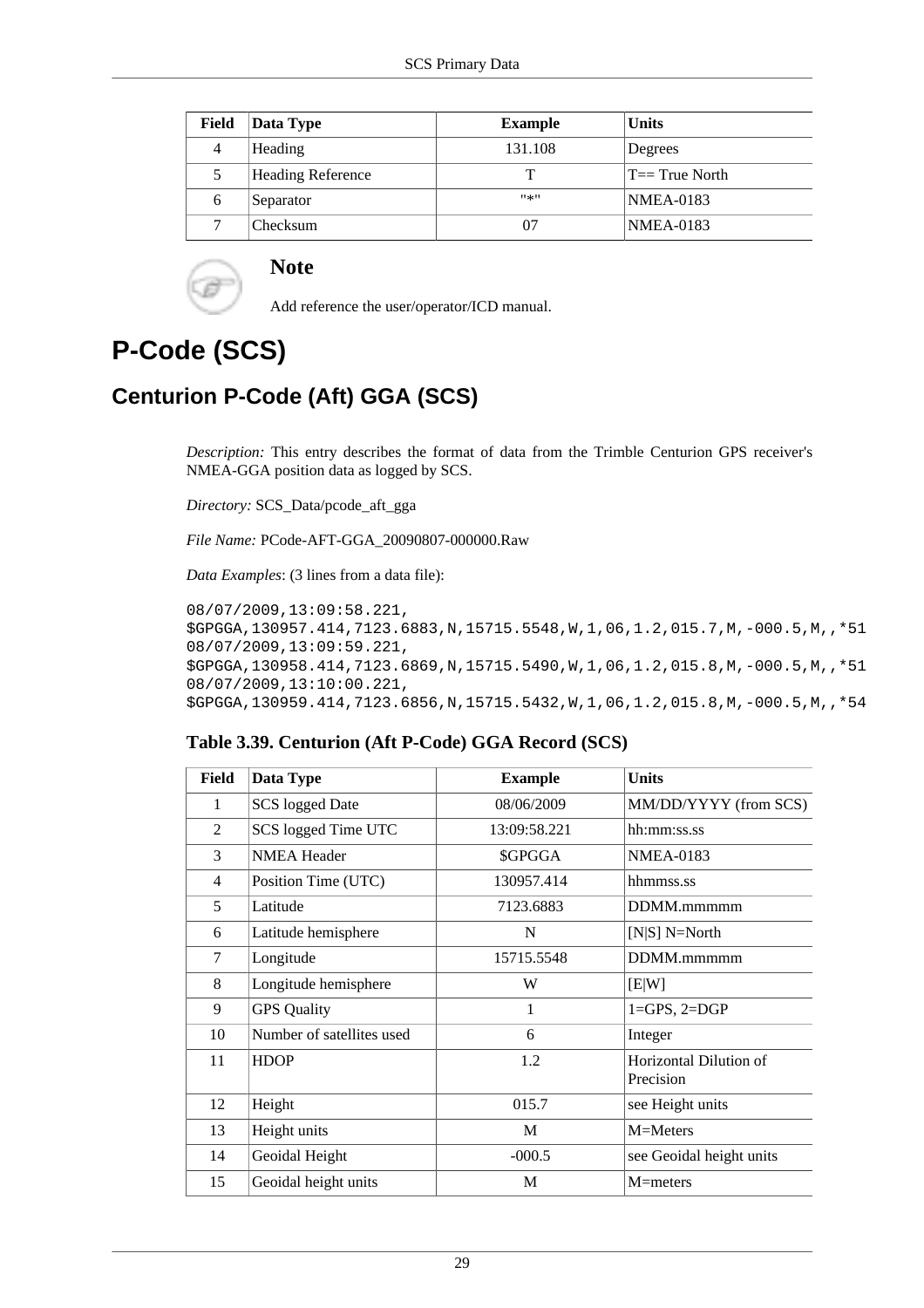| Field | Data Type | Example | Units |
|---|---|---|---|
| 4 | Heading | 131.108 | Degrees |
| 5 | Heading Reference | T | T== True North |
| 6 | Separator | "*" | NMEA-0183 |
| 7 | Checksum | 07 | NMEA-0183 |

**Note**

Add reference the user/operator/ICD manual.

# P-Code (SCS)

## Centurion P-Code (Aft) GGA (SCS)

*Description:* This entry describes the format of data from the Trimble Centurion GPS receiver's NMEA-GGA position data as logged by SCS.

*Directory:* SCS_Data/pcode_aft_gga

*File Name:* PCode-AFT-GGA_20090807-000000.Raw

*Data Examples*: (3 lines from a data file):

```
08/07/2009,13:09:58.221,
$GPGGA,130957.414,7123.6883,N,15715.5548,W,1,06,1.2,015.7,M,-000.5,M,,*51
08/07/2009,13:09:59.221,
$GPGGA,130958.414,7123.6869,N,15715.5490,W,1,06,1.2,015.8,M,-000.5,M,,*51
08/07/2009,13:10:00.221,
$GPGGA,130959.414,7123.6856,N,15715.5432,W,1,06,1.2,015.8,M,-000.5,M,,*54
```

**Table 3.39. Centurion (Aft P-Code) GGA Record (SCS)**

| Field | Data Type | Example | Units |
|---|---|---|---|
| 1 | SCS logged Date | 08/06/2009 | MM/DD/YYYY (from SCS) |
| 2 | SCS logged Time UTC | 13:09:58.221 | hh:mm:ss.ss |
| 3 | NMEA Header | $GPGGA | NMEA-0183 |
| 4 | Position Time (UTC) | 130957.414 | hhmmss.ss |
| 5 | Latitude | 7123.6883 | DDMM.mmmmm |
| 6 | Latitude hemisphere | N | [N\|S] N=North |
| 7 | Longitude | 15715.5548 | DDMM.mmmmm |
| 8 | Longitude hemisphere | W | [E\|W] |
| 9 | GPS Quality | 1 | 1=GPS, 2=DGP |
| 10 | Number of satellites used | 6 | Integer |
| 11 | HDOP | 1.2 | Horizontal Dilution of Precision |
| 12 | Height | 015.7 | see Height units |
| 13 | Height units | M | M=Meters |
| 14 | Geoidal Height | -000.5 | see Geoidal height units |
| 15 | Geoidal height units | M | M=meters |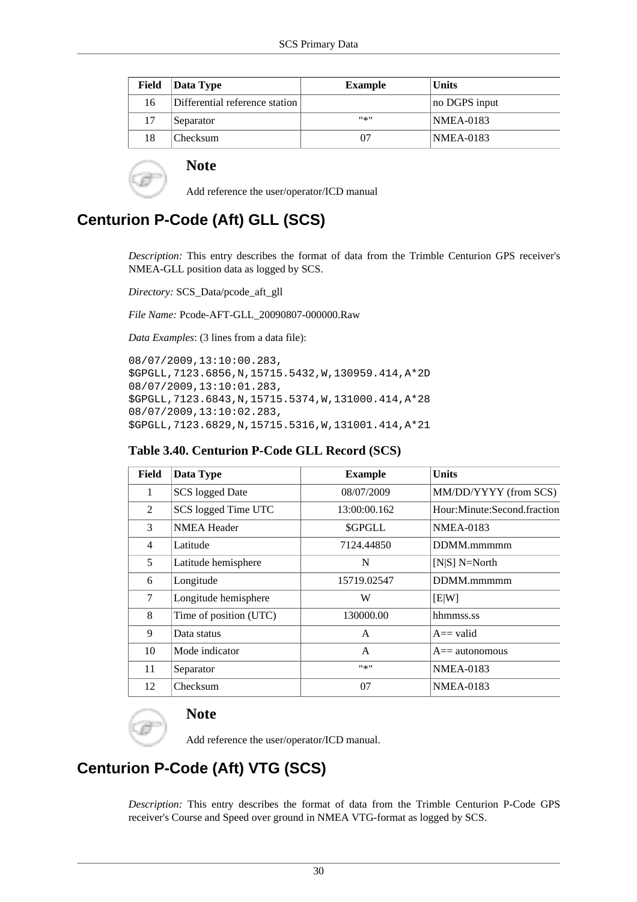| Field | Data Type | Example | Units |
|---|---|---|---|
| 16 | Differential reference station | | no DGPS input |
| 17 | Separator | "*" | NMEA-0183 |
| 18 | Checksum | 07 | NMEA-0183 |

**Note**

Add reference the user/operator/ICD manual

## Centurion P-Code (Aft) GLL (SCS)

*Description:* This entry describes the format of data from the Trimble Centurion GPS receiver's NMEA-GLL position data as logged by SCS.

*Directory:* SCS_Data/pcode_aft_gll

*File Name:* Pcode-AFT-GLL_20090807-000000.Raw

*Data Examples*: (3 lines from a data file):

```
08/07/2009,13:10:00.283,
$GPGLL,7123.6856,N,15715.5432,W,130959.414,A*2D
08/07/2009,13:10:01.283,
$GPGLL,7123.6843,N,15715.5374,W,131000.414,A*28
08/07/2009,13:10:02.283,
$GPGLL,7123.6829,N,15715.5316,W,131001.414,A*21
```

**Table 3.40. Centurion P-Code GLL Record (SCS)**

| Field | Data Type | Example | Units |
|---|---|---|---|
| 1 | SCS logged Date | 08/07/2009 | MM/DD/YYYY (from SCS) |
| 2 | SCS logged Time UTC | 13:00:00.162 | Hour:Minute:Second.fraction |
| 3 | NMEA Header | $GPGLL | NMEA-0183 |
| 4 | Latitude | 7124.44850 | DDMM.mmmmm |
| 5 | Latitude hemisphere | N | [N\|S] N=North |
| 6 | Longitude | 15719.02547 | DDMM.mmmmm |
| 7 | Longitude hemisphere | W | [E\|W] |
| 8 | Time of position (UTC) | 130000.00 | hhmmss.ss |
| 9 | Data status | A | A== valid |
| 10 | Mode indicator | A | A== autonomous |
| 11 | Separator | "*" | NMEA-0183 |
| 12 | Checksum | 07 | NMEA-0183 |

**Note**

Add reference the user/operator/ICD manual.

## Centurion P-Code (Aft) VTG (SCS)

*Description:* This entry describes the format of data from the Trimble Centurion P-Code GPS receiver's Course and Speed over ground in NMEA VTG-format as logged by SCS.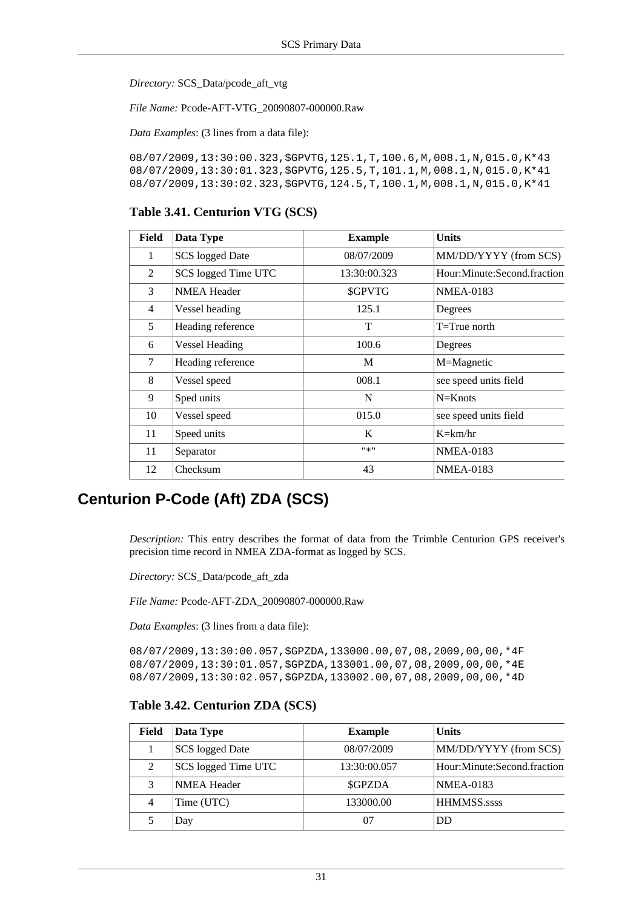*Directory:* SCS_Data/pcode_aft_vtg

*File Name:* Pcode-AFT-VTG_20090807-000000.Raw

*Data Examples*: (3 lines from a data file):

```
08/07/2009,13:30:00.323,$GPVTG,125.1,T,100.6,M,008.1,N,015.0,K*43
08/07/2009,13:30:01.323,$GPVTG,125.5,T,101.1,M,008.1,N,015.0,K*41
08/07/2009,13:30:02.323,$GPVTG,124.5,T,100.1,M,008.1,N,015.0,K*41
```

**Table 3.41. Centurion VTG (SCS)**

| Field | Data Type | Example | Units |
|---|---|---|---|
| 1 | SCS logged Date | 08/07/2009 | MM/DD/YYYY (from SCS) |
| 2 | SCS logged Time UTC | 13:30:00.323 | Hour:Minute:Second.fraction |
| 3 | NMEA Header | $GPVTG | NMEA-0183 |
| 4 | Vessel heading | 125.1 | Degrees |
| 5 | Heading reference | T | T=True north |
| 6 | Vessel Heading | 100.6 | Degrees |
| 7 | Heading reference | M | M=Magnetic |
| 8 | Vessel speed | 008.1 | see speed units field |
| 9 | Sped units | N | N=Knots |
| 10 | Vessel speed | 015.0 | see speed units field |
| 11 | Speed units | K | K=km/hr |
| 11 | Separator | "*" | NMEA-0183 |
| 12 | Checksum | 43 | NMEA-0183 |

## Centurion P-Code (Aft) ZDA (SCS)

*Description:* This entry describes the format of data from the Trimble Centurion GPS receiver's precision time record in NMEA ZDA-format as logged by SCS.

*Directory:* SCS_Data/pcode_aft_zda

*File Name:* Pcode-AFT-ZDA_20090807-000000.Raw

*Data Examples*: (3 lines from a data file):

```
08/07/2009,13:30:00.057,$GPZDA,133000.00,07,08,2009,00,00,*4F
08/07/2009,13:30:01.057,$GPZDA,133001.00,07,08,2009,00,00,*4E
08/07/2009,13:30:02.057,$GPZDA,133002.00,07,08,2009,00,00,*4D
```

**Table 3.42. Centurion ZDA (SCS)**

| Field | Data Type | Example | Units |
|---|---|---|---|
| 1 | SCS logged Date | 08/07/2009 | MM/DD/YYYY (from SCS) |
| 2 | SCS logged Time UTC | 13:30:00.057 | Hour:Minute:Second.fraction |
| 3 | NMEA Header | $GPZDA | NMEA-0183 |
| 4 | Time (UTC) | 133000.00 | HHMMSS.ssss |
| 5 | Day | 07 | DD |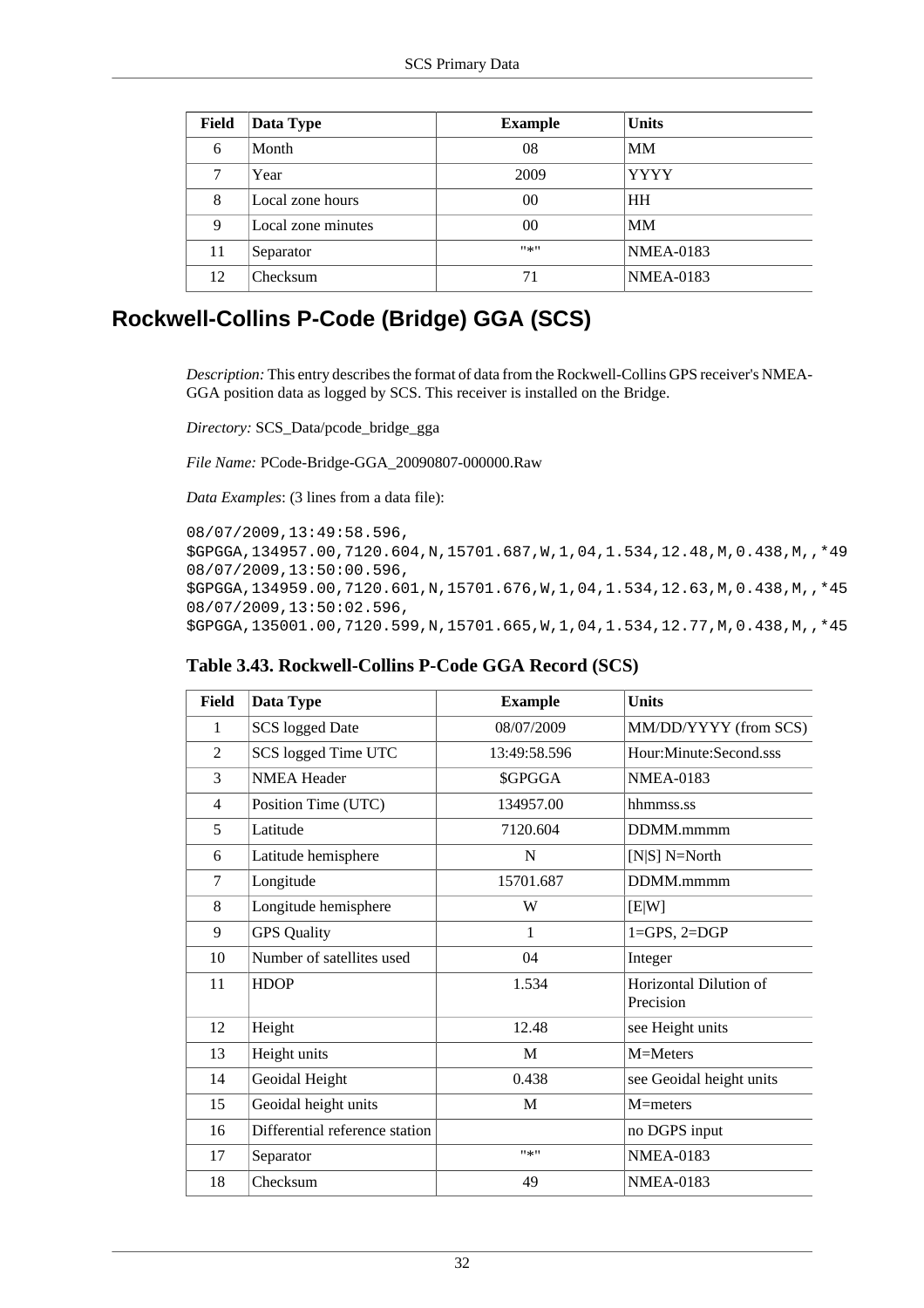| Field | Data Type | Example | Units |
|---|---|---|---|
| 6 | Month | 08 | MM |
| 7 | Year | 2009 | YYYY |
| 8 | Local zone hours | 00 | HH |
| 9 | Local zone minutes | 00 | MM |
| 11 | Separator | "*" | NMEA-0183 |
| 12 | Checksum | 71 | NMEA-0183 |

## Rockwell-Collins P-Code (Bridge) GGA (SCS)

*Description:* This entry describes the format of data from the Rockwell-Collins GPS receiver's NMEA-GGA position data as logged by SCS. This receiver is installed on the Bridge.

*Directory:* SCS_Data/pcode_bridge_gga

*File Name:* PCode-Bridge-GGA_20090807-000000.Raw

*Data Examples*: (3 lines from a data file):

```
08/07/2009,13:49:58.596,
$GPGGA,134957.00,7120.604,N,15701.687,W,1,04,1.534,12.48,M,0.438,M,,*49
08/07/2009,13:50:00.596,
$GPGGA,134959.00,7120.601,N,15701.676,W,1,04,1.534,12.63,M,0.438,M,,*45
08/07/2009,13:50:02.596,
$GPGGA,135001.00,7120.599,N,15701.665,W,1,04,1.534,12.77,M,0.438,M,,*45
```

**Table 3.43. Rockwell-Collins P-Code GGA Record (SCS)**

| Field | Data Type | Example | Units |
|---|---|---|---|
| 1 | SCS logged Date | 08/07/2009 | MM/DD/YYYY (from SCS) |
| 2 | SCS logged Time UTC | 13:49:58.596 | Hour:Minute:Second.sss |
| 3 | NMEA Header | $GPGGA | NMEA-0183 |
| 4 | Position Time (UTC) | 134957.00 | hhmmss.ss |
| 5 | Latitude | 7120.604 | DDMM.mmmm |
| 6 | Latitude hemisphere | N | [N\|S] N=North |
| 7 | Longitude | 15701.687 | DDMM.mmmm |
| 8 | Longitude hemisphere | W | [E\|W] |
| 9 | GPS Quality | 1 | 1=GPS, 2=DGP |
| 10 | Number of satellites used | 04 | Integer |
| 11 | HDOP | 1.534 | Horizontal Dilution of Precision |
| 12 | Height | 12.48 | see Height units |
| 13 | Height units | M | M=Meters |
| 14 | Geoidal Height | 0.438 | see Geoidal height units |
| 15 | Geoidal height units | M | M=meters |
| 16 | Differential reference station | | no DGPS input |
| 17 | Separator | "*" | NMEA-0183 |
| 18 | Checksum | 49 | NMEA-0183 |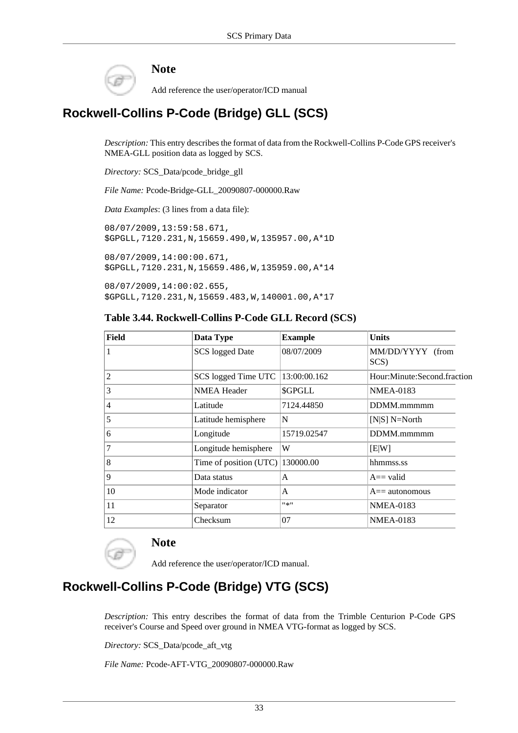> **Note**
>
> Add reference the user/operator/ICD manual

## Rockwell-Collins P-Code (Bridge) GLL (SCS)

*Description:* This entry describes the format of data from the Rockwell-Collins P-Code GPS receiver's NMEA-GLL position data as logged by SCS.

*Directory:* SCS_Data/pcode_bridge_gll

*File Name:* Pcode-Bridge-GLL_20090807-000000.Raw

*Data Examples*: (3 lines from a data file):

```
08/07/2009,13:59:58.671,
$GPGLL,7120.231,N,15659.490,W,135957.00,A*1D

08/07/2009,14:00:00.671,
$GPGLL,7120.231,N,15659.486,W,135959.00,A*14

08/07/2009,14:00:02.655,
$GPGLL,7120.231,N,15659.483,W,140001.00,A*17
```

**Table 3.44. Rockwell-Collins P-Code GLL Record (SCS)**

| Field | Data Type | Example | Units |
|---|---|---|---|
| 1 | SCS logged Date | 08/07/2009 | MM/DD/YYYY (from SCS) |
| 2 | SCS logged Time UTC | 13:00:00.162 | Hour:Minute:Second.fraction |
| 3 | NMEA Header | $GPGLL | NMEA-0183 |
| 4 | Latitude | 7124.44850 | DDMM.mmmmm |
| 5 | Latitude hemisphere | N | [N\|S] N=North |
| 6 | Longitude | 15719.02547 | DDMM.mmmmm |
| 7 | Longitude hemisphere | W | [E\|W] |
| 8 | Time of position (UTC) | 130000.00 | hhmmss.ss |
| 9 | Data status | A | A== valid |
| 10 | Mode indicator | A | A== autonomous |
| 11 | Separator | "*" | NMEA-0183 |
| 12 | Checksum | 07 | NMEA-0183 |

> **Note**
>
> Add reference the user/operator/ICD manual.

## Rockwell-Collins P-Code (Bridge) VTG (SCS)

*Description:* This entry describes the format of data from the Trimble Centurion P-Code GPS receiver's Course and Speed over ground in NMEA VTG-format as logged by SCS.

*Directory:* SCS_Data/pcode_aft_vtg

*File Name:* Pcode-AFT-VTG_20090807-000000.Raw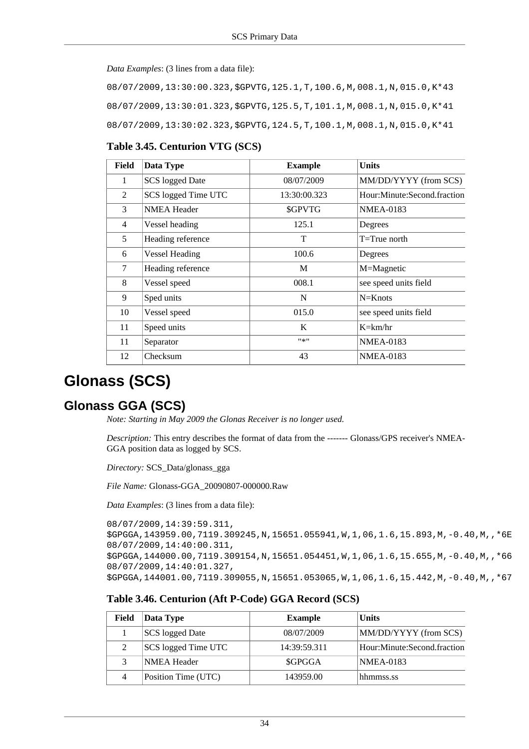*Data Examples*: (3 lines from a data file):

```
08/07/2009,13:30:00.323,$GPVTG,125.1,T,100.6,M,008.1,N,015.0,K*43
08/07/2009,13:30:01.323,$GPVTG,125.5,T,101.1,M,008.1,N,015.0,K*41
08/07/2009,13:30:02.323,$GPVTG,124.5,T,100.1,M,008.1,N,015.0,K*41
```

**Table 3.45. Centurion VTG (SCS)**

| Field | Data Type | Example | Units |
|---|---|---|---|
| 1 | SCS logged Date | 08/07/2009 | MM/DD/YYYY (from SCS) |
| 2 | SCS logged Time UTC | 13:30:00.323 | Hour:Minute:Second.fraction |
| 3 | NMEA Header | $GPVTG | NMEA-0183 |
| 4 | Vessel heading | 125.1 | Degrees |
| 5 | Heading reference | T | T=True north |
| 6 | Vessel Heading | 100.6 | Degrees |
| 7 | Heading reference | M | M=Magnetic |
| 8 | Vessel speed | 008.1 | see speed units field |
| 9 | Sped units | N | N=Knots |
| 10 | Vessel speed | 015.0 | see speed units field |
| 11 | Speed units | K | K=km/hr |
| 11 | Separator | "*" | NMEA-0183 |
| 12 | Checksum | 43 | NMEA-0183 |

# Glonass (SCS)

## Glonass GGA (SCS)

*Note: Starting in May 2009 the Glonas Receiver is no longer used.*

*Description:* This entry describes the format of data from the ------- Glonass/GPS receiver's NMEA-GGA position data as logged by SCS.

*Directory:* SCS_Data/glonass_gga

*File Name:* Glonass-GGA_20090807-000000.Raw

*Data Examples*: (3 lines from a data file):

```
08/07/2009,14:39:59.311,
$GPGGA,143959.00,7119.309245,N,15651.055941,W,1,06,1.6,15.893,M,-0.40,M,,*6E
08/07/2009,14:40:00.311,
$GPGGA,144000.00,7119.309154,N,15651.054451,W,1,06,1.6,15.655,M,-0.40,M,,*66
08/07/2009,14:40:01.327,
$GPGGA,144001.00,7119.309055,N,15651.053065,W,1,06,1.6,15.442,M,-0.40,M,,*67
```

**Table 3.46. Centurion (Aft P-Code) GGA Record (SCS)**

| Field | Data Type | Example | Units |
|---|---|---|---|
| 1 | SCS logged Date | 08/07/2009 | MM/DD/YYYY (from SCS) |
| 2 | SCS logged Time UTC | 14:39:59.311 | Hour:Minute:Second.fraction |
| 3 | NMEA Header | $GPGGA | NMEA-0183 |
| 4 | Position Time (UTC) | 143959.00 | hhmmss.ss |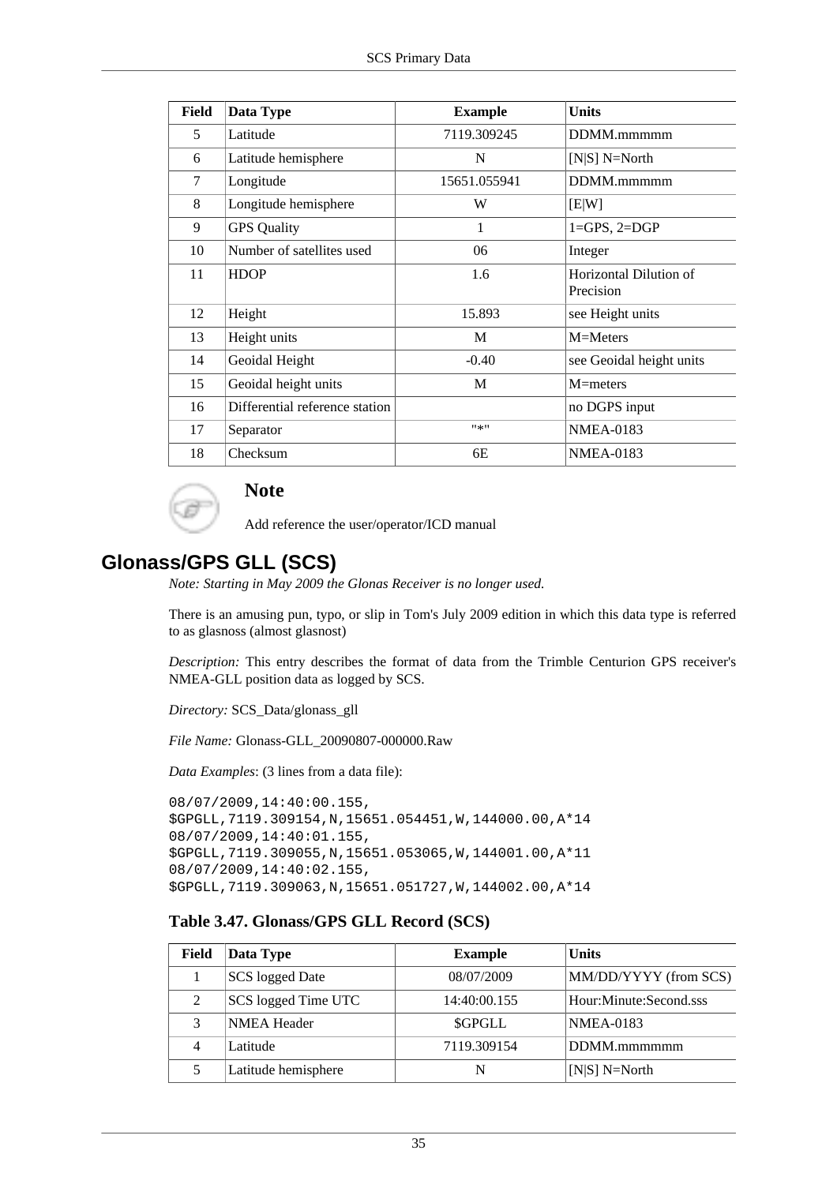| Field | Data Type | Example | Units |
|---|---|---|---|
| 5 | Latitude | 7119.309245 | DDMM.mmmmm |
| 6 | Latitude hemisphere | N | [N|S] N=North |
| 7 | Longitude | 15651.055941 | DDMM.mmmmm |
| 8 | Longitude hemisphere | W | [E|W] |
| 9 | GPS Quality | 1 | 1=GPS, 2=DGP |
| 10 | Number of satellites used | 06 | Integer |
| 11 | HDOP | 1.6 | Horizontal Dilution of Precision |
| 12 | Height | 15.893 | see Height units |
| 13 | Height units | M | M=Meters |
| 14 | Geoidal Height | -0.40 | see Geoidal height units |
| 15 | Geoidal height units | M | M=meters |
| 16 | Differential reference station | | no DGPS input |
| 17 | Separator | "*" | NMEA-0183 |
| 18 | Checksum | 6E | NMEA-0183 |

**Note**

Add reference the user/operator/ICD manual

## Glonass/GPS GLL (SCS)

*Note: Starting in May 2009 the Glonas Receiver is no longer used.*

There is an amusing pun, typo, or slip in Tom's July 2009 edition in which this data type is referred to as glasnoss (almost glasnost)

*Description:* This entry describes the format of data from the Trimble Centurion GPS receiver's NMEA-GLL position data as logged by SCS.

*Directory:* SCS_Data/glonass_gll

*File Name:* Glonass-GLL_20090807-000000.Raw

*Data Examples*: (3 lines from a data file):

```
08/07/2009,14:40:00.155,
$GPGLL,7119.309154,N,15651.054451,W,144000.00,A*14
08/07/2009,14:40:01.155,
$GPGLL,7119.309055,N,15651.053065,W,144001.00,A*11
08/07/2009,14:40:02.155,
$GPGLL,7119.309063,N,15651.051727,W,144002.00,A*14
```

**Table 3.47. Glonass/GPS GLL Record (SCS)**

| Field | Data Type | Example | Units |
|---|---|---|---|
| 1 | SCS logged Date | 08/07/2009 | MM/DD/YYYY (from SCS) |
| 2 | SCS logged Time UTC | 14:40:00.155 | Hour:Minute:Second.sss |
| 3 | NMEA Header | $GPGLL | NMEA-0183 |
| 4 | Latitude | 7119.309154 | DDMM.mmmmmm |
| 5 | Latitude hemisphere | N | [N|S] N=North |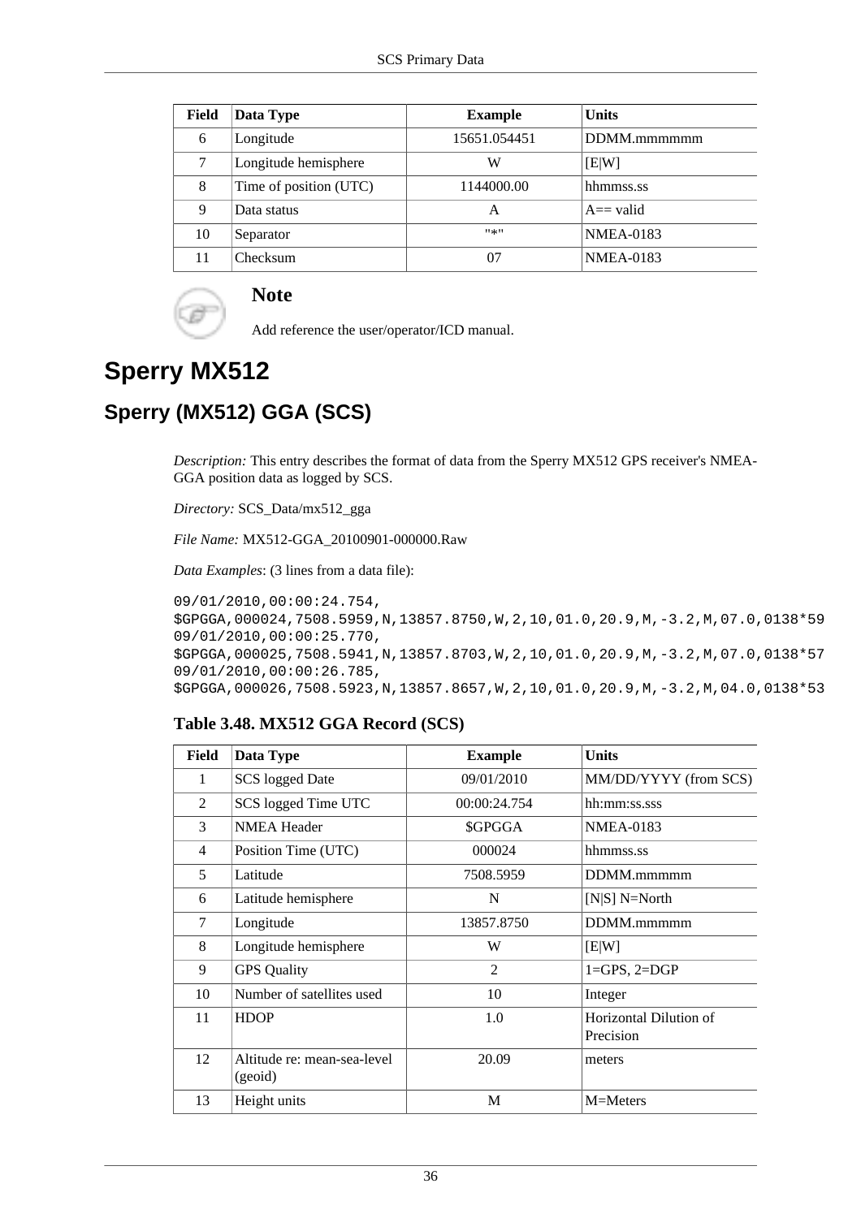| Field | Data Type | Example | Units |
|---|---|---|---|
| 6 | Longitude | 15651.054451 | DDMM.mmmmmm |
| 7 | Longitude hemisphere | W | [E\|W] |
| 8 | Time of position (UTC) | 1144000.00 | hhmmss.ss |
| 9 | Data status | A | A== valid |
| 10 | Separator | "*" | NMEA-0183 |
| 11 | Checksum | 07 | NMEA-0183 |

> **Note**
>
> Add reference the user/operator/ICD manual.

# Sperry MX512

## Sperry (MX512) GGA (SCS)

*Description:* This entry describes the format of data from the Sperry MX512 GPS receiver's NMEA-GGA position data as logged by SCS.

*Directory:* SCS_Data/mx512_gga

*File Name:* MX512-GGA_20100901-000000.Raw

*Data Examples*: (3 lines from a data file):

```
09/01/2010,00:00:24.754,
$GPGGA,000024,7508.5959,N,13857.8750,W,2,10,01.0,20.9,M,-3.2,M,07.0,0138*59
09/01/2010,00:00:25.770,
$GPGGA,000025,7508.5941,N,13857.8703,W,2,10,01.0,20.9,M,-3.2,M,07.0,0138*57
09/01/2010,00:00:26.785,
$GPGGA,000026,7508.5923,N,13857.8657,W,2,10,01.0,20.9,M,-3.2,M,04.0,0138*53
```

**Table 3.48. MX512 GGA Record (SCS)**

| Field | Data Type | Example | Units |
|---|---|---|---|
| 1 | SCS logged Date | 09/01/2010 | MM/DD/YYYY (from SCS) |
| 2 | SCS logged Time UTC | 00:00:24.754 | hh:mm:ss.sss |
| 3 | NMEA Header | $GPGGA | NMEA-0183 |
| 4 | Position Time (UTC) | 000024 | hhmmss.ss |
| 5 | Latitude | 7508.5959 | DDMM.mmmmm |
| 6 | Latitude hemisphere | N | [N\|S] N=North |
| 7 | Longitude | 13857.8750 | DDMM.mmmmm |
| 8 | Longitude hemisphere | W | [E\|W] |
| 9 | GPS Quality | 2 | 1=GPS, 2=DGP |
| 10 | Number of satellites used | 10 | Integer |
| 11 | HDOP | 1.0 | Horizontal Dilution of Precision |
| 12 | Altitude re: mean-sea-level (geoid) | 20.09 | meters |
| 13 | Height units | M | M=Meters |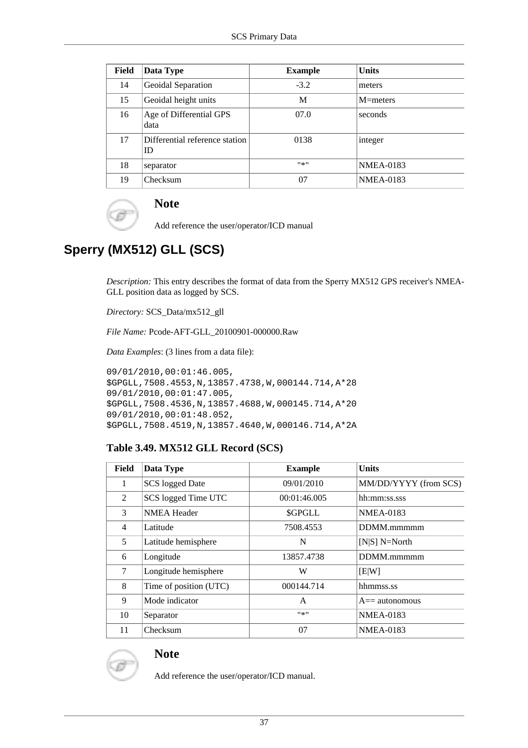| Field | Data Type | Example | Units |
| --- | --- | --- | --- |
| 14 | Geoidal Separation | -3.2 | meters |
| 15 | Geoidal height units | M | M=meters |
| 16 | Age of Differential GPS data | 07.0 | seconds |
| 17 | Differential reference station ID | 0138 | integer |
| 18 | separator | "*" | NMEA-0183 |
| 19 | Checksum | 07 | NMEA-0183 |

**Note**

Add reference the user/operator/ICD manual

## Sperry (MX512) GLL (SCS)

*Description:* This entry describes the format of data from the Sperry MX512 GPS receiver's NMEA-GLL position data as logged by SCS.

*Directory:* SCS_Data/mx512_gll

*File Name:* Pcode-AFT-GLL_20100901-000000.Raw

*Data Examples*: (3 lines from a data file):

```
09/01/2010,00:01:46.005,
$GPGLL,7508.4553,N,13857.4738,W,000144.714,A*28
09/01/2010,00:01:47.005,
$GPGLL,7508.4536,N,13857.4688,W,000145.714,A*20
09/01/2010,00:01:48.052,
$GPGLL,7508.4519,N,13857.4640,W,000146.714,A*2A
```

**Table 3.49. MX512 GLL Record (SCS)**

| Field | Data Type | Example | Units |
| --- | --- | --- | --- |
| 1 | SCS logged Date | 09/01/2010 | MM/DD/YYYY (from SCS) |
| 2 | SCS logged Time UTC | 00:01:46.005 | hh:mm:ss.sss |
| 3 | NMEA Header | $GPGLL | NMEA-0183 |
| 4 | Latitude | 7508.4553 | DDMM.mmmmm |
| 5 | Latitude hemisphere | N | [N\|S] N=North |
| 6 | Longitude | 13857.4738 | DDMM.mmmmm |
| 7 | Longitude hemisphere | W | [E\|W] |
| 8 | Time of position (UTC) | 000144.714 | hhmmss.ss |
| 9 | Mode indicator | A | A== autonomous |
| 10 | Separator | "*" | NMEA-0183 |
| 11 | Checksum | 07 | NMEA-0183 |

**Note**

Add reference the user/operator/ICD manual.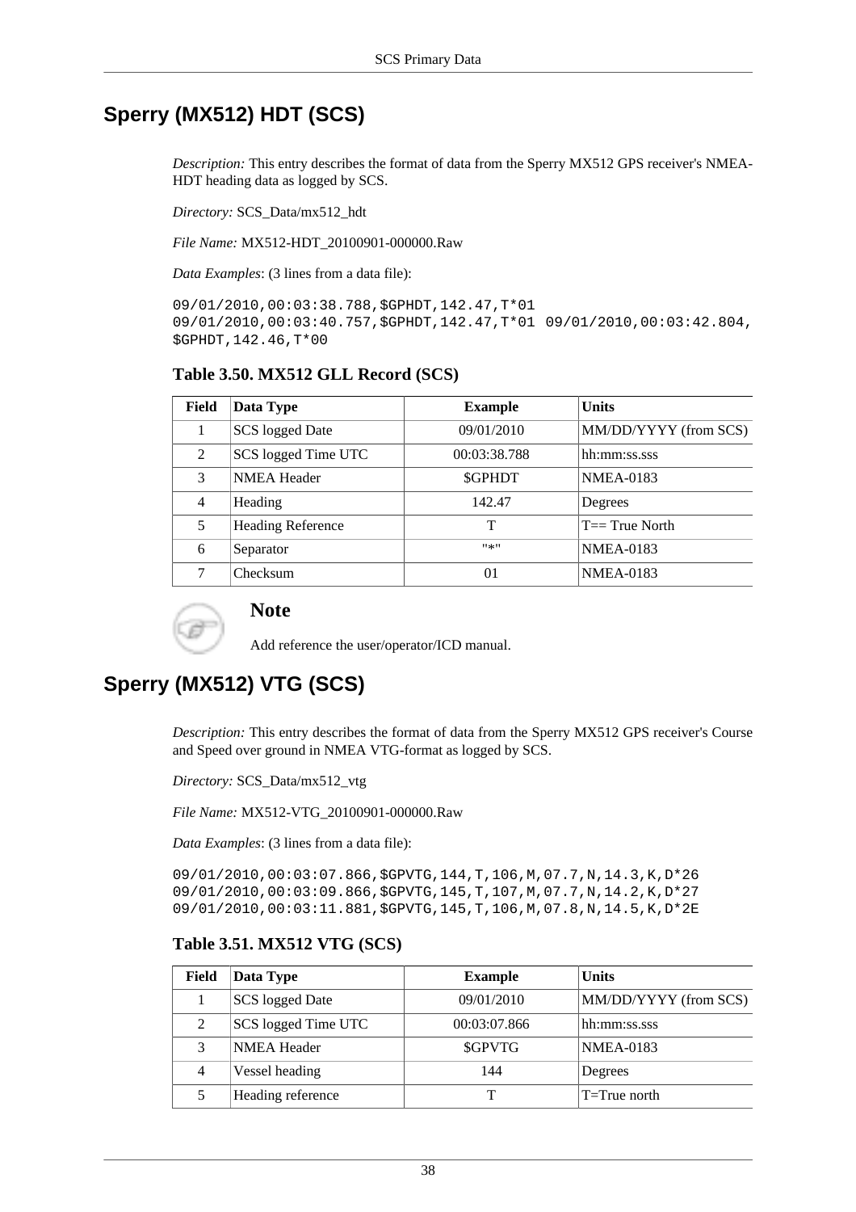## Sperry (MX512) HDT (SCS)

*Description:* This entry describes the format of data from the Sperry MX512 GPS receiver's NMEA-HDT heading data as logged by SCS.

*Directory:* SCS_Data/mx512_hdt

*File Name:* MX512-HDT_20100901-000000.Raw

*Data Examples*: (3 lines from a data file):

```
09/01/2010,00:03:38.788,$GPHDT,142.47,T*01
09/01/2010,00:03:40.757,$GPHDT,142.47,T*01 09/01/2010,00:03:42.804,
$GPHDT,142.46,T*00
```

**Table 3.50. MX512 GLL Record (SCS)**

| Field | Data Type | Example | Units |
|---|---|---|---|
| 1 | SCS logged Date | 09/01/2010 | MM/DD/YYYY (from SCS) |
| 2 | SCS logged Time UTC | 00:03:38.788 | hh:mm:ss.sss |
| 3 | NMEA Header | $GPHDT | NMEA-0183 |
| 4 | Heading | 142.47 | Degrees |
| 5 | Heading Reference | T | T== True North |
| 6 | Separator | "*" | NMEA-0183 |
| 7 | Checksum | 01 | NMEA-0183 |

**Note**

Add reference the user/operator/ICD manual.

## Sperry (MX512) VTG (SCS)

*Description:* This entry describes the format of data from the Sperry MX512 GPS receiver's Course and Speed over ground in NMEA VTG-format as logged by SCS.

*Directory:* SCS_Data/mx512_vtg

*File Name:* MX512-VTG_20100901-000000.Raw

*Data Examples*: (3 lines from a data file):

```
09/01/2010,00:03:07.866,$GPVTG,144,T,106,M,07.7,N,14.3,K,D*26
09/01/2010,00:03:09.866,$GPVTG,145,T,107,M,07.7,N,14.2,K,D*27
09/01/2010,00:03:11.881,$GPVTG,145,T,106,M,07.8,N,14.5,K,D*2E
```

**Table 3.51. MX512 VTG (SCS)**

| Field | Data Type | Example | Units |
|---|---|---|---|
| 1 | SCS logged Date | 09/01/2010 | MM/DD/YYYY (from SCS) |
| 2 | SCS logged Time UTC | 00:03:07.866 | hh:mm:ss.sss |
| 3 | NMEA Header | $GPVTG | NMEA-0183 |
| 4 | Vessel heading | 144 | Degrees |
| 5 | Heading reference | T | T=True north |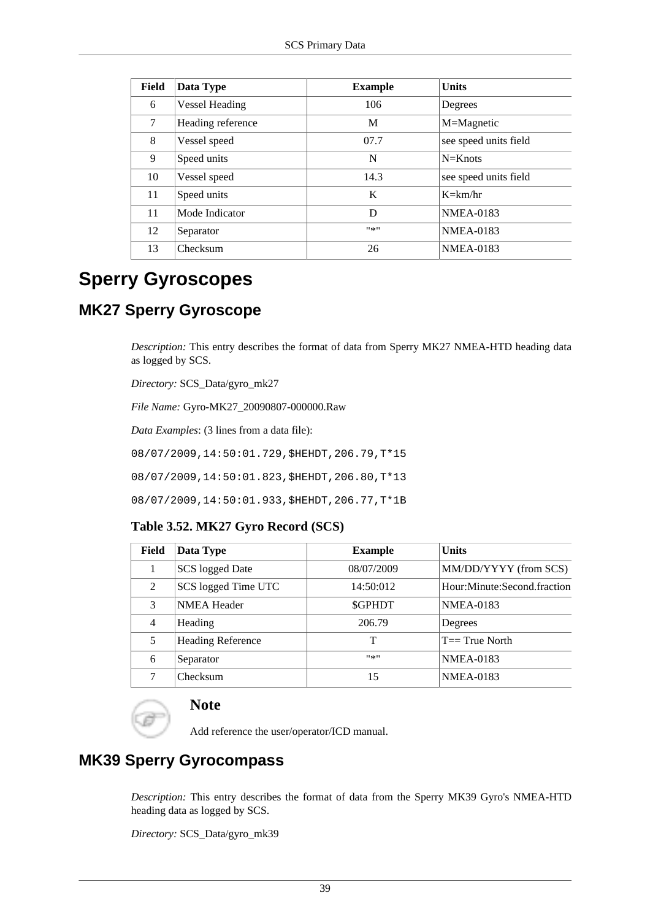| Field | Data Type | Example | Units |
|---|---|---|---|
| 6 | Vessel Heading | 106 | Degrees |
| 7 | Heading reference | M | M=Magnetic |
| 8 | Vessel speed | 07.7 | see speed units field |
| 9 | Speed units | N | N=Knots |
| 10 | Vessel speed | 14.3 | see speed units field |
| 11 | Speed units | K | K=km/hr |
| 11 | Mode Indicator | D | NMEA-0183 |
| 12 | Separator | "*" | NMEA-0183 |
| 13 | Checksum | 26 | NMEA-0183 |

# Sperry Gyroscopes

## MK27 Sperry Gyroscope

*Description:* This entry describes the format of data from Sperry MK27 NMEA-HTD heading data as logged by SCS.

*Directory:* SCS_Data/gyro_mk27

*File Name:* Gyro-MK27_20090807-000000.Raw

*Data Examples*: (3 lines from a data file):

```
08/07/2009,14:50:01.729,$HEHDT,206.79,T*15
08/07/2009,14:50:01.823,$HEHDT,206.80,T*13
08/07/2009,14:50:01.933,$HEHDT,206.77,T*1B
```

**Table 3.52. MK27 Gyro Record (SCS)**

| Field | Data Type | Example | Units |
|---|---|---|---|
| 1 | SCS logged Date | 08/07/2009 | MM/DD/YYYY (from SCS) |
| 2 | SCS logged Time UTC | 14:50:012 | Hour:Minute:Second.fraction |
| 3 | NMEA Header | $GPHDT | NMEA-0183 |
| 4 | Heading | 206.79 | Degrees |
| 5 | Heading Reference | T | T== True North |
| 6 | Separator | "*" | NMEA-0183 |
| 7 | Checksum | 15 | NMEA-0183 |

**Note**

Add reference the user/operator/ICD manual.

## MK39 Sperry Gyrocompass

*Description:* This entry describes the format of data from the Sperry MK39 Gyro's NMEA-HTD heading data as logged by SCS.

*Directory:* SCS_Data/gyro_mk39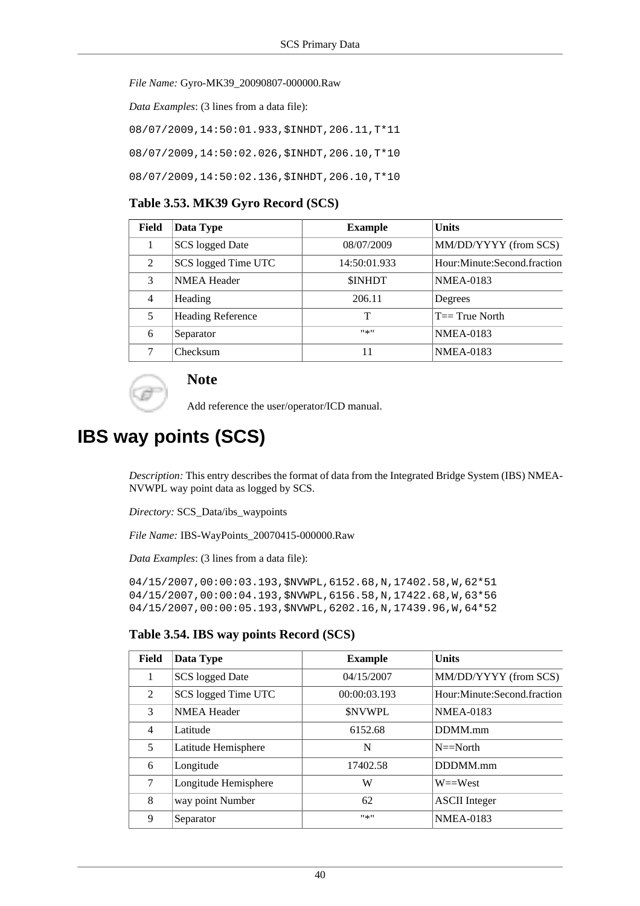*File Name:* Gyro-MK39_20090807-000000.Raw

*Data Examples*: (3 lines from a data file):

```
08/07/2009,14:50:01.933,$INHDT,206.11,T*11
08/07/2009,14:50:02.026,$INHDT,206.10,T*10
08/07/2009,14:50:02.136,$INHDT,206.10,T*10
```

**Table 3.53. MK39 Gyro Record (SCS)**

| Field | Data Type | Example | Units |
|---|---|---|---|
| 1 | SCS logged Date | 08/07/2009 | MM/DD/YYYY (from SCS) |
| 2 | SCS logged Time UTC | 14:50:01.933 | Hour:Minute:Second.fraction |
| 3 | NMEA Header | $INHDT | NMEA-0183 |
| 4 | Heading | 206.11 | Degrees |
| 5 | Heading Reference | T | T== True North |
| 6 | Separator | "*" | NMEA-0183 |
| 7 | Checksum | 11 | NMEA-0183 |

**Note**

Add reference the user/operator/ICD manual.

# IBS way points (SCS)

*Description:* This entry describes the format of data from the Integrated Bridge System (IBS) NMEA-NVWPL way point data as logged by SCS.

*Directory:* SCS_Data/ibs_waypoints

*File Name:* IBS-WayPoints_20070415-000000.Raw

*Data Examples*: (3 lines from a data file):

```
04/15/2007,00:00:03.193,$NVWPL,6152.68,N,17402.58,W,62*51
04/15/2007,00:00:04.193,$NVWPL,6156.58,N,17422.68,W,63*56
04/15/2007,00:00:05.193,$NVWPL,6202.16,N,17439.96,W,64*52
```

**Table 3.54. IBS way points Record (SCS)**

| Field | Data Type | Example | Units |
|---|---|---|---|
| 1 | SCS logged Date | 04/15/2007 | MM/DD/YYYY (from SCS) |
| 2 | SCS logged Time UTC | 00:00:03.193 | Hour:Minute:Second.fraction |
| 3 | NMEA Header | $NVWPL | NMEA-0183 |
| 4 | Latitude | 6152.68 | DDMM.mm |
| 5 | Latitude Hemisphere | N | N==North |
| 6 | Longitude | 17402.58 | DDDMM.mm |
| 7 | Longitude Hemisphere | W | W==West |
| 8 | way point Number | 62 | ASCII Integer |
| 9 | Separator | "*" | NMEA-0183 |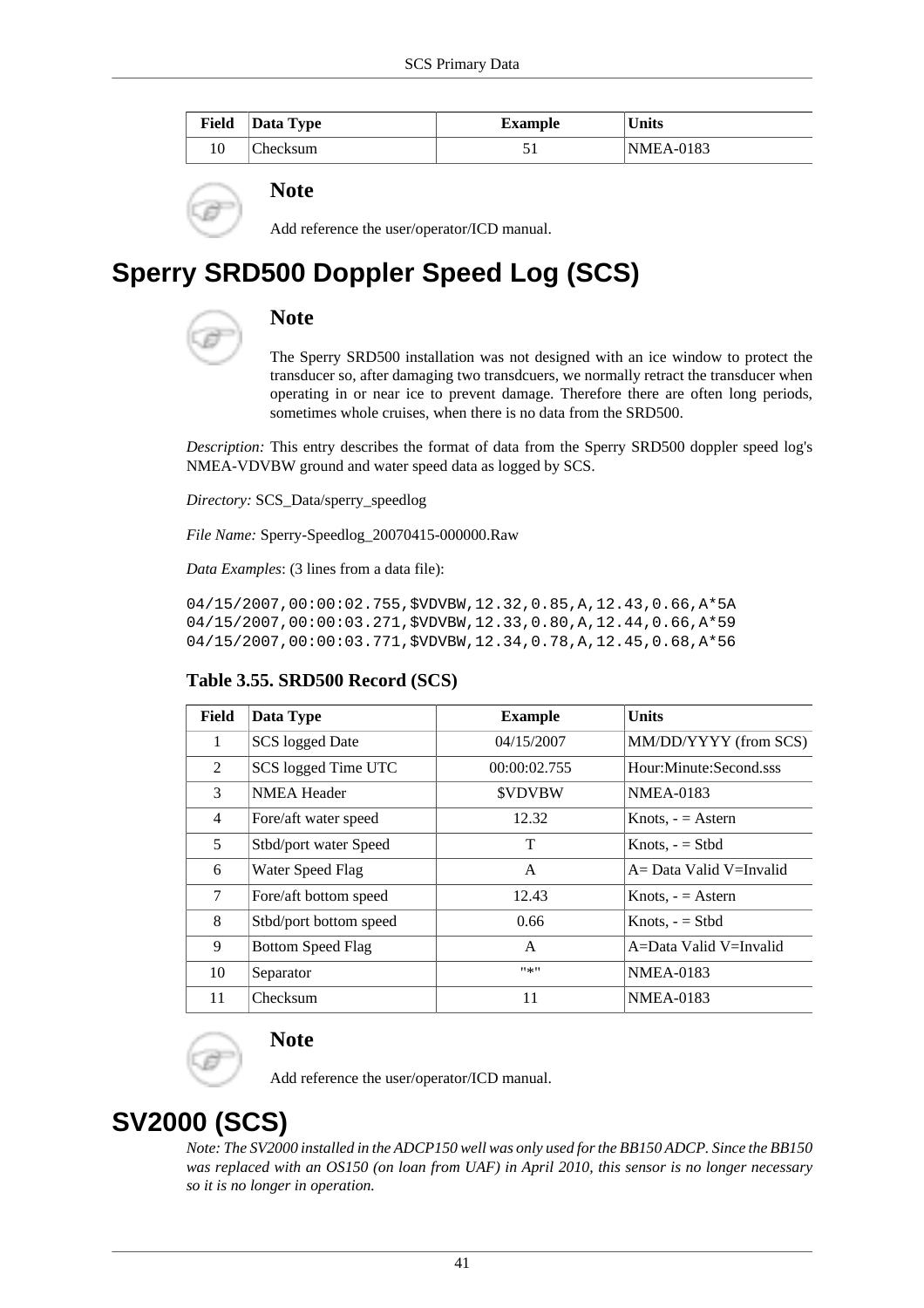| Field | Data Type | Example | Units |
|---|---|---|---|
| 10 | Checksum | 51 | NMEA-0183 |

**Note**

Add reference the user/operator/ICD manual.

# Sperry SRD500 Doppler Speed Log (SCS)

**Note**

The Sperry SRD500 installation was not designed with an ice window to protect the transducer so, after damaging two transdcuers, we normally retract the transducer when operating in or near ice to prevent damage. Therefore there are often long periods, sometimes whole cruises, when there is no data from the SRD500.

*Description:* This entry describes the format of data from the Sperry SRD500 doppler speed log's NMEA-VDVBW ground and water speed data as logged by SCS.

*Directory:* SCS_Data/sperry_speedlog

*File Name:* Sperry-Speedlog_20070415-000000.Raw

*Data Examples*: (3 lines from a data file):

```
04/15/2007,00:00:02.755,$VDVBW,12.32,0.85,A,12.43,0.66,A*5A
04/15/2007,00:00:03.271,$VDVBW,12.33,0.80,A,12.44,0.66,A*59
04/15/2007,00:00:03.771,$VDVBW,12.34,0.78,A,12.45,0.68,A*56
```

**Table 3.55. SRD500 Record (SCS)**

| Field | Data Type | Example | Units |
|---|---|---|---|
| 1 | SCS logged Date | 04/15/2007 | MM/DD/YYYY (from SCS) |
| 2 | SCS logged Time UTC | 00:00:02.755 | Hour:Minute:Second.sss |
| 3 | NMEA Header | $VDVBW | NMEA-0183 |
| 4 | Fore/aft water speed | 12.32 | Knots, - = Astern |
| 5 | Stbd/port water Speed | T | Knots, - = Stbd |
| 6 | Water Speed Flag | A | A= Data Valid V=Invalid |
| 7 | Fore/aft bottom speed | 12.43 | Knots, - = Astern |
| 8 | Stbd/port bottom speed | 0.66 | Knots, - = Stbd |
| 9 | Bottom Speed Flag | A | A=Data Valid V=Invalid |
| 10 | Separator | "*" | NMEA-0183 |
| 11 | Checksum | 11 | NMEA-0183 |

**Note**

Add reference the user/operator/ICD manual.

# SV2000 (SCS)

*Note: The SV2000 installed in the ADCP150 well was only used for the BB150 ADCP. Since the BB150 was replaced with an OS150 (on loan from UAF) in April 2010, this sensor is no longer necessary so it is no longer in operation.*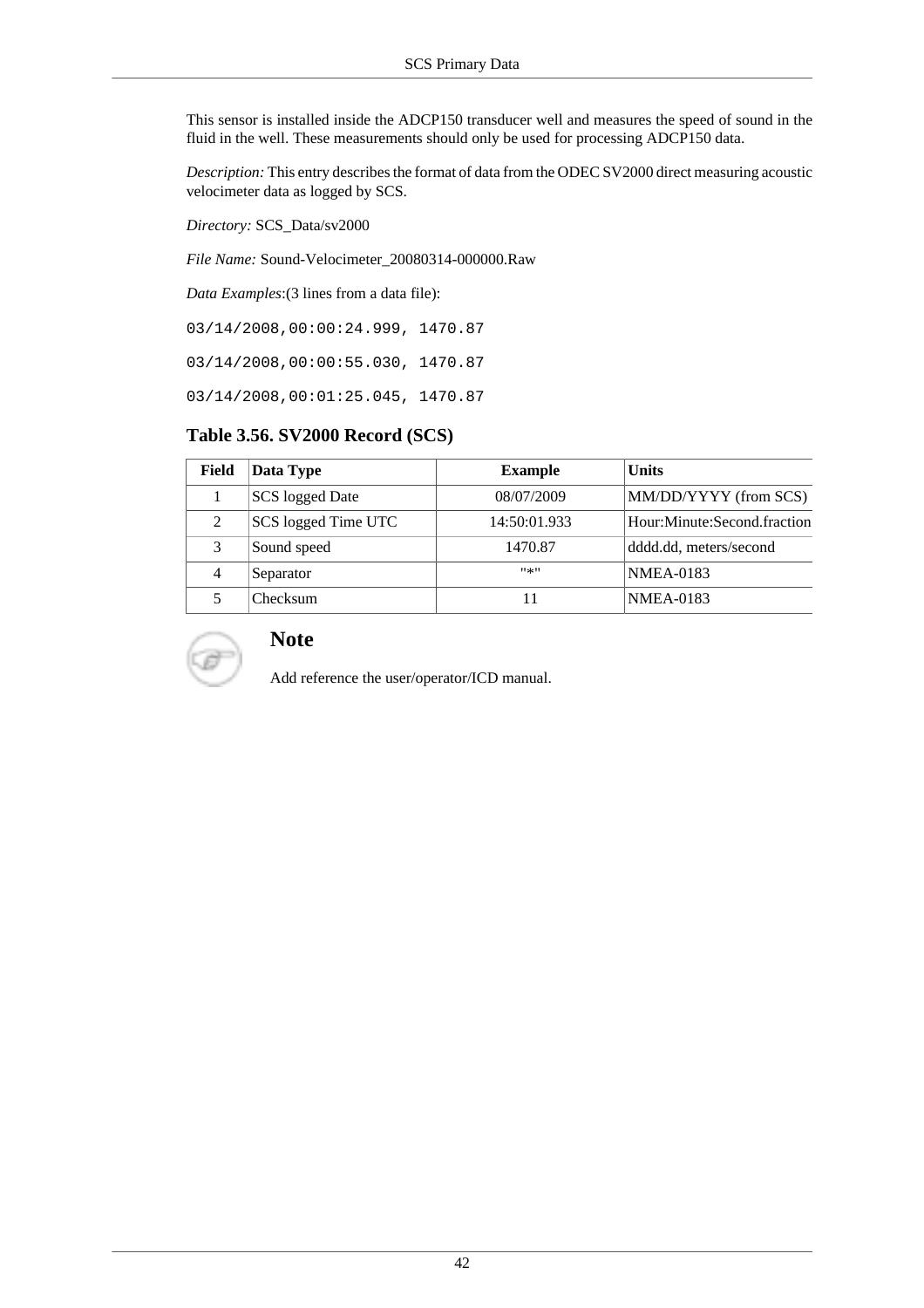This sensor is installed inside the ADCP150 transducer well and measures the speed of sound in the fluid in the well. These measurements should only be used for processing ADCP150 data.

*Description:* This entry describes the format of data from the ODEC SV2000 direct measuring acoustic velocimeter data as logged by SCS.

*Directory:* SCS_Data/sv2000

*File Name:* Sound-Velocimeter_20080314-000000.Raw

*Data Examples*:(3 lines from a data file):

```
03/14/2008,00:00:24.999, 1470.87

03/14/2008,00:00:55.030, 1470.87

03/14/2008,00:01:25.045, 1470.87
```

**Table 3.56. SV2000 Record (SCS)**

| Field | Data Type | Example | Units |
|---|---|---|---|
| 1 | SCS logged Date | 08/07/2009 | MM/DD/YYYY (from SCS) |
| 2 | SCS logged Time UTC | 14:50:01.933 | Hour:Minute:Second.fraction |
| 3 | Sound speed | 1470.87 | dddd.dd, meters/second |
| 4 | Separator | "*" | NMEA-0183 |
| 5 | Checksum | 11 | NMEA-0183 |

### Note

Add reference the user/operator/ICD manual.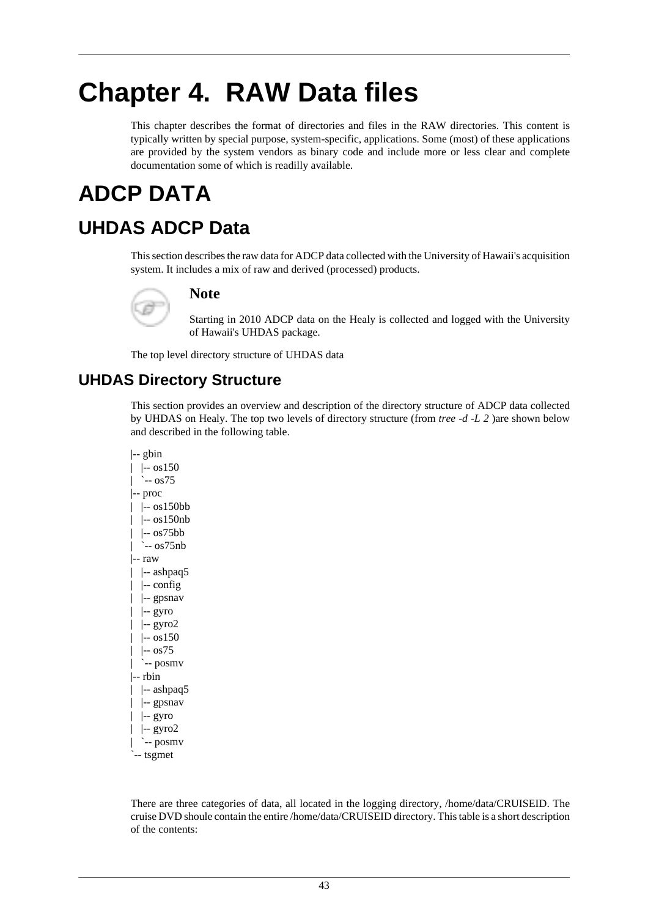# Chapter 4. RAW Data files

This chapter describes the format of directories and files in the RAW directories. This content is typically written by special purpose, system-specific, applications. Some (most) of these applications are provided by the system vendors as binary code and include more or less clear and complete documentation some of which is readilly available.

# ADCP DATA

## UHDAS ADCP Data

This section describes the raw data for ADCP data collected with the University of Hawaii's acquisition system. It includes a mix of raw and derived (processed) products.

**Note**

Starting in 2010 ADCP data on the Healy is collected and logged with the University of Hawaii's UHDAS package.

The top level directory structure of UHDAS data

### UHDAS Directory Structure

This section provides an overview and description of the directory structure of ADCP data collected by UHDAS on Healy. The top two levels of directory structure (from *tree -d -L 2* )are shown below and described in the following table.

```
|-- gbin
|   |-- os150
|   `-- os75
|-- proc
|   |-- os150bb
|   |-- os150nb
|   |-- os75bb
|   `-- os75nb
|-- raw
|   |-- ashpaq5
|   |-- config
|   |-- gpsnav
|   |-- gyro
|   |-- gyro2
|   |-- os150
|   |-- os75
|   `-- posmv
|-- rbin
|   |-- ashpaq5
|   |-- gpsnav
|   |-- gyro
|   |-- gyro2
|   `-- posmv
`-- tsgmet
```

There are three categories of data, all located in the logging directory, /home/data/CRUISEID. The cruise DVD shoule contain the entire /home/data/CRUISEID directory. This table is a short description of the contents: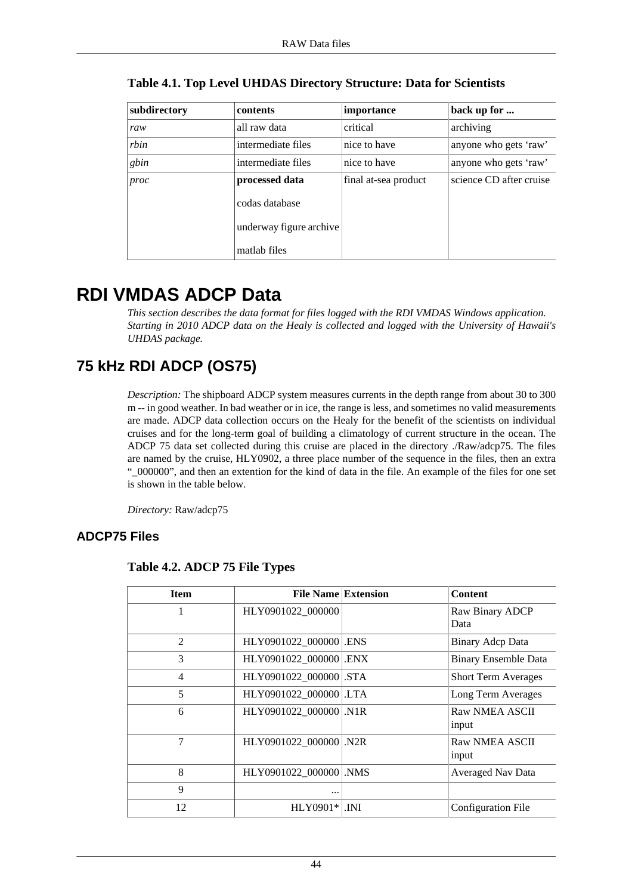**Table 4.1. Top Level UHDAS Directory Structure: Data for Scientists**

| subdirectory | contents | importance | back up for ... |
|---|---|---|---|
| *raw* | all raw data | critical | archiving |
| *rbin* | intermediate files | nice to have | anyone who gets ‘raw’ |
| *gbin* | intermediate files | nice to have | anyone who gets ‘raw’ |
| *proc* | **processed data**<br><br>codas database<br><br>underway figure archive<br><br>matlab files | final at-sea product | science CD after cruise |

# RDI VMDAS ADCP Data

*This section describes the data format for files logged with the RDI VMDAS Windows application. Starting in 2010 ADCP data on the Healy is collected and logged with the University of Hawaii's UHDAS package.*

## 75 kHz RDI ADCP (OS75)

*Description:* The shipboard ADCP system measures currents in the depth range from about 30 to 300 m -- in good weather. In bad weather or in ice, the range is less, and sometimes no valid measurements are made. ADCP data collection occurs on the Healy for the benefit of the scientists on individual cruises and for the long-term goal of building a climatology of current structure in the ocean. The ADCP 75 data set collected during this cruise are placed in the directory ./Raw/adcp75. The files are named by the cruise, HLY0902, a three place number of the sequence in the files, then an extra “_000000”, and then an extention for the kind of data in the file. An example of the files for one set is shown in the table below.

*Directory:* Raw/adcp75

### ADCP75 Files

**Table 4.2. ADCP 75 File Types**

| Item | File Name | Extension | Content |
|---|---|---|---|
| 1 | HLY0901022_000000 | | Raw Binary ADCP Data |
| 2 | HLY0901022_000000 | .ENS | Binary Adcp Data |
| 3 | HLY0901022_000000 | .ENX | Binary Ensemble Data |
| 4 | HLY0901022_000000 | .STA | Short Term Averages |
| 5 | HLY0901022_000000 | .LTA | Long Term Averages |
| 6 | HLY0901022_000000 | .N1R | Raw NMEA ASCII input |
| 7 | HLY0901022_000000 | .N2R | Raw NMEA ASCII input |
| 8 | HLY0901022_000000 | .NMS | Averaged Nav Data |
| 9 | ... | | |
| 12 | HLY0901* | .INI | Configuration File |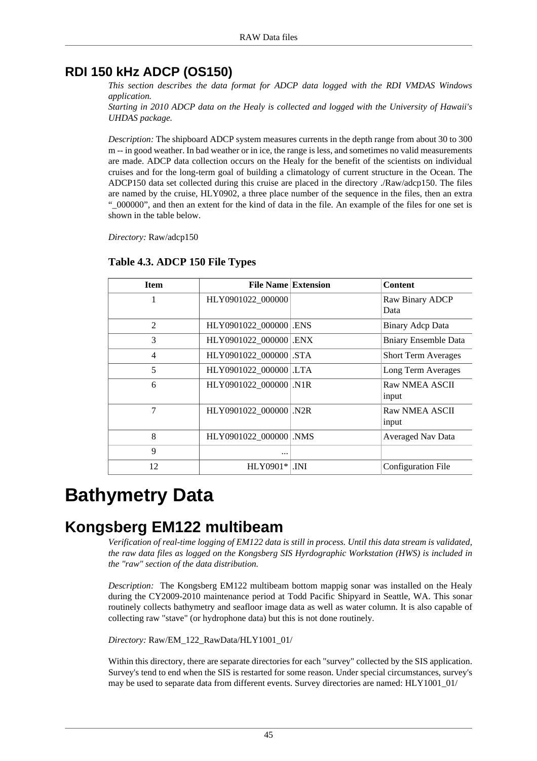## RDI 150 kHz ADCP (OS150)

*This section describes the data format for ADCP data logged with the RDI VMDAS Windows application.*

*Starting in 2010 ADCP data on the Healy is collected and logged with the University of Hawaii's UHDAS package.*

*Description:* The shipboard ADCP system measures currents in the depth range from about 30 to 300 m -- in good weather. In bad weather or in ice, the range is less, and sometimes no valid measurements are made. ADCP data collection occurs on the Healy for the benefit of the scientists on individual cruises and for the long-term goal of building a climatology of current structure in the Ocean. The ADCP150 data set collected during this cruise are placed in the directory ./Raw/adcp150. The files are named by the cruise, HLY0902, a three place number of the sequence in the files, then an extra "_000000", and then an extent for the kind of data in the file. An example of the files for one set is shown in the table below.

*Directory:* Raw/adcp150

**Table 4.3. ADCP 150 File Types**

| Item | File Name | Extension | Content |
|---|---|---|---|
| 1 | HLY0901022_000000 | | Raw Binary ADCP Data |
| 2 | HLY0901022_000000 | .ENS | Binary Adcp Data |
| 3 | HLY0901022_000000 | .ENX | Bniary Ensemble Data |
| 4 | HLY0901022_000000 | .STA | Short Term Averages |
| 5 | HLY0901022_000000 | .LTA | Long Term Averages |
| 6 | HLY0901022_000000 | .N1R | Raw NMEA ASCII input |
| 7 | HLY0901022_000000 | .N2R | Raw NMEA ASCII input |
| 8 | HLY0901022_000000 | .NMS | Averaged Nav Data |
| 9 | ... | | |
| 12 | HLY0901* | .INI | Configuration File |

# Bathymetry Data

## Kongsberg EM122 multibeam

*Verification of real-time logging of EM122 data is still in process. Until this data stream is validated, the raw data files as logged on the Kongsberg SIS Hyrdographic Workstation (HWS) is included in the "raw" section of the data distribution.*

*Description:* The Kongsberg EM122 multibeam bottom mappig sonar was installed on the Healy during the CY2009-2010 maintenance period at Todd Pacific Shipyard in Seattle, WA. This sonar routinely collects bathymetry and seafloor image data as well as water column. It is also capable of collecting raw "stave" (or hydrophone data) but this is not done routinely.

*Directory:* Raw/EM_122_RawData/HLY1001_01/

Within this directory, there are separate directories for each "survey" collected by the SIS application. Survey's tend to end when the SIS is restarted for some reason. Under special circumstances, survey's may be used to separate data from different events. Survey directories are named: HLY1001_01/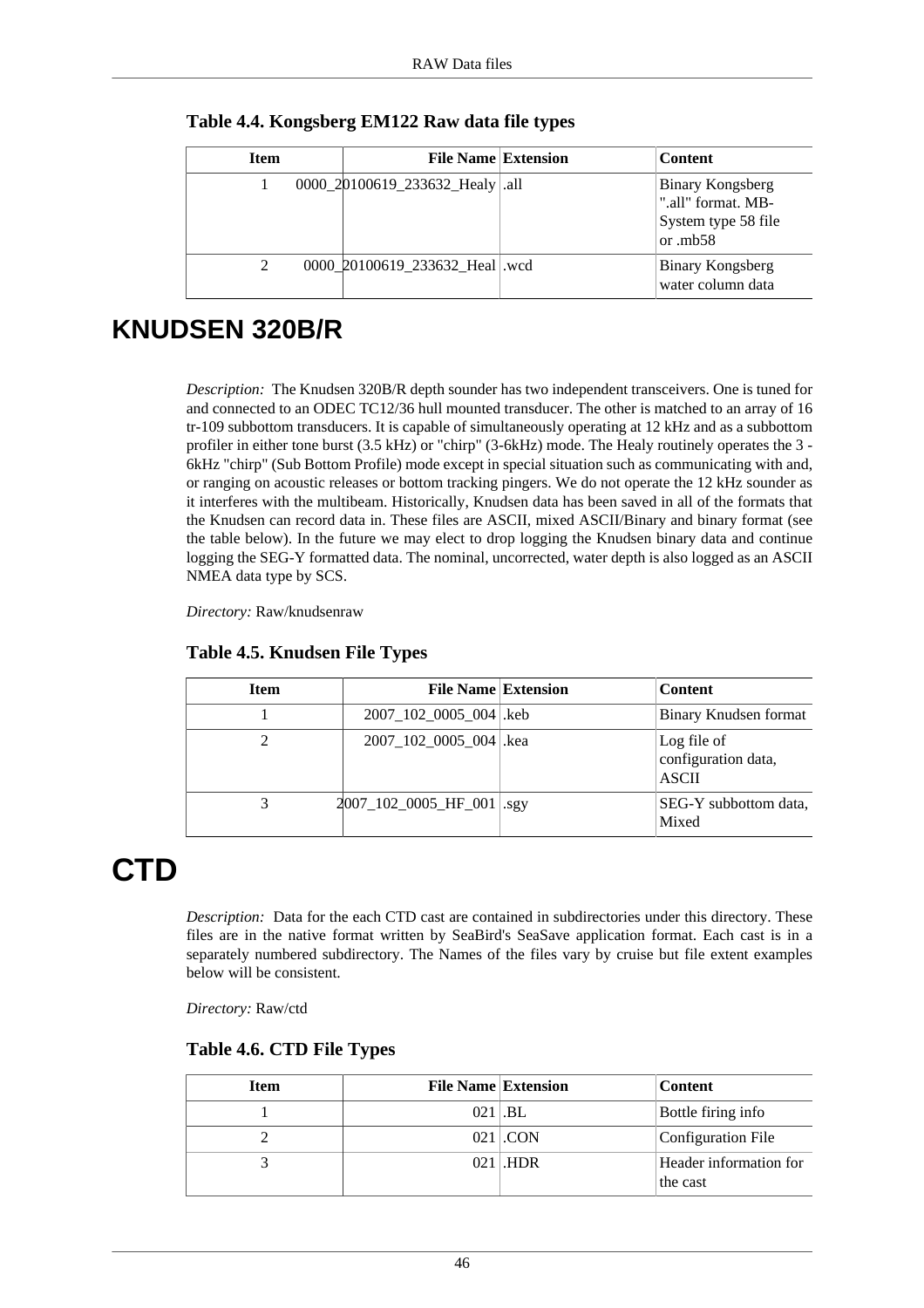**Table 4.4. Kongsberg EM122 Raw data file types**

| Item | File Name | Extension | Content |
|---|---|---|---|
| 1 | 0000_20100619_233632_Healy | .all | Binary Kongsberg ".all" format. MB-System type 58 file or .mb58 |
| 2 | 0000_20100619_233632_Heal | .wcd | Binary Kongsberg water column data |

# KNUDSEN 320B/R

*Description:* The Knudsen 320B/R depth sounder has two independent transceivers. One is tuned for and connected to an ODEC TC12/36 hull mounted transducer. The other is matched to an array of 16 tr-109 subbottom transducers. It is capable of simultaneously operating at 12 kHz and as a subbottom profiler in either tone burst (3.5 kHz) or "chirp" (3-6kHz) mode. The Healy routinely operates the 3 - 6kHz "chirp" (Sub Bottom Profile) mode except in special situation such as communicating with and, or ranging on acoustic releases or bottom tracking pingers. We do not operate the 12 kHz sounder as it interferes with the multibeam. Historically, Knudsen data has been saved in all of the formats that the Knudsen can record data in. These files are ASCII, mixed ASCII/Binary and binary format (see the table below). In the future we may elect to drop logging the Knudsen binary data and continue logging the SEG-Y formatted data. The nominal, uncorrected, water depth is also logged as an ASCII NMEA data type by SCS.

*Directory:* Raw/knudsenraw

**Table 4.5. Knudsen File Types**

| Item | File Name | Extension | Content |
|---|---|---|---|
| 1 | 2007_102_0005_004 | .keb | Binary Knudsen format |
| 2 | 2007_102_0005_004 | .kea | Log file of configuration data, ASCII |
| 3 | 2007_102_0005_HF_001 | .sgy | SEG-Y subbottom data, Mixed |

# CTD

*Description:* Data for the each CTD cast are contained in subdirectories under this directory. These files are in the native format written by SeaBird's SeaSave application format. Each cast is in a separately numbered subdirectory. The Names of the files vary by cruise but file extent examples below will be consistent.

*Directory:* Raw/ctd

**Table 4.6. CTD File Types**

| Item | File Name | Extension | Content |
|---|---|---|---|
| 1 | 021 | .BL | Bottle firing info |
| 2 | 021 | .CON | Configuration File |
| 3 | 021 | .HDR | Header information for the cast |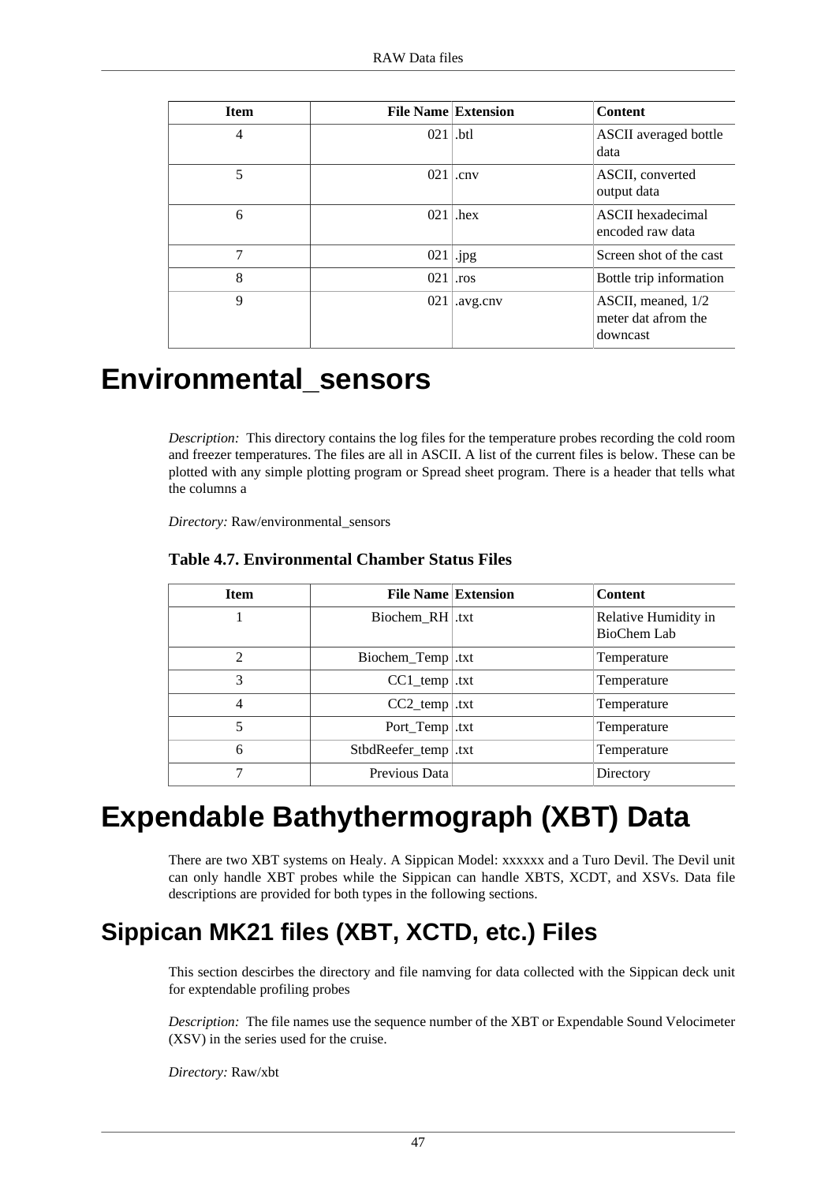| Item | File Name | Extension | Content |
|---|---|---|---|
| 4 | 021 | .btl | ASCII averaged bottle data |
| 5 | 021 | .cnv | ASCII, converted output data |
| 6 | 021 | .hex | ASCII hexadecimal encoded raw data |
| 7 | 021 | .jpg | Screen shot of the cast |
| 8 | 021 | .ros | Bottle trip information |
| 9 | 021 | .avg.cnv | ASCII, meaned, 1/2 meter dat afrom the downcast |

# Environmental_sensors

*Description:* This directory contains the log files for the temperature probes recording the cold room and freezer temperatures. The files are all in ASCII. A list of the current files is below. These can be plotted with any simple plotting program or Spread sheet program. There is a header that tells what the columns a

*Directory:* Raw/environmental_sensors

**Table 4.7. Environmental Chamber Status Files**

| Item | File Name | Extension | Content |
|---|---|---|---|
| 1 | Biochem_RH | .txt | Relative Humidity in BioChem Lab |
| 2 | Biochem_Temp | .txt | Temperature |
| 3 | CC1_temp | .txt | Temperature |
| 4 | CC2_temp | .txt | Temperature |
| 5 | Port_Temp | .txt | Temperature |
| 6 | StbdReefer_temp | .txt | Temperature |
| 7 | Previous Data | | Directory |

# Expendable Bathythermograph (XBT) Data

There are two XBT systems on Healy. A Sippican Model: xxxxxx and a Turo Devil. The Devil unit can only handle XBT probes while the Sippican can handle XBTS, XCDT, and XSVs. Data file descriptions are provided for both types in the following sections.

## Sippican MK21 files (XBT, XCTD, etc.) Files

This section descirbes the directory and file namving for data collected with the Sippican deck unit for exptendable profiling probes

*Description:* The file names use the sequence number of the XBT or Expendable Sound Velocimeter (XSV) in the series used for the cruise.

*Directory:* Raw/xbt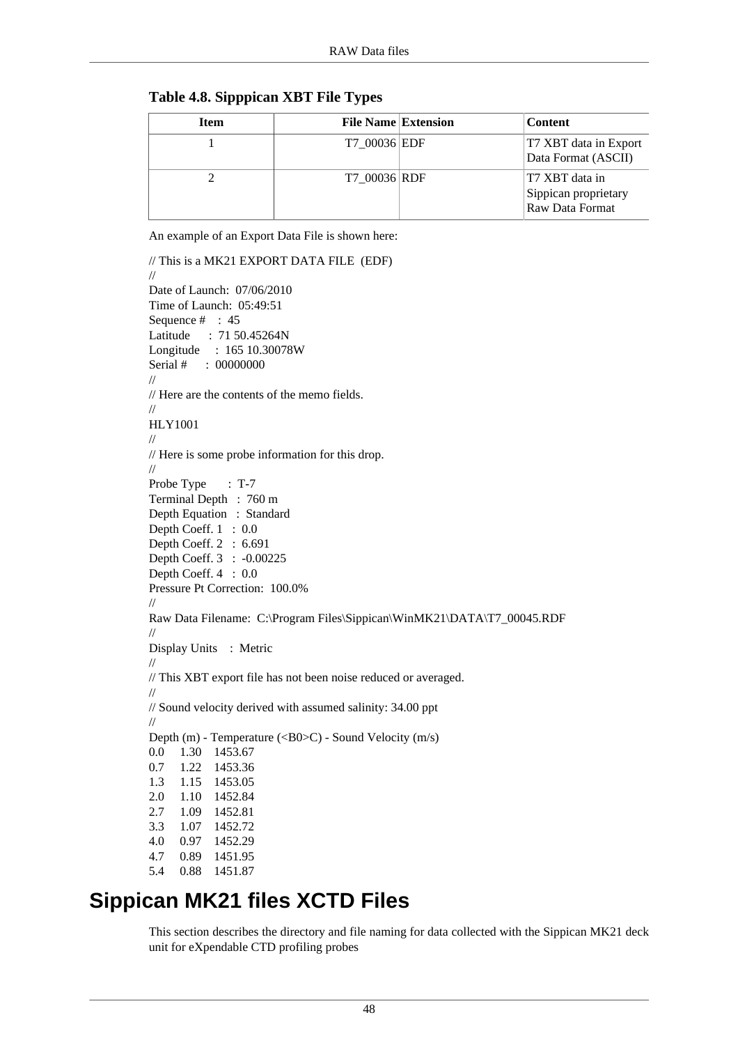**Table 4.8. Sipppican XBT File Types**

| Item | File Name | Extension | Content |
|---|---|---|---|
| 1 | T7_00036 | EDF | T7 XBT data in Export Data Format (ASCII) |
| 2 | T7_00036 | RDF | T7 XBT data in Sippican proprietary Raw Data Format |

An example of an Export Data File is shown here:

```
// This is a MK21 EXPORT DATA FILE  (EDF)
//
Date of Launch:  07/06/2010
Time of Launch:  05:49:51
Sequence #    :  45
Latitude      :  71 50.45264N
Longitude     :  165 10.30078W
Serial #      :  00000000
//
// Here are the contents of the memo fields.
//
HLY1001
//
// Here is some probe information for this drop.
//
Probe Type       :  T-7
Terminal Depth   :  760 m
Depth Equation   :  Standard
Depth Coeff. 1   :  0.0
Depth Coeff. 2   :  6.691
Depth Coeff. 3   :  -0.00225
Depth Coeff. 4   :  0.0
Pressure Pt Correction:  100.0%
//
Raw Data Filename:  C:\Program Files\Sippican\WinMK21\DATA\T7_00045.RDF
//
Display Units    :  Metric
//
// This XBT export file has not been noise reduced or averaged.
//
// Sound velocity derived with assumed salinity: 34.00 ppt
//
Depth (m) - Temperature (<B0>C) - Sound Velocity (m/s)
0.0     1.30    1453.67
0.7     1.22    1453.36
1.3     1.15    1453.05
2.0     1.10    1452.84
2.7     1.09    1452.81
3.3     1.07    1452.72
4.0     0.97    1452.29
4.7     0.89    1451.95
5.4     0.88    1451.87
```

# Sippican MK21 files XCTD Files

This section describes the directory and file naming for data collected with the Sippican MK21 deck unit for eXpendable CTD profiling probes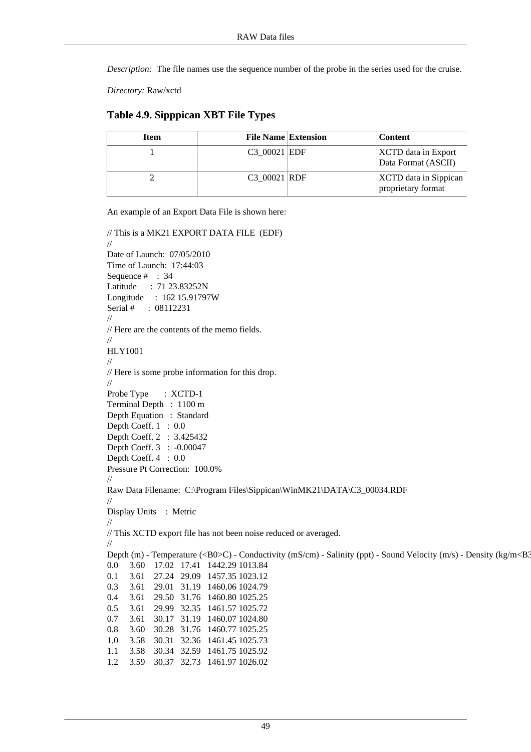*Description:* The file names use the sequence number of the probe in the series used for the cruise.

*Directory:* Raw/xctd

### Table 4.9. Sipppican XBT File Types

| Item | File Name | Extension | Content |
|---|---|---|---|
| 1 | C3_00021 | EDF | XCTD data in Export Data Format (ASCII) |
| 2 | C3_00021 | RDF | XCTD data in Sippican proprietary format |

An example of an Export Data File is shown here:

```
// This is a MK21 EXPORT DATA FILE  (EDF)
//
Date of Launch:  07/05/2010
Time of Launch:  17:44:03
Sequence #    :  34
Latitude      :  71 23.83252N
Longitude     :  162 15.91797W
Serial #      :  08112231
//
// Here are the contents of the memo fields.
//
HLY1001
//
// Here is some probe information for this drop.
//
Probe Type       :  XCTD-1
Terminal Depth   :  1100 m
Depth Equation   :  Standard
Depth Coeff. 1   :  0.0
Depth Coeff. 2   :  3.425432
Depth Coeff. 3   :  -0.00047
Depth Coeff. 4   :  0.0
Pressure Pt Correction:  100.0%
//
Raw Data Filename:  C:\Program Files\Sippican\WinMK21\DATA\C3_00034.RDF
//
Display Units    :  Metric
//
// This XCTD export file has not been noise reduced or averaged.
//
Depth (m) - Temperature (<B0>C) - Conductivity (mS/cm) - Salinity (ppt) - Sound Velocity (m/s) - Density (kg/m<B3
0.0     3.60    17.02   17.41   1442.29 1013.84
0.1     3.61    27.24   29.09   1457.35 1023.12
0.3     3.61    29.01   31.19   1460.06 1024.79
0.4     3.61    29.50   31.76   1460.80 1025.25
0.5     3.61    29.99   32.35   1461.57 1025.72
0.7     3.61    30.17   31.19   1460.07 1024.80
0.8     3.60    30.28   31.76   1460.77 1025.25
1.0     3.58    30.31   32.36   1461.45 1025.73
1.1     3.58    30.34   32.59   1461.75 1025.92
1.2     3.59    30.37   32.73   1461.97 1026.02
```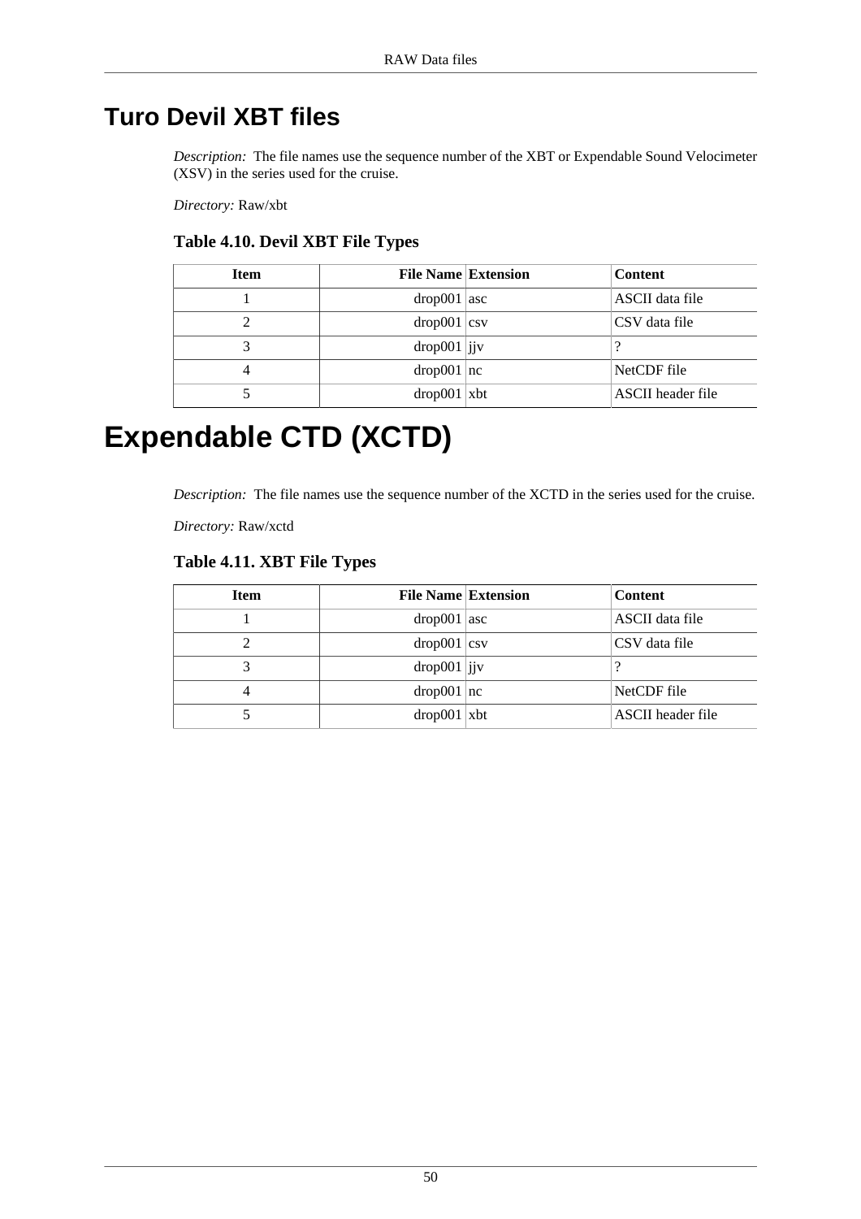## Turo Devil XBT files

*Description:* The file names use the sequence number of the XBT or Expendable Sound Velocimeter (XSV) in the series used for the cruise.

*Directory:* Raw/xbt

**Table 4.10. Devil XBT File Types**

| Item | File Name | Extension | Content |
|---|---|---|---|
| 1 | drop001 | asc | ASCII data file |
| 2 | drop001 | csv | CSV data file |
| 3 | drop001 | jjv | ? |
| 4 | drop001 | nc | NetCDF file |
| 5 | drop001 | xbt | ASCII header file |

# Expendable CTD (XCTD)

*Description:* The file names use the sequence number of the XCTD in the series used for the cruise.

*Directory:* Raw/xctd

**Table 4.11. XBT File Types**

| Item | File Name | Extension | Content |
|---|---|---|---|
| 1 | drop001 | asc | ASCII data file |
| 2 | drop001 | csv | CSV data file |
| 3 | drop001 | jjv | ? |
| 4 | drop001 | nc | NetCDF file |
| 5 | drop001 | xbt | ASCII header file |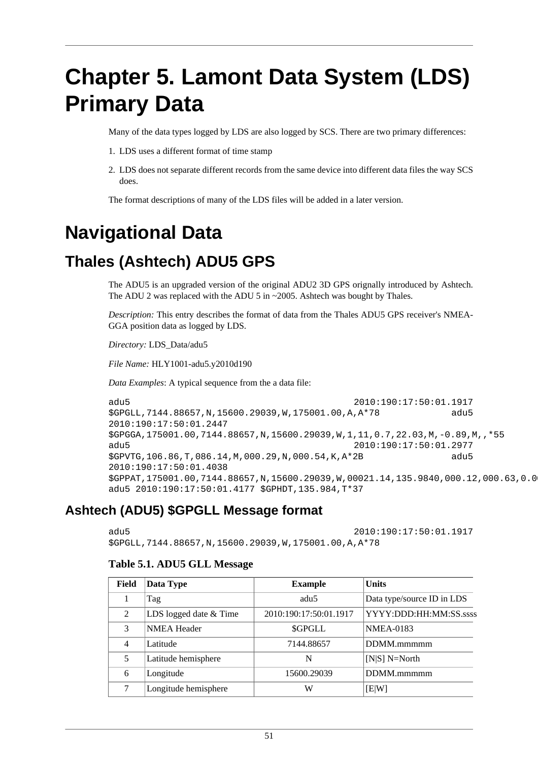# Chapter 5. Lamont Data System (LDS) Primary Data

Many of the data types logged by LDS are also logged by SCS. There are two primary differences:

1. LDS uses a different format of time stamp
2. LDS does not separate different records from the same device into different data files the way SCS does.

The format descriptions of many of the LDS files will be added in a later version.

# Navigational Data

## Thales (Ashtech) ADU5 GPS

The ADU5 is an upgraded version of the original ADU2 3D GPS orignally introduced by Ashtech. The ADU 2 was replaced with the ADU 5 in ~2005. Ashtech was bought by Thales.

*Description:* This entry describes the format of data from the Thales ADU5 GPS receiver's NMEA-GGA position data as logged by LDS.

*Directory:* LDS_Data/adu5

*File Name:* HLY1001-adu5.y2010d190

*Data Examples*: A typical sequence from the a data file:

```
adu5                                            2010:190:17:50:01.1917
$GPGLL,7144.88657,N,15600.29039,W,175001.00,A,A*78             adu5
2010:190:17:50:01.2447
$GPGGA,175001.00,7144.88657,N,15600.29039,W,1,11,0.7,22.03,M,-0.89,M,,*55
adu5                                            2010:190:17:50:01.2977
$GPVTG,106.86,T,086.14,M,000.29,N,000.54,K,A*2B                adu5
2010:190:17:50:01.4038
$GPPAT,175001.00,7144.88657,N,15600.29039,W,00021.14,135.9840,000.12,000.63,0.0
adu5 2010:190:17:50:01.4177 $GPHDT,135.984,T*37
```

### Ashtech (ADU5) $GPGLL Message format

```
adu5                                            2010:190:17:50:01.1917
$GPGLL,7144.88657,N,15600.29039,W,175001.00,A,A*78
```

**Table 5.1. ADU5 GLL Message**

| Field | Data Type | Example | Units |
|---|---|---|---|
| 1 | Tag | adu5 | Data type/source ID in LDS |
| 2 | LDS logged date & Time | 2010:190:17:50:01.1917 | YYYY:DDD:HH:MM:SS.ssss |
| 3 | NMEA Header | $GPGLL | NMEA-0183 |
| 4 | Latitude | 7144.88657 | DDMM.mmmmm |
| 5 | Latitude hemisphere | N | [N\|S] N=North |
| 6 | Longitude | 15600.29039 | DDMM.mmmmm |
| 7 | Longitude hemisphere | W | [E\|W] |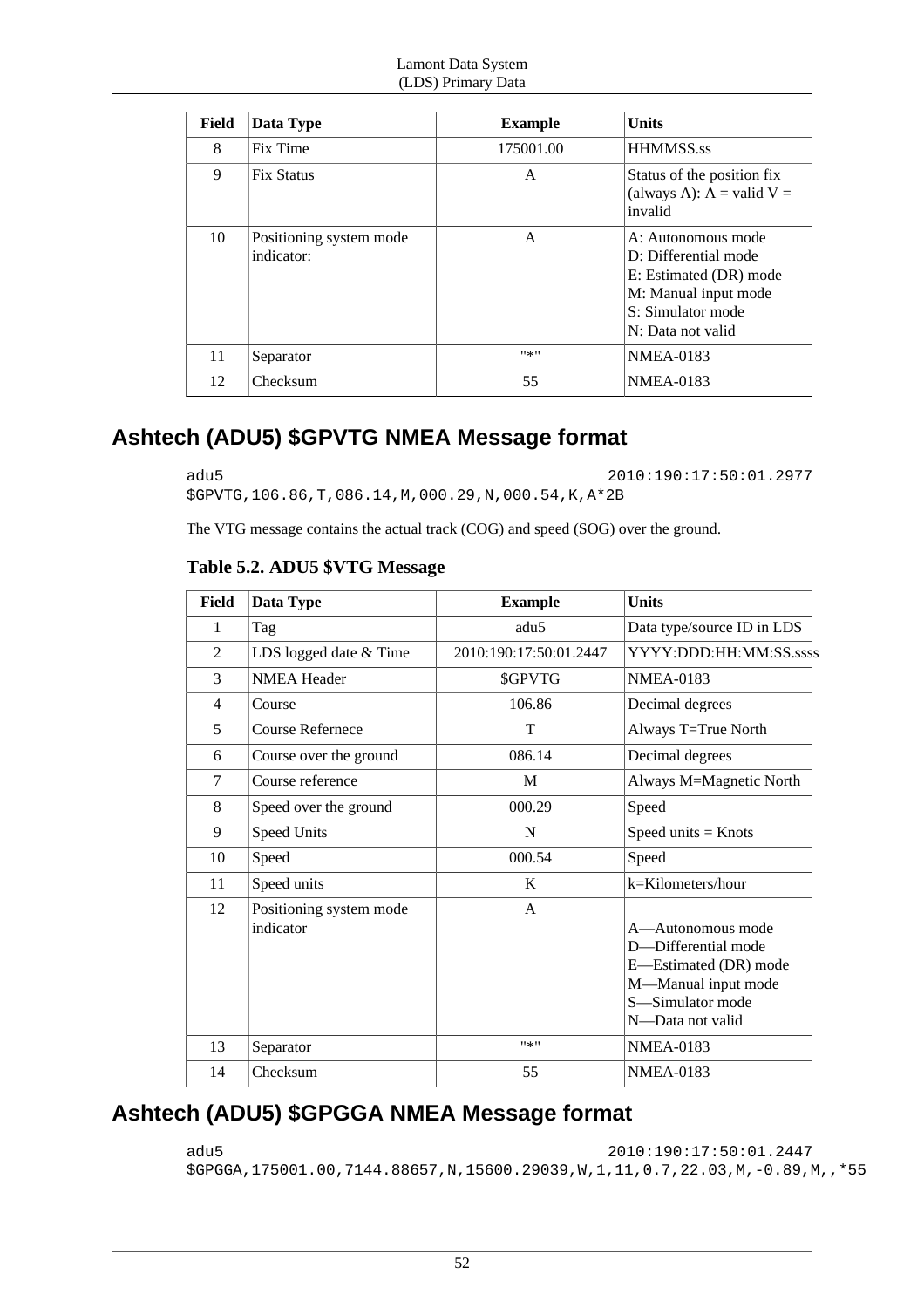| Field | Data Type | Example | Units |
|---|---|---|---|
| 8 | Fix Time | 175001.00 | HHMMSS.ss |
| 9 | Fix Status | A | Status of the position fix (always A): A = valid V = invalid |
| 10 | Positioning system mode indicator: | A | A: Autonomous mode<br>D: Differential mode<br>E: Estimated (DR) mode<br>M: Manual input mode<br>S: Simulator mode<br>N: Data not valid |
| 11 | Separator | "*" | NMEA-0183 |
| 12 | Checksum | 55 | NMEA-0183 |

## Ashtech (ADU5) $GPVTG NMEA Message format

```
adu5                                          2010:190:17:50:01.2977
$GPVTG,106.86,T,086.14,M,000.29,N,000.54,K,A*2B
```

The VTG message contains the actual track (COG) and speed (SOG) over the ground.

**Table 5.2. ADU5 $VTG Message**

| Field | Data Type | Example | Units |
|---|---|---|---|
| 1 | Tag | adu5 | Data type/source ID in LDS |
| 2 | LDS logged date & Time | 2010:190:17:50:01.2447 | YYYY:DDD:HH:MM:SS.ssss |
| 3 | NMEA Header | $GPVTG | NMEA-0183 |
| 4 | Course | 106.86 | Decimal degrees |
| 5 | Course Refernece | T | Always T=True North |
| 6 | Course over the ground | 086.14 | Decimal degrees |
| 7 | Course reference | M | Always M=Magnetic North |
| 8 | Speed over the ground | 000.29 | Speed |
| 9 | Speed Units | N | Speed units = Knots |
| 10 | Speed | 000.54 | Speed |
| 11 | Speed units | K | k=Kilometers/hour |
| 12 | Positioning system mode indicator | A | A—Autonomous mode<br>D—Differential mode<br>E—Estimated (DR) mode<br>M—Manual input mode<br>S—Simulator mode<br>N—Data not valid |
| 13 | Separator | "*" | NMEA-0183 |
| 14 | Checksum | 55 | NMEA-0183 |

## Ashtech (ADU5) $GPGGA NMEA Message format

```
adu5                                          2010:190:17:50:01.2447
$GPGGA,175001.00,7144.88657,N,15600.29039,W,1,11,0.7,22.03,M,-0.89,M,,*55
```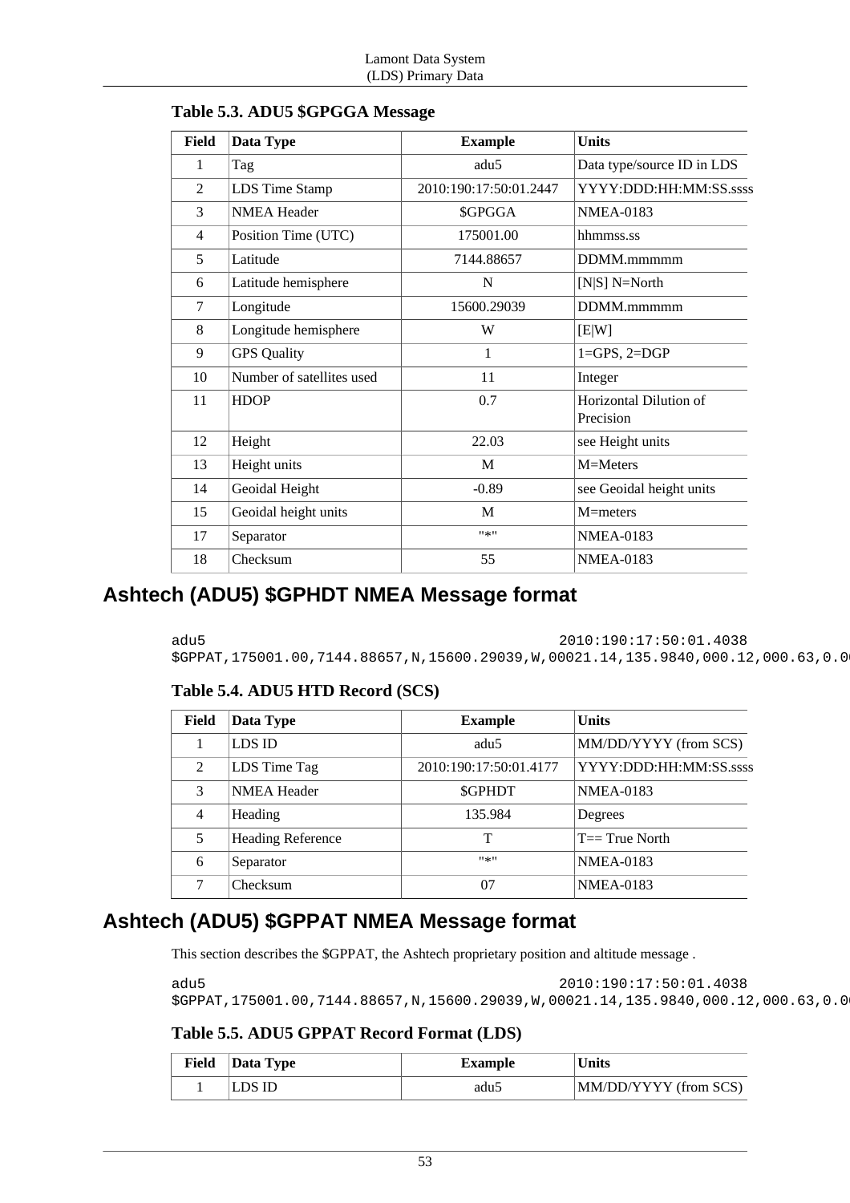**Table 5.3. ADU5 $GPGGA Message**

| Field | Data Type | Example | Units |
|---|---|---|---|
| 1 | Tag | adu5 | Data type/source ID in LDS |
| 2 | LDS Time Stamp | 2010:190:17:50:01.2447 | YYYY:DDD:HH:MM:SS.ssss |
| 3 | NMEA Header | $GPGGA | NMEA-0183 |
| 4 | Position Time (UTC) | 175001.00 | hhmmss.ss |
| 5 | Latitude | 7144.88657 | DDMM.mmmmm |
| 6 | Latitude hemisphere | N | [N\|S] N=North |
| 7 | Longitude | 15600.29039 | DDMM.mmmmm |
| 8 | Longitude hemisphere | W | [E\|W] |
| 9 | GPS Quality | 1 | 1=GPS, 2=DGP |
| 10 | Number of satellites used | 11 | Integer |
| 11 | HDOP | 0.7 | Horizontal Dilution of Precision |
| 12 | Height | 22.03 | see Height units |
| 13 | Height units | M | M=Meters |
| 14 | Geoidal Height | -0.89 | see Geoidal height units |
| 15 | Geoidal height units | M | M=meters |
| 17 | Separator | "*" | NMEA-0183 |
| 18 | Checksum | 55 | NMEA-0183 |

## Ashtech (ADU5) $GPHDT NMEA Message format

```
adu5                                    2010:190:17:50:01.4038
$GPPAT,175001.00,7144.88657,N,15600.29039,W,00021.14,135.9840,000.12,000.63,0.0
```

**Table 5.4. ADU5 HTD Record (SCS)**

| Field | Data Type | Example | Units |
|---|---|---|---|
| 1 | LDS ID | adu5 | MM/DD/YYYY (from SCS) |
| 2 | LDS Time Tag | 2010:190:17:50:01.4177 | YYYY:DDD:HH:MM:SS.ssss |
| 3 | NMEA Header | $GPHDT | NMEA-0183 |
| 4 | Heading | 135.984 | Degrees |
| 5 | Heading Reference | T | T== True North |
| 6 | Separator | "*" | NMEA-0183 |
| 7 | Checksum | 07 | NMEA-0183 |

## Ashtech (ADU5) $GPPAT NMEA Message format

This section describes the $GPPAT, the Ashtech proprietary position and altitude message .

```
adu5                                    2010:190:17:50:01.4038
$GPPAT,175001.00,7144.88657,N,15600.29039,W,00021.14,135.9840,000.12,000.63,0.0
```

**Table 5.5. ADU5 GPPAT Record Format (LDS)**

| Field | Data Type | Example | Units |
|---|---|---|---|
| 1 | LDS ID | adu5 | MM/DD/YYYY (from SCS) |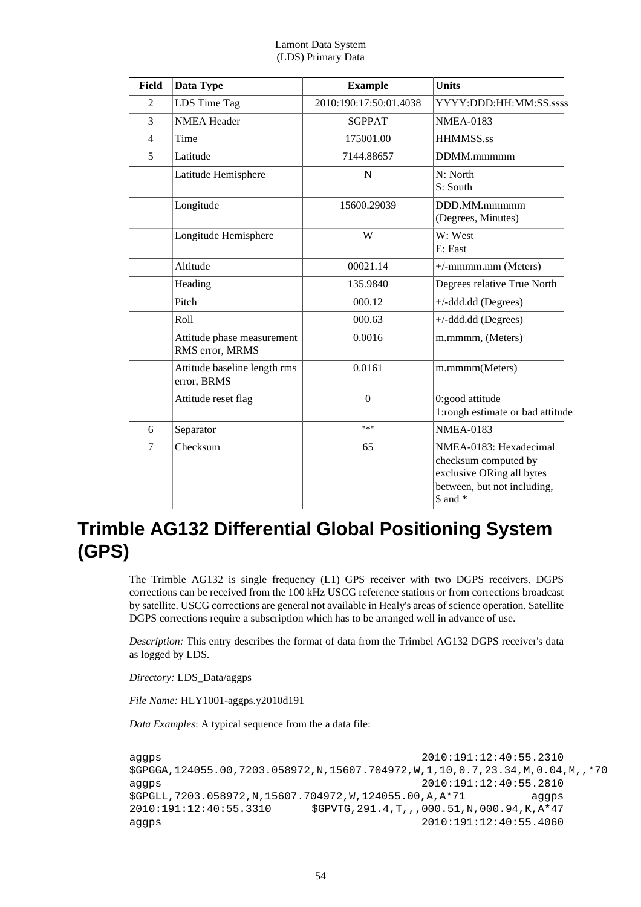| Field | Data Type | Example | Units |
| --- | --- | --- | --- |
| 2 | LDS Time Tag | 2010:190:17:50:01.4038 | YYYY:DDD:HH:MM:SS.ssss |
| 3 | NMEA Header | $GPPAT | NMEA-0183 |
| 4 | Time | 175001.00 | HHMMSS.ss |
| 5 | Latitude | 7144.88657 | DDMM.mmmmm |
| | Latitude Hemisphere | N | N: North<br>S: South |
| | Longitude | 15600.29039 | DDD.MM.mmmmm (Degrees, Minutes) |
| | Longitude Hemisphere | W | W: West<br>E: East |
| | Altitude | 00021.14 | +/-mmmm.mm (Meters) |
| | Heading | 135.9840 | Degrees relative True North |
| | Pitch | 000.12 | +/-ddd.dd (Degrees) |
| | Roll | 000.63 | +/-ddd.dd (Degrees) |
| | Attitude phase measurement RMS error, MRMS | 0.0016 | m.mmmm, (Meters) |
| | Attitude baseline length rms error, BRMS | 0.0161 | m.mmmm(Meters) |
| | Attitude reset flag | 0 | 0:good attitude<br>1:rough estimate or bad attitude |
| 6 | Separator | "*" | NMEA-0183 |
| 7 | Checksum | 65 | NMEA-0183: Hexadecimal checksum computed by exclusive ORing all bytes between, but not including, $ and * |

# Trimble AG132 Differential Global Positioning System (GPS)

The Trimble AG132 is single frequency (L1) GPS receiver with two DGPS receivers. DGPS corrections can be received from the 100 kHz USCG reference stations or from corrections broadcast by satellite. USCG corrections are general not available in Healy's areas of science operation. Satellite DGPS corrections require a subscription which has to be arranged well in advance of use.

*Description:* This entry describes the format of data from the Trimbel AG132 DGPS receiver's data as logged by LDS.

*Directory:* LDS_Data/aggps

*File Name:* HLY1001-aggps.y2010d191

*Data Examples*: A typical sequence from the a data file:

```
aggps                                          2010:191:12:40:55.2310
$GPGGA,124055.00,7203.058972,N,15607.704972,W,1,10,0.7,23.34,M,0.04,M,,*70
aggps                                          2010:191:12:40:55.2810
$GPGLL,7203.058972,N,15607.704972,W,124055.00,A,A*71          aggps
2010:191:12:40:55.3310      $GPVTG,291.4,T,,,000.51,N,000.94,K,A*47
aggps                                          2010:191:12:40:55.4060
```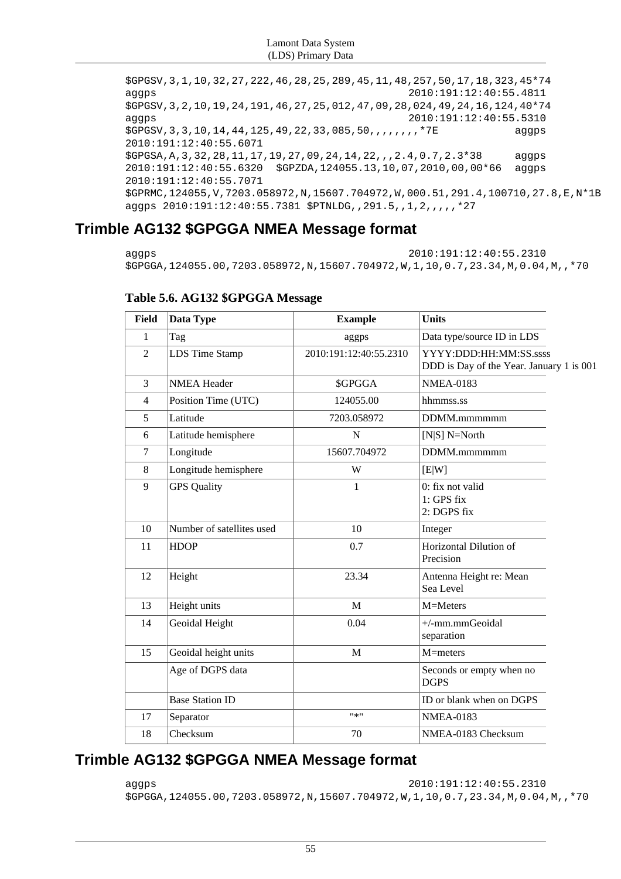```
$GPGSV,3,1,10,32,27,222,46,28,25,289,45,11,48,257,50,17,18,323,45*74
aggps                                          2010:191:12:40:55.4811
$GPGSV,3,2,10,19,24,191,46,27,25,012,47,09,28,024,49,24,16,124,40*74
aggps                                          2010:191:12:40:55.5310
$GPGSV,3,3,10,14,44,125,49,22,33,085,50,,,,,,,,*7E           aggps
2010:191:12:40:55.6071
$GPGSA,A,3,32,28,11,17,19,27,09,24,14,22,,,2.4,0.7,2.3*38     aggps
2010:191:12:40:55.6320  $GPZDA,124055.13,10,07,2010,00,00*66  aggps
2010:191:12:40:55.7071
$GPRMC,124055,V,7203.058972,N,15607.704972,W,000.51,291.4,100710,27.8,E,N*1B
aggps 2010:191:12:40:55.7381 $PTNLDG,,291.5,,1,2,,,,,*27
```

## Trimble AG132 $GPGGA NMEA Message format

```
aggps                                          2010:191:12:40:55.2310
$GPGGA,124055.00,7203.058972,N,15607.704972,W,1,10,0.7,23.34,M,0.04,M,,*70
```

**Table 5.6. AG132 $GPGGA Message**

| Field | Data Type | Example | Units |
|---|---|---|---|
| 1 | Tag | aggps | Data type/source ID in LDS |
| 2 | LDS Time Stamp | 2010:191:12:40:55.2310 | YYYY:DDD:HH:MM:SS.ssss DDD is Day of the Year. January 1 is 001 |
| 3 | NMEA Header | $GPGGA | NMEA-0183 |
| 4 | Position Time (UTC) | 124055.00 | hhmmss.ss |
| 5 | Latitude | 7203.058972 | DDMM.mmmmmm |
| 6 | Latitude hemisphere | N | [N\|S] N=North |
| 7 | Longitude | 15607.704972 | DDMM.mmmmmm |
| 8 | Longitude hemisphere | W | [E\|W] |
| 9 | GPS Quality | 1 | 0: fix not valid<br>1: GPS fix<br>2: DGPS fix |
| 10 | Number of satellites used | 10 | Integer |
| 11 | HDOP | 0.7 | Horizontal Dilution of Precision |
| 12 | Height | 23.34 | Antenna Height re: Mean Sea Level |
| 13 | Height units | M | M=Meters |
| 14 | Geoidal Height | 0.04 | +/-mm.mmGeoidal separation |
| 15 | Geoidal height units | M | M=meters |
| | Age of DGPS data | | Seconds or empty when no DGPS |
| | Base Station ID | | ID or blank when on DGPS |
| 17 | Separator | "*" | NMEA-0183 |
| 18 | Checksum | 70 | NMEA-0183 Checksum |

## Trimble AG132 $GPGGA NMEA Message format

```
aggps                                          2010:191:12:40:55.2310
$GPGGA,124055.00,7203.058972,N,15607.704972,W,1,10,0.7,23.34,M,0.04,M,,*70
```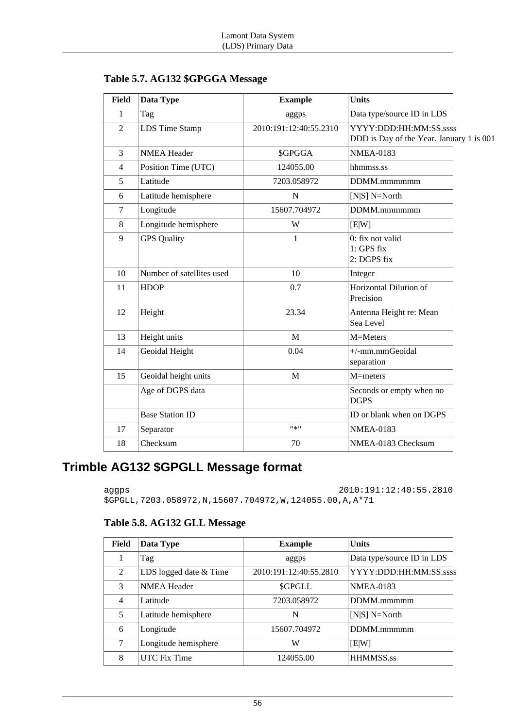**Table 5.7. AG132 $GPGGA Message**

| Field | Data Type | Example | Units |
|---|---|---|---|
| 1 | Tag | aggps | Data type/source ID in LDS |
| 2 | LDS Time Stamp | 2010:191:12:40:55.2310 | YYYY:DDD:HH:MM:SS.ssss DDD is Day of the Year. January 1 is 001 |
| 3 | NMEA Header | $GPGGA | NMEA-0183 |
| 4 | Position Time (UTC) | 124055.00 | hhmmss.ss |
| 5 | Latitude | 7203.058972 | DDMM.mmmmmm |
| 6 | Latitude hemisphere | N | [N\|S] N=North |
| 7 | Longitude | 15607.704972 | DDMM.mmmmmm |
| 8 | Longitude hemisphere | W | [E\|W] |
| 9 | GPS Quality | 1 | 0: fix not valid<br>1: GPS fix<br>2: DGPS fix |
| 10 | Number of satellites used | 10 | Integer |
| 11 | HDOP | 0.7 | Horizontal Dilution of Precision |
| 12 | Height | 23.34 | Antenna Height re: Mean Sea Level |
| 13 | Height units | M | M=Meters |
| 14 | Geoidal Height | 0.04 | +/-mm.mmGeoidal separation |
| 15 | Geoidal height units | M | M=meters |
| | Age of DGPS data | | Seconds or empty when no DGPS |
| | Base Station ID | | ID or blank when on DGPS |
| 17 | Separator | "*" | NMEA-0183 |
| 18 | Checksum | 70 | NMEA-0183 Checksum |

## Trimble AG132 $GPGLL Message format

```
aggps                                        2010:191:12:40:55.2810
$GPGLL,7203.058972,N,15607.704972,W,124055.00,A,A*71
```

**Table 5.8. AG132 GLL Message**

| Field | Data Type | Example | Units |
|---|---|---|---|
| 1 | Tag | aggps | Data type/source ID in LDS |
| 2 | LDS logged date & Time | 2010:191:12:40:55.2810 | YYYY:DDD:HH:MM:SS.ssss |
| 3 | NMEA Header | $GPGLL | NMEA-0183 |
| 4 | Latitude | 7203.058972 | DDMM.mmmmm |
| 5 | Latitude hemisphere | N | [N\|S] N=North |
| 6 | Longitude | 15607.704972 | DDMM.mmmmm |
| 7 | Longitude hemisphere | W | [E\|W] |
| 8 | UTC Fix Time | 124055.00 | HHMMSS.ss |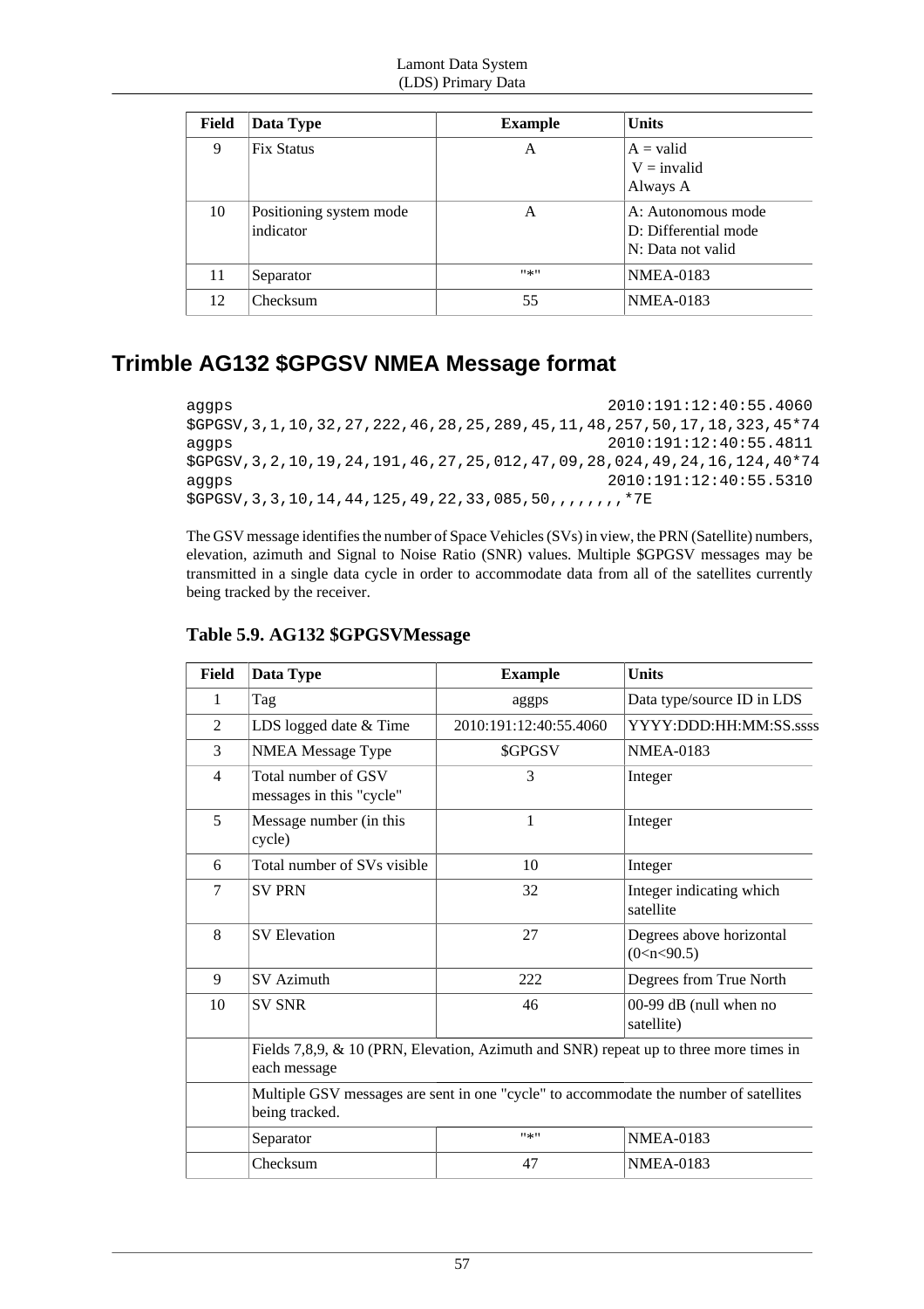| Field | Data Type | Example | Units |
|---|---|---|---|
| 9 | Fix Status | A | A = valid<br>V = invalid<br>Always A |
| 10 | Positioning system mode indicator | A | A: Autonomous mode<br>D: Differential mode<br>N: Data not valid |
| 11 | Separator | "*" | NMEA-0183 |
| 12 | Checksum | 55 | NMEA-0183 |

## Trimble AG132 $GPGSV NMEA Message format

```
aggps                                              2010:191:12:40:55.4060
$GPGSV,3,1,10,32,27,222,46,28,25,289,45,11,48,257,50,17,18,323,45*74
aggps                                              2010:191:12:40:55.4811
$GPGSV,3,2,10,19,24,191,46,27,25,012,47,09,28,024,49,24,16,124,40*74
aggps                                              2010:191:12:40:55.5310
$GPGSV,3,3,10,14,44,125,49,22,33,085,50,,,,,,,,*7E
```

The GSV message identifies the number of Space Vehicles (SVs) in view, the PRN (Satellite) numbers, elevation, azimuth and Signal to Noise Ratio (SNR) values. Multiple $GPGSV messages may be transmitted in a single data cycle in order to accommodate data from all of the satellites currently being tracked by the receiver.

### Table 5.9. AG132 $GPGSVMessage

| Field | Data Type | Example | Units |
|---|---|---|---|
| 1 | Tag | aggps | Data type/source ID in LDS |
| 2 | LDS logged date & Time | 2010:191:12:40:55.4060 | YYYY:DDD:HH:MM:SS.ssss |
| 3 | NMEA Message Type | $GPGSV | NMEA-0183 |
| 4 | Total number of GSV messages in this "cycle" | 3 | Integer |
| 5 | Message number (in this cycle) | 1 | Integer |
| 6 | Total number of SVs visible | 10 | Integer |
| 7 | SV PRN | 32 | Integer indicating which satellite |
| 8 | SV Elevation | 27 | Degrees above horizontal (0<n<90.5) |
| 9 | SV Azimuth | 222 | Degrees from True North |
| 10 | SV SNR | 46 | 00-99 dB (null when no satellite) |
| | Fields 7,8,9, & 10 (PRN, Elevation, Azimuth and SNR) repeat up to three more times in each message | | |
| | Multiple GSV messages are sent in one "cycle" to accommodate the number of satellites being tracked. | | |
| | Separator | "*" | NMEA-0183 |
| | Checksum | 47 | NMEA-0183 |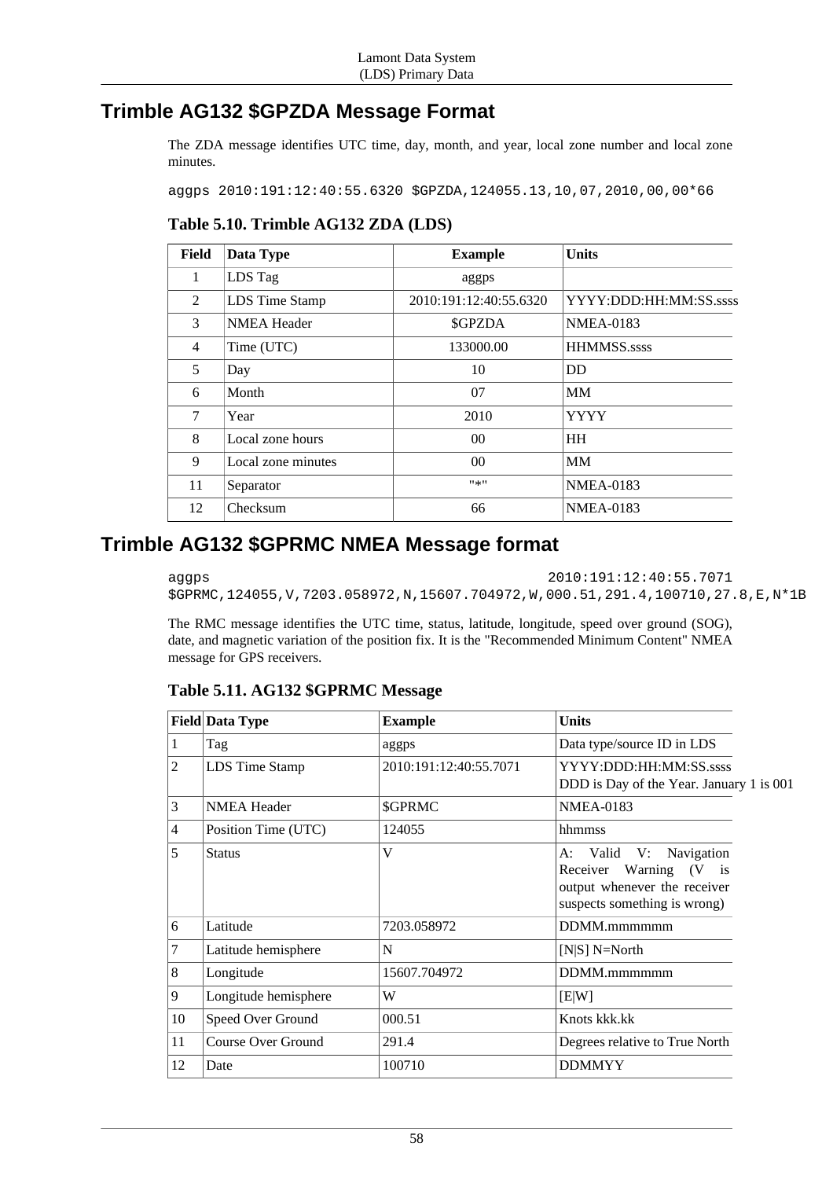## Trimble AG132 $GPZDA Message Format

The ZDA message identifies UTC time, day, month, and year, local zone number and local zone minutes.

```
aggps 2010:191:12:40:55.6320 $GPZDA,124055.13,10,07,2010,00,00*66
```

**Table 5.10. Trimble AG132 ZDA (LDS)**

| Field | Data Type | Example | Units |
|---|---|---|---|
| 1 | LDS Tag | aggps | |
| 2 | LDS Time Stamp | 2010:191:12:40:55.6320 | YYYY:DDD:HH:MM:SS.ssss |
| 3 | NMEA Header | $GPZDA | NMEA-0183 |
| 4 | Time (UTC) | 133000.00 | HHMMSS.ssss |
| 5 | Day | 10 | DD |
| 6 | Month | 07 | MM |
| 7 | Year | 2010 | YYYY |
| 8 | Local zone hours | 00 | HH |
| 9 | Local zone minutes | 00 | MM |
| 11 | Separator | "*" | NMEA-0183 |
| 12 | Checksum | 66 | NMEA-0183 |

## Trimble AG132 $GPRMC NMEA Message format

```
aggps                                          2010:191:12:40:55.7071
$GPRMC,124055,V,7203.058972,N,15607.704972,W,000.51,291.4,100710,27.8,E,N*1B
```

The RMC message identifies the UTC time, status, latitude, longitude, speed over ground (SOG), date, and magnetic variation of the position fix. It is the "Recommended Minimum Content" NMEA message for GPS receivers.

**Table 5.11. AG132 $GPRMC Message**

| Field | Data Type | Example | Units |
|---|---|---|---|
| 1 | Tag | aggps | Data type/source ID in LDS |
| 2 | LDS Time Stamp | 2010:191:12:40:55.7071 | YYYY:DDD:HH:MM:SS.ssss DDD is Day of the Year. January 1 is 001 |
| 3 | NMEA Header | $GPRMC | NMEA-0183 |
| 4 | Position Time (UTC) | 124055 | hhmmss |
| 5 | Status | V | A: Valid V: Navigation Receiver Warning (V is output whenever the receiver suspects something is wrong) |
| 6 | Latitude | 7203.058972 | DDMM.mmmmmm |
| 7 | Latitude hemisphere | N | [N\|S] N=North |
| 8 | Longitude | 15607.704972 | DDMM.mmmmmm |
| 9 | Longitude hemisphere | W | [E\|W] |
| 10 | Speed Over Ground | 000.51 | Knots kkk.kk |
| 11 | Course Over Ground | 291.4 | Degrees relative to True North |
| 12 | Date | 100710 | DDMMYY |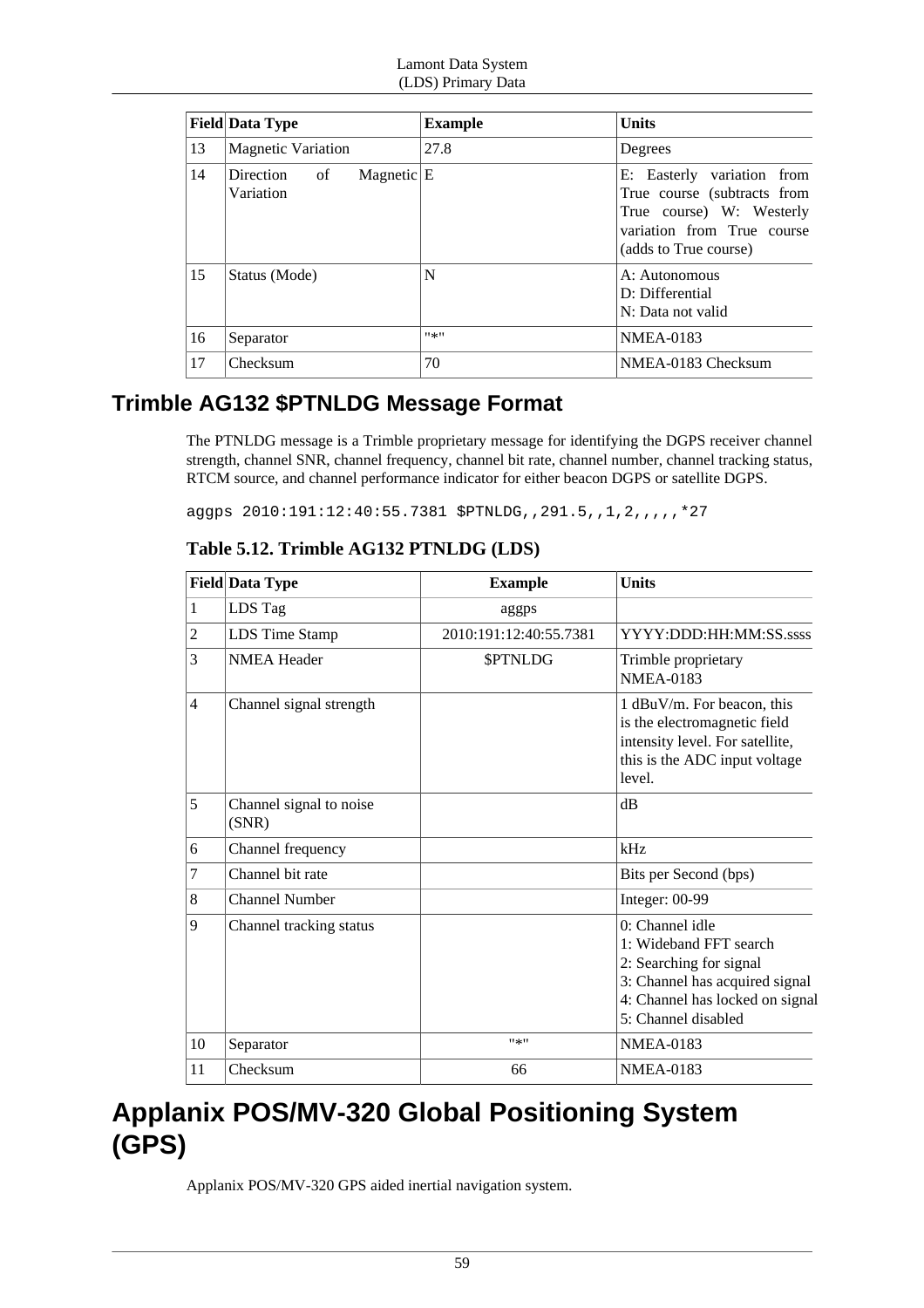| Field | Data Type | Example | Units |
|---|---|---|---|
| 13 | Magnetic Variation | 27.8 | Degrees |
| 14 | Direction of Magnetic Variation | E | E: Easterly variation from True course (subtracts from True course) W: Westerly variation from True course (adds to True course) |
| 15 | Status (Mode) | N | A: Autonomous<br>D: Differential<br>N: Data not valid |
| 16 | Separator | "*" | NMEA-0183 |
| 17 | Checksum | 70 | NMEA-0183 Checksum |

## Trimble AG132 $PTNLDG Message Format

The PTNLDG message is a Trimble proprietary message for identifying the DGPS receiver channel strength, channel SNR, channel frequency, channel bit rate, channel number, channel tracking status, RTCM source, and channel performance indicator for either beacon DGPS or satellite DGPS.

```
aggps 2010:191:12:40:55.7381 $PTNLDG,,291.5,,1,2,,,,,*27
```

**Table 5.12. Trimble AG132 PTNLDG (LDS)**

| Field | Data Type | Example | Units |
|---|---|---|---|
| 1 | LDS Tag | aggps | |
| 2 | LDS Time Stamp | 2010:191:12:40:55.7381 | YYYY:DDD:HH:MM:SS.ssss |
| 3 | NMEA Header | $PTNLDG | Trimble proprietary NMEA-0183 |
| 4 | Channel signal strength | | 1 dBuV/m. For beacon, this is the electromagnetic field intensity level. For satellite, this is the ADC input voltage level. |
| 5 | Channel signal to noise (SNR) | | dB |
| 6 | Channel frequency | | kHz |
| 7 | Channel bit rate | | Bits per Second (bps) |
| 8 | Channel Number | | Integer: 00-99 |
| 9 | Channel tracking status | | 0: Channel idle<br>1: Wideband FFT search<br>2: Searching for signal<br>3: Channel has acquired signal<br>4: Channel has locked on signal<br>5: Channel disabled |
| 10 | Separator | "*" | NMEA-0183 |
| 11 | Checksum | 66 | NMEA-0183 |

# Applanix POS/MV-320 Global Positioning System (GPS)

Applanix POS/MV-320 GPS aided inertial navigation system.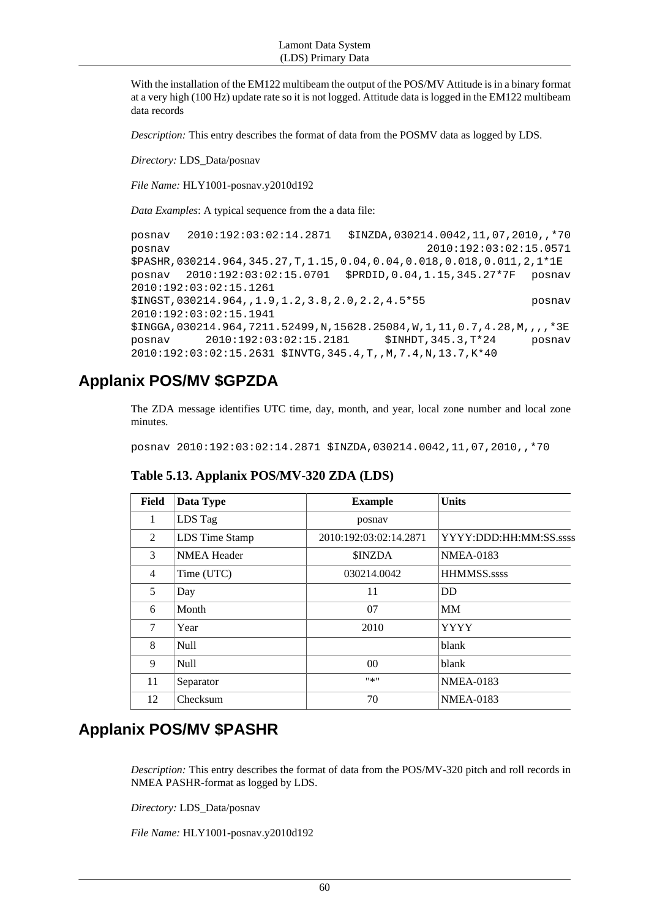With the installation of the EM122 multibeam the output of the POS/MV Attitude is in a binary format at a very high (100 Hz) update rate so it is not logged. Attitude data is logged in the EM122 multibeam data records

*Description:* This entry describes the format of data from the POSMV data as logged by LDS.

*Directory:* LDS_Data/posnav

*File Name:* HLY1001-posnav.y2010d192

*Data Examples*: A typical sequence from the a data file:

```
posnav   2010:192:03:02:14.2871   $INZDA,030214.0042,11,07,2010,,*70
posnav                                        2010:192:03:02:15.0571
$PASHR,030214.964,345.27,T,1.15,0.04,0.04,0.018,0.018,0.011,2,1*1E
posnav  2010:192:03:02:15.0701  $PRDID,0.04,1.15,345.27*7F  posnav
2010:192:03:02:15.1261
$INGST,030214.964,,1.9,1.2,3.8,2.0,2.2,4.5*55                posnav
2010:192:03:02:15.1941
$INGGA,030214.964,7211.52499,N,15628.25084,W,1,11,0.7,4.28,M,,,,*3E
posnav     2010:192:03:02:15.2181     $INHDT,345.3,T*24     posnav
2010:192:03:02:15.2631 $INVTG,345.4,T,,M,7.4,N,13.7,K*40
```

## Applanix POS/MV $GPZDA

The ZDA message identifies UTC time, day, month, and year, local zone number and local zone minutes.

```
posnav 2010:192:03:02:14.2871 $INZDA,030214.0042,11,07,2010,,*70
```

**Table 5.13. Applanix POS/MV-320 ZDA (LDS)**

| Field | Data Type | Example | Units |
|---|---|---|---|
| 1 | LDS Tag | posnav | |
| 2 | LDS Time Stamp | 2010:192:03:02:14.2871 | YYYY:DDD:HH:MM:SS.ssss |
| 3 | NMEA Header | $INZDA | NMEA-0183 |
| 4 | Time (UTC) | 030214.0042 | HHMMSS.ssss |
| 5 | Day | 11 | DD |
| 6 | Month | 07 | MM |
| 7 | Year | 2010 | YYYY |
| 8 | Null | | blank |
| 9 | Null | 00 | blank |
| 11 | Separator | "*" | NMEA-0183 |
| 12 | Checksum | 70 | NMEA-0183 |

## Applanix POS/MV $PASHR

*Description:* This entry describes the format of data from the POS/MV-320 pitch and roll records in NMEA PASHR-format as logged by LDS.

*Directory:* LDS_Data/posnav

*File Name:* HLY1001-posnav.y2010d192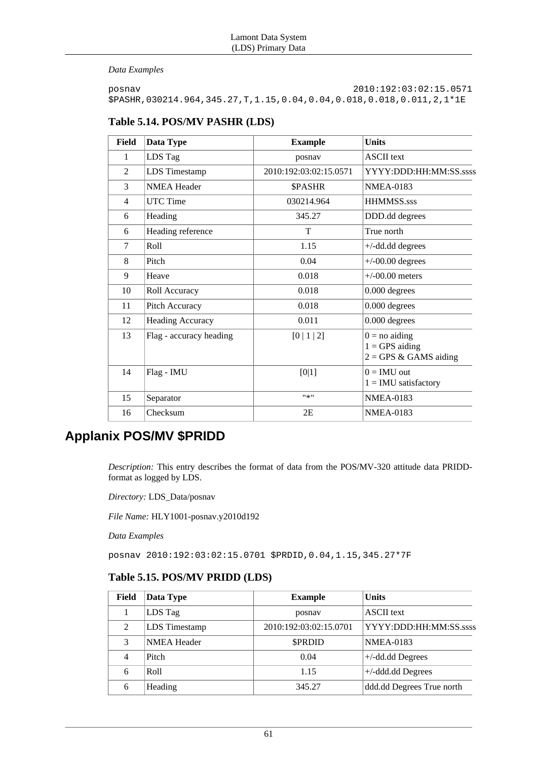*Data Examples*

```
posnav                                       2010:192:03:02:15.0571
$PASHR,030214.964,345.27,T,1.15,0.04,0.04,0.018,0.018,0.011,2,1*1E
```

### Table 5.14. POS/MV PASHR (LDS)

| Field | Data Type | Example | Units |
|---|---|---|---|
| 1 | LDS Tag | posnav | ASCII text |
| 2 | LDS Timestamp | 2010:192:03:02:15.0571 | YYYY:DDD:HH:MM:SS.ssss |
| 3 | NMEA Header | $PASHR | NMEA-0183 |
| 4 | UTC Time | 030214.964 | HHMMSS.sss |
| 6 | Heading | 345.27 | DDD.dd degrees |
| 6 | Heading reference | T | True north |
| 7 | Roll | 1.15 | +/-dd.dd degrees |
| 8 | Pitch | 0.04 | +/-00.00 degrees |
| 9 | Heave | 0.018 | +/-00.00 meters |
| 10 | Roll Accuracy | 0.018 | 0.000 degrees |
| 11 | Pitch Accuracy | 0.018 | 0.000 degrees |
| 12 | Heading Accuracy | 0.011 | 0.000 degrees |
| 13 | Flag - accuracy heading | [0 \| 1 \| 2] | 0 = no aiding<br>1 = GPS aiding<br>2 = GPS & GAMS aiding |
| 14 | Flag - IMU | [0\|1] | 0 = IMU out<br>1 = IMU satisfactory |
| 15 | Separator | "*" | NMEA-0183 |
| 16 | Checksum | 2E | NMEA-0183 |

## Applanix POS/MV $PRIDD

*Description:* This entry describes the format of data from the POS/MV-320 attitude data PRIDD-format as logged by LDS.

*Directory:* LDS_Data/posnav

*File Name:* HLY1001-posnav.y2010d192

*Data Examples*

```
posnav 2010:192:03:02:15.0701 $PRDID,0.04,1.15,345.27*7F
```

### Table 5.15. POS/MV PRIDD (LDS)

| Field | Data Type | Example | Units |
|---|---|---|---|
| 1 | LDS Tag | posnav | ASCII text |
| 2 | LDS Timestamp | 2010:192:03:02:15.0701 | YYYY:DDD:HH:MM:SS.ssss |
| 3 | NMEA Header | $PRDID | NMEA-0183 |
| 4 | Pitch | 0.04 | +/-dd.dd Degrees |
| 6 | Roll | 1.15 | +/-ddd.dd Degrees |
| 6 | Heading | 345.27 | ddd.dd Degrees True north |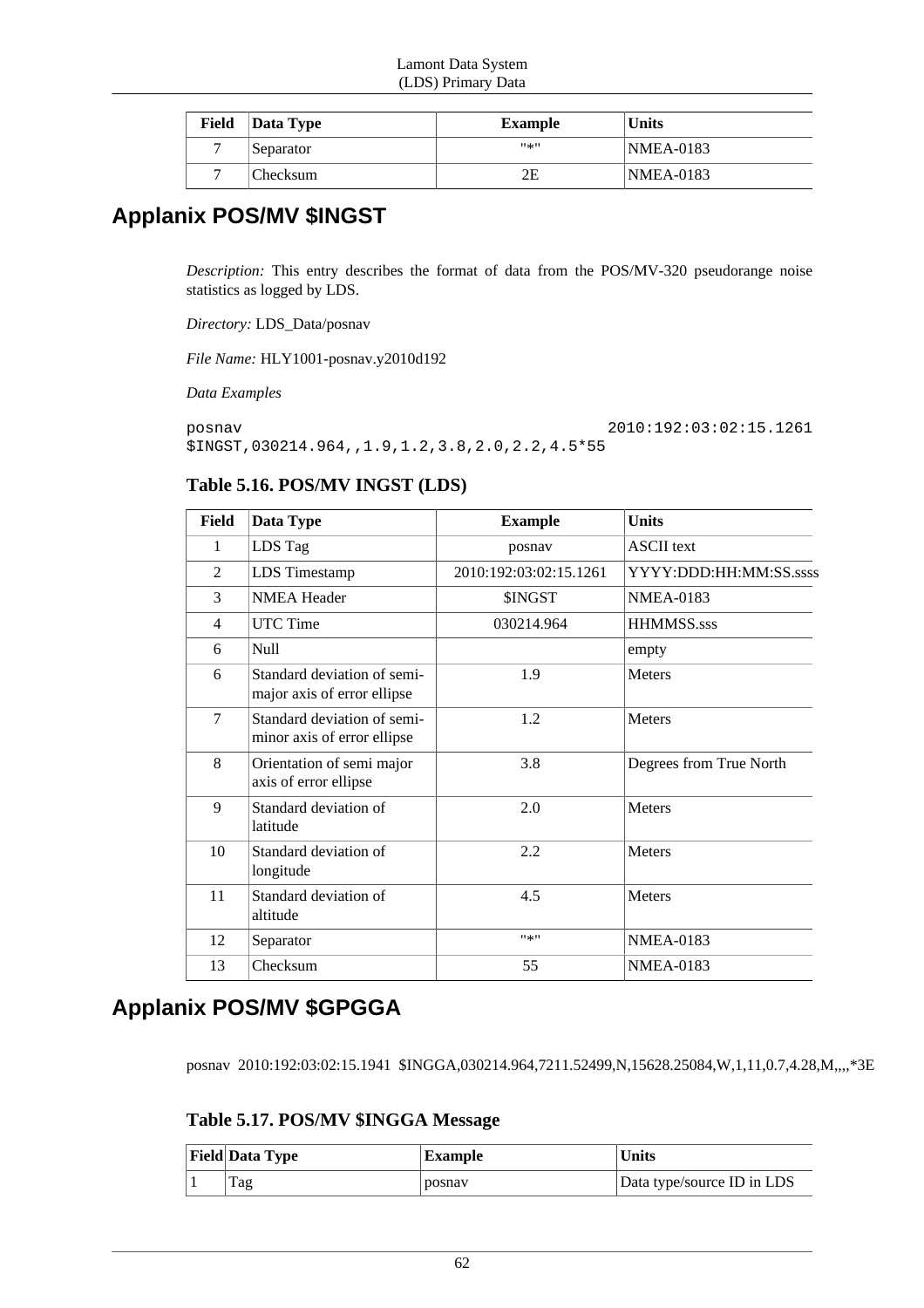| Field | Data Type | Example | Units |
|---|---|---|---|
| 7 | Separator | "*" | NMEA-0183 |
| 7 | Checksum | 2E | NMEA-0183 |

## Applanix POS/MV $INGST

*Description:* This entry describes the format of data from the POS/MV-320 pseudorange noise statistics as logged by LDS.

*Directory:* LDS_Data/posnav

*File Name:* HLY1001-posnav.y2010d192

*Data Examples*

```
posnav                                    2010:192:03:02:15.1261
$INGST,030214.964,,1.9,1.2,3.8,2.0,2.2,4.5*55
```

### Table 5.16. POS/MV INGST (LDS)

| Field | Data Type | Example | Units |
|---|---|---|---|
| 1 | LDS Tag | posnav | ASCII text |
| 2 | LDS Timestamp | 2010:192:03:02:15.1261 | YYYY:DDD:HH:MM:SS.ssss |
| 3 | NMEA Header | $INGST | NMEA-0183 |
| 4 | UTC Time | 030214.964 | HHMMSS.sss |
| 6 | Null | | empty |
| 6 | Standard deviation of semi-major axis of error ellipse | 1.9 | Meters |
| 7 | Standard deviation of semi-minor axis of error ellipse | 1.2 | Meters |
| 8 | Orientation of semi major axis of error ellipse | 3.8 | Degrees from True North |
| 9 | Standard deviation of latitude | 2.0 | Meters |
| 10 | Standard deviation of longitude | 2.2 | Meters |
| 11 | Standard deviation of altitude | 4.5 | Meters |
| 12 | Separator | "*" | NMEA-0183 |
| 13 | Checksum | 55 | NMEA-0183 |

## Applanix POS/MV $GPGGA

posnav 2010:192:03:02:15.1941 $INGGA,030214.964,7211.52499,N,15628.25084,W,1,11,0.7,4.28,M,,,,*3E

### Table 5.17. POS/MV $INGGA Message

| Field | Data Type | Example | Units |
|---|---|---|---|
| 1 | Tag | posnav | Data type/source ID in LDS |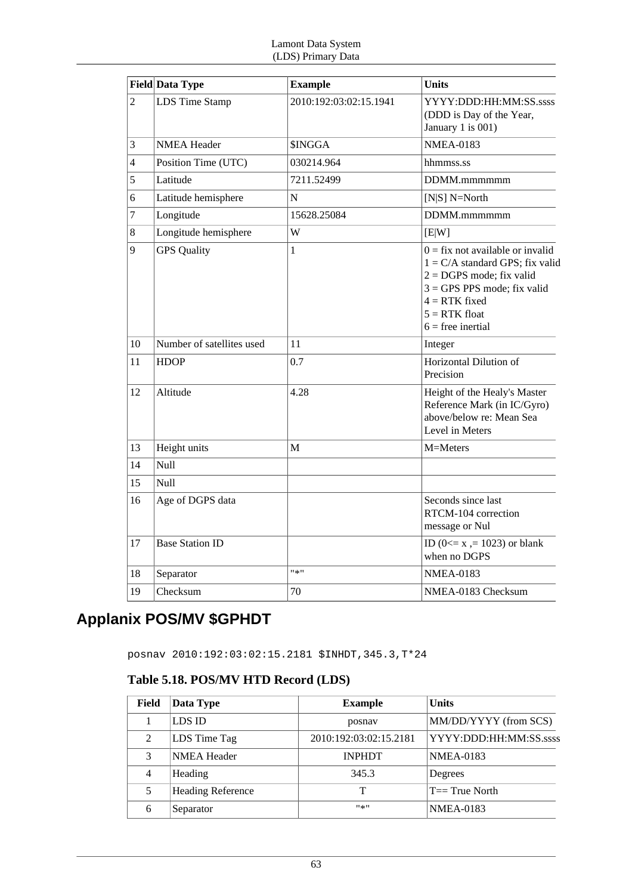| Field | Data Type | Example | Units |
|---|---|---|---|
| 2 | LDS Time Stamp | 2010:192:03:02:15.1941 | YYYY:DDD:HH:MM:SS.ssss (DDD is Day of the Year, January 1 is 001) |
| 3 | NMEA Header | $INGGA | NMEA-0183 |
| 4 | Position Time (UTC) | 030214.964 | hhmmss.ss |
| 5 | Latitude | 7211.52499 | DDMM.mmmmmm |
| 6 | Latitude hemisphere | N | [N\|S] N=North |
| 7 | Longitude | 15628.25084 | DDMM.mmmmmm |
| 8 | Longitude hemisphere | W | [E\|W] |
| 9 | GPS Quality | 1 | 0 = fix not available or invalid<br>1 = C/A standard GPS; fix valid<br>2 = DGPS mode; fix valid<br>3 = GPS PPS mode; fix valid<br>4 = RTK fixed<br>5 = RTK float<br>6 = free inertial |
| 10 | Number of satellites used | 11 | Integer |
| 11 | HDOP | 0.7 | Horizontal Dilution of Precision |
| 12 | Altitude | 4.28 | Height of the Healy's Master Reference Mark (in IC/Gyro) above/below re: Mean Sea Level in Meters |
| 13 | Height units | M | M=Meters |
| 14 | Null | | |
| 15 | Null | | |
| 16 | Age of DGPS data | | Seconds since last RTCM-104 correction message or Nul |
| 17 | Base Station ID | | ID (0<= x ,= 1023) or blank when no DGPS |
| 18 | Separator | "*" | NMEA-0183 |
| 19 | Checksum | 70 | NMEA-0183 Checksum |

## Applanix POS/MV $GPHDT

```
posnav 2010:192:03:02:15.2181 $INHDT,345.3,T*24
```

**Table 5.18. POS/MV HTD Record (LDS)**

| Field | Data Type | Example | Units |
|---|---|---|---|
| 1 | LDS ID | posnav | MM/DD/YYYY (from SCS) |
| 2 | LDS Time Tag | 2010:192:03:02:15.2181 | YYYY:DDD:HH:MM:SS.ssss |
| 3 | NMEA Header | INPHDT | NMEA-0183 |
| 4 | Heading | 345.3 | Degrees |
| 5 | Heading Reference | T | T== True North |
| 6 | Separator | "*" | NMEA-0183 |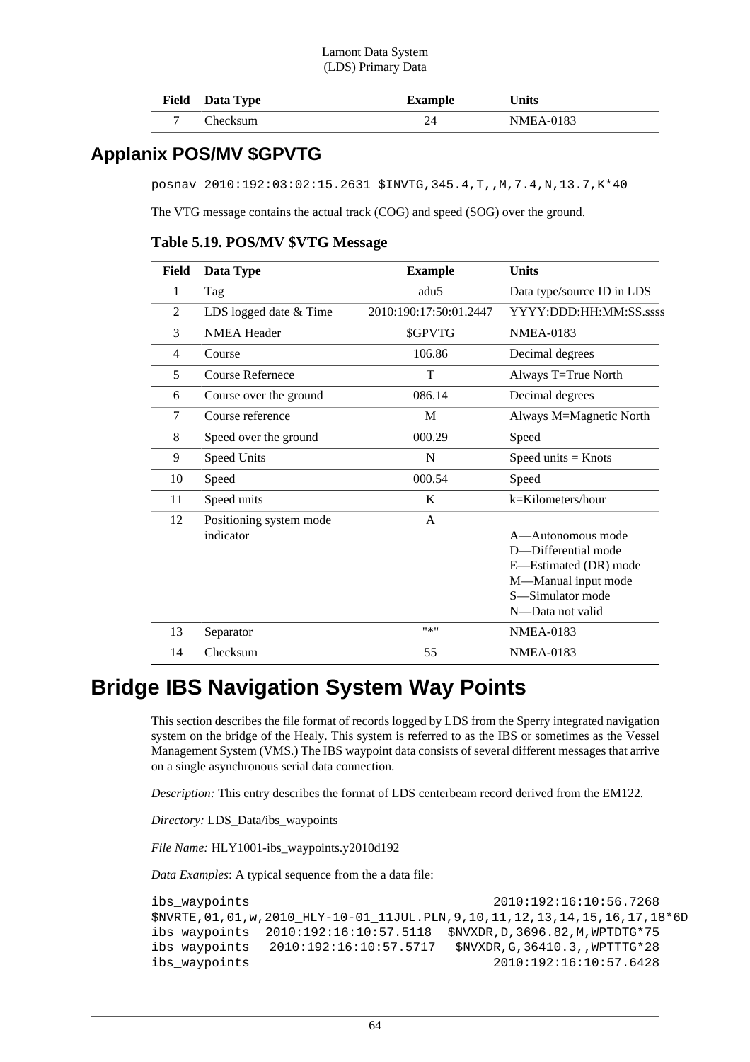| Field | Data Type | Example | Units |
|---|---|---|---|
| 7 | Checksum | 24 | NMEA-0183 |

## Applanix POS/MV $GPVTG

```
posnav 2010:192:03:02:15.2631 $INVTG,345.4,T,,M,7.4,N,13.7,K*40
```

The VTG message contains the actual track (COG) and speed (SOG) over the ground.

**Table 5.19. POS/MV $VTG Message**

| Field | Data Type | Example | Units |
|---|---|---|---|
| 1 | Tag | adu5 | Data type/source ID in LDS |
| 2 | LDS logged date & Time | 2010:190:17:50:01.2447 | YYYY:DDD:HH:MM:SS.ssss |
| 3 | NMEA Header | $GPVTG | NMEA-0183 |
| 4 | Course | 106.86 | Decimal degrees |
| 5 | Course Refernece | T | Always T=True North |
| 6 | Course over the ground | 086.14 | Decimal degrees |
| 7 | Course reference | M | Always M=Magnetic North |
| 8 | Speed over the ground | 000.29 | Speed |
| 9 | Speed Units | N | Speed units = Knots |
| 10 | Speed | 000.54 | Speed |
| 11 | Speed units | K | k=Kilometers/hour |
| 12 | Positioning system mode indicator | A | A—Autonomous mode<br>D—Differential mode<br>E—Estimated (DR) mode<br>M—Manual input mode<br>S—Simulator mode<br>N—Data not valid |
| 13 | Separator | "*" | NMEA-0183 |
| 14 | Checksum | 55 | NMEA-0183 |

# Bridge IBS Navigation System Way Points

This section describes the file format of records logged by LDS from the Sperry integrated navigation system on the bridge of the Healy. This system is referred to as the IBS or sometimes as the Vessel Management System (VMS.) The IBS waypoint data consists of several different messages that arrive on a single asynchronous serial data connection.

*Description:* This entry describes the format of LDS centerbeam record derived from the EM122.

*Directory:* LDS_Data/ibs_waypoints

*File Name:* HLY1001-ibs_waypoints.y2010d192

*Data Examples*: A typical sequence from the a data file:

```
ibs_waypoints                                  2010:192:16:10:56.7268
$NVRTE,01,01,w,2010_HLY-10-01_11JUL.PLN,9,10,11,12,13,14,15,16,17,18*6D
ibs_waypoints  2010:192:16:10:57.5118  $NVXDR,D,3696.82,M,WPTDTG*75
ibs_waypoints   2010:192:16:10:57.5717   $NVXDR,G,36410.3,,WPTTTG*28
ibs_waypoints                                  2010:192:16:10:57.6428
```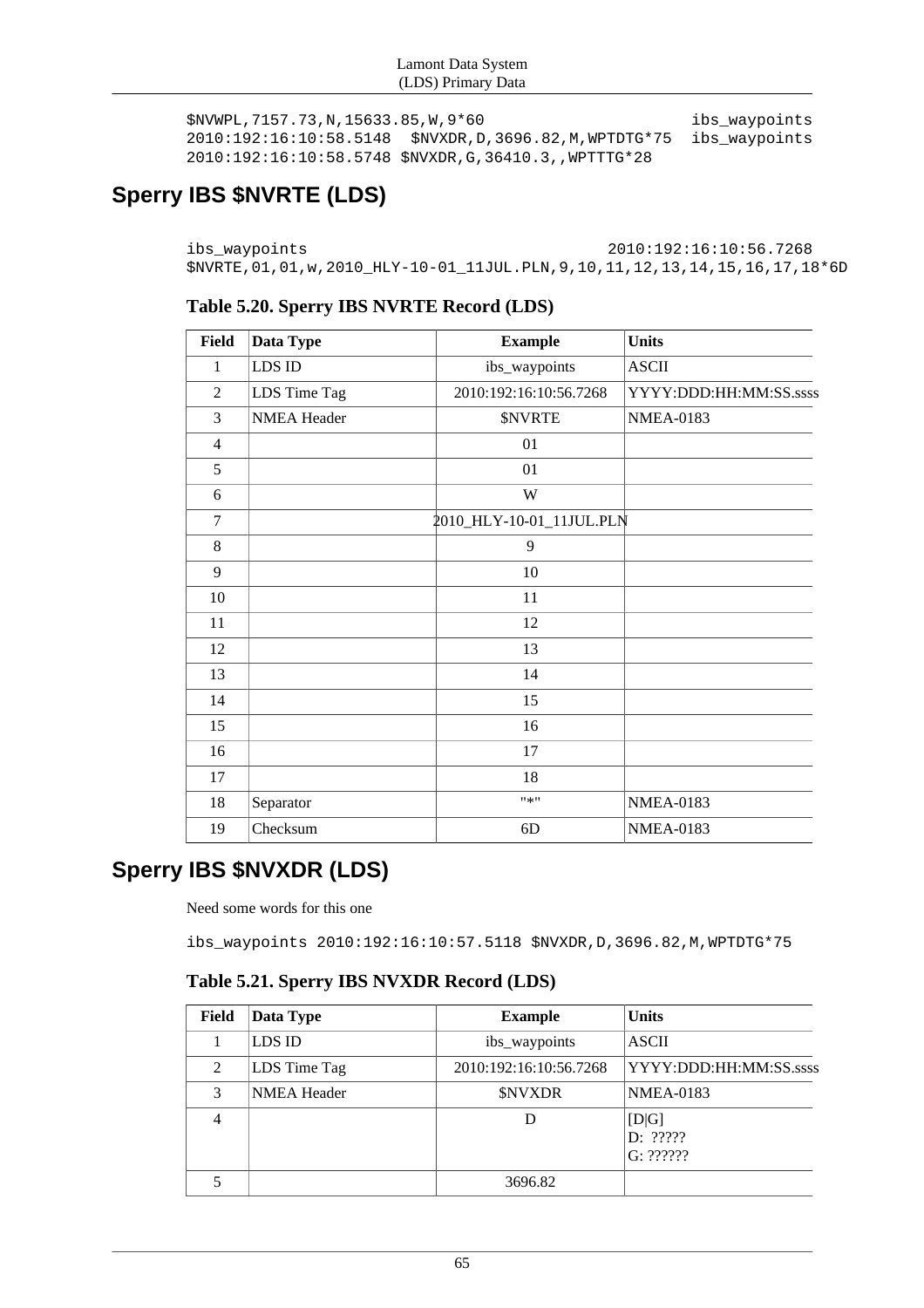```
$NVWPL,7157.73,N,15633.85,W,9*60                          ibs_waypoints
2010:192:16:10:58.5148  $NVXDR,D,3696.82,M,WPTDTG*75  ibs_waypoints
2010:192:16:10:58.5748 $NVXDR,G,36410.3,,WPTTTG*28
```

## Sperry IBS $NVRTE (LDS)

```
ibs_waypoints                                   2010:192:16:10:56.7268
$NVRTE,01,01,w,2010_HLY-10-01_11JUL.PLN,9,10,11,12,13,14,15,16,17,18*6D
```

**Table 5.20. Sperry IBS NVRTE Record (LDS)**

| Field | Data Type | Example | Units |
|---|---|---|---|
| 1 | LDS ID | ibs_waypoints | ASCII |
| 2 | LDS Time Tag | 2010:192:16:10:56.7268 | YYYY:DDD:HH:MM:SS.ssss |
| 3 | NMEA Header | $NVRTE | NMEA-0183 |
| 4 | | 01 | |
| 5 | | 01 | |
| 6 | | W | |
| 7 | | 2010_HLY-10-01_11JUL.PLN | |
| 8 | | 9 | |
| 9 | | 10 | |
| 10 | | 11 | |
| 11 | | 12 | |
| 12 | | 13 | |
| 13 | | 14 | |
| 14 | | 15 | |
| 15 | | 16 | |
| 16 | | 17 | |
| 17 | | 18 | |
| 18 | Separator | "*" | NMEA-0183 |
| 19 | Checksum | 6D | NMEA-0183 |

## Sperry IBS $NVXDR (LDS)

Need some words for this one

```
ibs_waypoints 2010:192:16:10:57.5118 $NVXDR,D,3696.82,M,WPTDTG*75
```

**Table 5.21. Sperry IBS NVXDR Record (LDS)**

| Field | Data Type | Example | Units |
|---|---|---|---|
| 1 | LDS ID | ibs_waypoints | ASCII |
| 2 | LDS Time Tag | 2010:192:16:10:56.7268 | YYYY:DDD:HH:MM:SS.ssss |
| 3 | NMEA Header | $NVXDR | NMEA-0183 |
| 4 | | D | [D\|G]<br>D: ?????<br>G: ?????? |
| 5 | | 3696.82 | |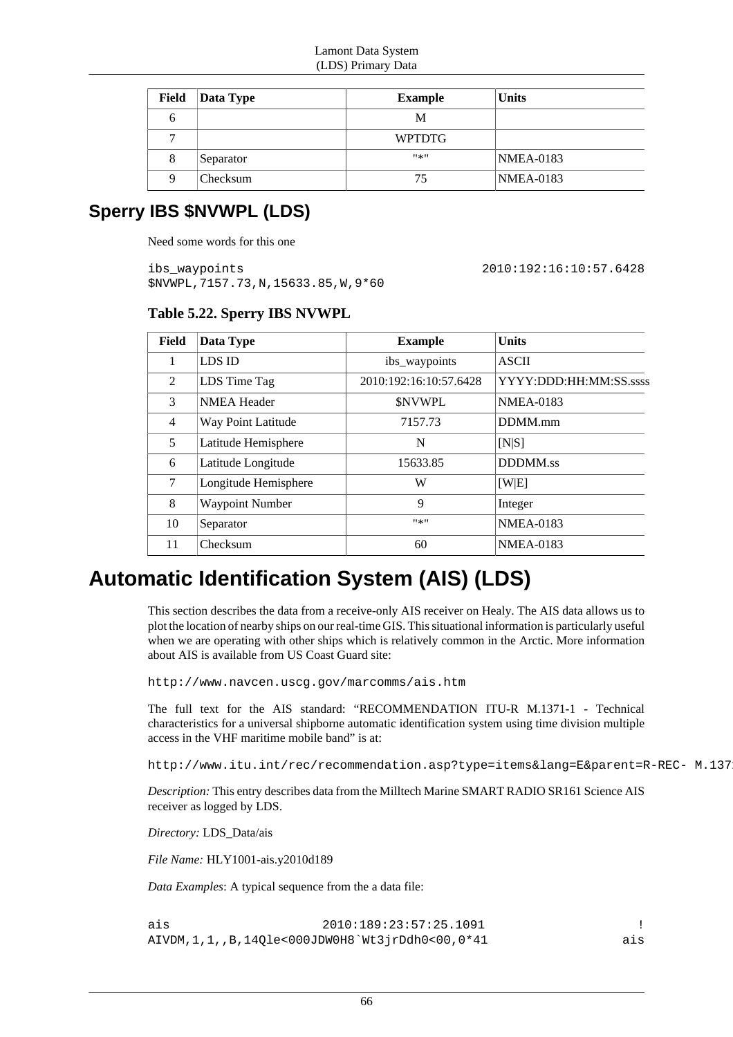| Field | Data Type | Example | Units |
|---|---|---|---|
| 6 | | M | |
| 7 | | WPTDTG | |
| 8 | Separator | "*" | NMEA-0183 |
| 9 | Checksum | 75 | NMEA-0183 |

## Sperry IBS $NVWPL (LDS)

Need some words for this one

```
ibs_waypoints                                           2010:192:16:10:57.6428
$NVWPL,7157.73,N,15633.85,W,9*60
```

**Table 5.22. Sperry IBS NVWPL**

| Field | Data Type | Example | Units |
|---|---|---|---|
| 1 | LDS ID | ibs_waypoints | ASCII |
| 2 | LDS Time Tag | 2010:192:16:10:57.6428 | YYYY:DDD:HH:MM:SS.ssss |
| 3 | NMEA Header | $NVWPL | NMEA-0183 |
| 4 | Way Point Latitude | 7157.73 | DDMM.mm |
| 5 | Latitude Hemisphere | N | [N\|S] |
| 6 | Latitude Longitude | 15633.85 | DDDMM.ss |
| 7 | Longitude Hemisphere | W | [W\|E] |
| 8 | Waypoint Number | 9 | Integer |
| 10 | Separator | "*" | NMEA-0183 |
| 11 | Checksum | 60 | NMEA-0183 |

# Automatic Identification System (AIS) (LDS)

This section describes the data from a receive-only AIS receiver on Healy. The AIS data allows us to plot the location of nearby ships on our real-time GIS. This situational information is particularly useful when we are operating with other ships which is relatively common in the Arctic. More information about AIS is available from US Coast Guard site:

```
http://www.navcen.uscg.gov/marcomms/ais.htm
```

The full text for the AIS standard: "RECOMMENDATION ITU-R M.1371-1 - Technical characteristics for a universal shipborne automatic identification system using time division multiple access in the VHF maritime mobile band" is at:

```
http://www.itu.int/rec/recommendation.asp?type=items&lang=E&parent=R-REC- M.137
```

*Description:* This entry describes data from the Milltech Marine SMART RADIO SR161 Science AIS receiver as logged by LDS.

*Directory:* LDS_Data/ais

*File Name:* HLY1001-ais.y2010d189

*Data Examples*: A typical sequence from the a data file:

```
ais                   2010:189:23:57:25.1091                        !
AIVDM,1,1,,B,14Qle<000JDW0H8`Wt3jrDdh0<00,0*41                    ais
```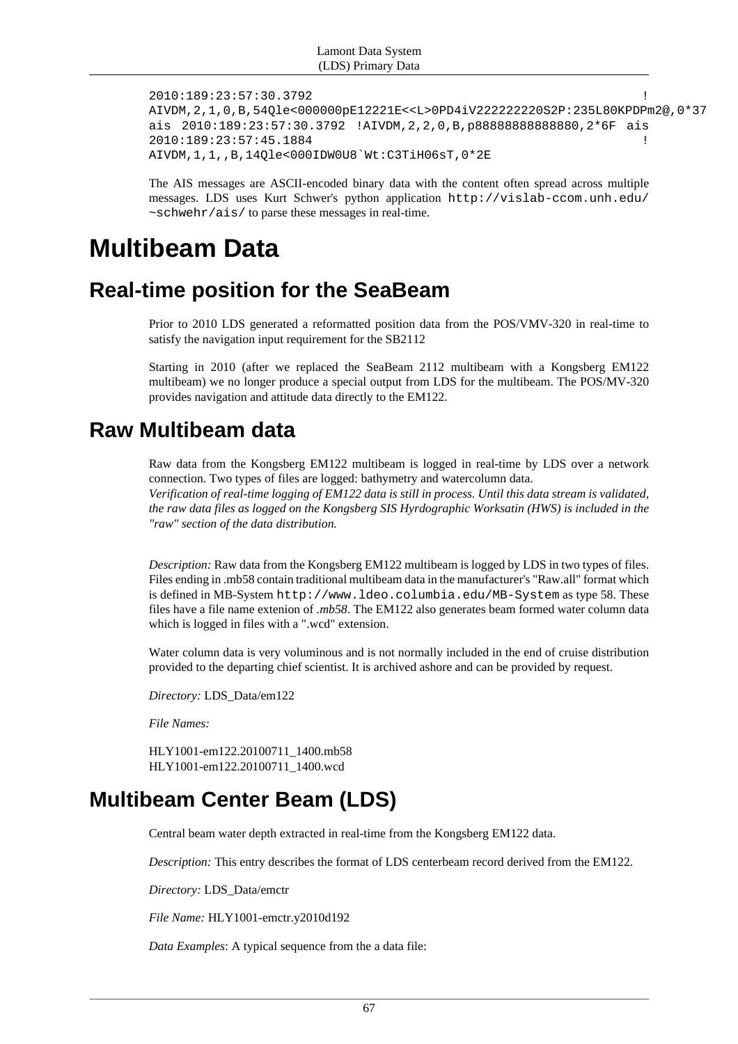```
2010:189:23:57:30.3792 !
AIVDM,2,1,0,B,54Qle<000000pE12221E<<L>0PD4iV222222220S2P:235L80KPDPm2@,0*37
ais 2010:189:23:57:30.3792 !AIVDM,2,2,0,B,p88888888888880,2*6F ais
2010:189:23:57:45.1884 !
AIVDM,1,1,,B,14Qle<000IDW0U8`Wt:C3TiH06sT,0*2E
```

The AIS messages are ASCII-encoded binary data with the content often spread across multiple messages. LDS uses Kurt Schwer's python application `http://vislab-ccom.unh.edu/~schwehr/ais/` to parse these messages in real-time.

# Multibeam Data

## Real-time position for the SeaBeam

Prior to 2010 LDS generated a reformatted position data from the POS/VMV-320 in real-time to satisfy the navigation input requirement for the SB2112

Starting in 2010 (after we replaced the SeaBeam 2112 multibeam with a Kongsberg EM122 multibeam) we no longer produce a special output from LDS for the multibeam. The POS/MV-320 provides navigation and attitude data directly to the EM122.

## Raw Multibeam data

Raw data from the Kongsberg EM122 multibeam is logged in real-time by LDS over a network connection. Two types of files are logged: bathymetry and watercolumn data.
*Verification of real-time logging of EM122 data is still in process. Until this data stream is validated, the raw data files as logged on the Kongsberg SIS Hyrdographic Worksatin (HWS) is included in the "raw" section of the data distribution.*

*Description:* Raw data from the Kongsberg EM122 multibeam is logged by LDS in two types of files. Files ending in .mb58 contain traditional multibeam data in the manufacturer's "Raw.all" format which is defined in MB-System `http://www.ldeo.columbia.edu/MB-System` as type 58. These files have a file name extenion of *.mb58*. The EM122 also generates beam formed water column data which is logged in files with a ".wcd" extension.

Water column data is very voluminous and is not normally included in the end of cruise distribution provided to the departing chief scientist. It is archived ashore and can be provided by request.

*Directory:* LDS_Data/em122

*File Names:*

HLY1001-em122.20100711_1400.mb58
HLY1001-em122.20100711_1400.wcd

## Multibeam Center Beam (LDS)

Central beam water depth extracted in real-time from the Kongsberg EM122 data.

*Description:* This entry describes the format of LDS centerbeam record derived from the EM122.

*Directory:* LDS_Data/emctr

*File Name:* HLY1001-emctr.y2010d192

*Data Examples*: A typical sequence from the a data file: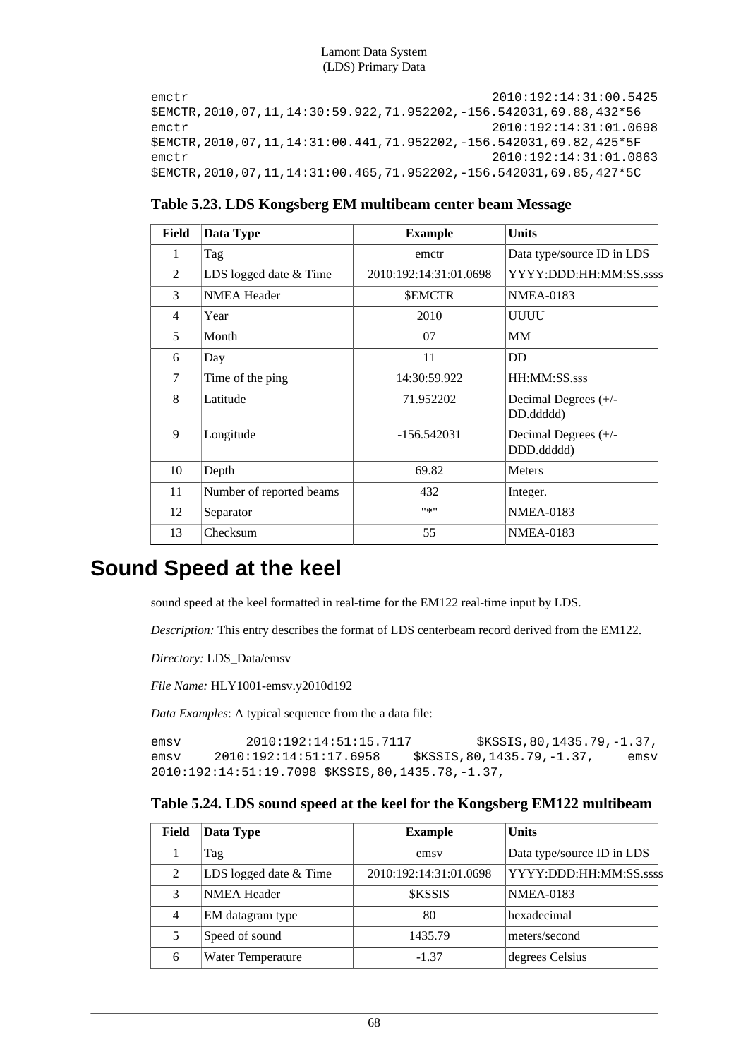```
emctr                                              2010:192:14:31:00.5425
$EMCTR,2010,07,11,14:30:59.922,71.952202,-156.542031,69.88,432*56
emctr                                              2010:192:14:31:01.0698
$EMCTR,2010,07,11,14:31:00.441,71.952202,-156.542031,69.82,425*5F
emctr                                              2010:192:14:31:01.0863
$EMCTR,2010,07,11,14:31:00.465,71.952202,-156.542031,69.85,427*5C
```

**Table 5.23. LDS Kongsberg EM multibeam center beam Message**

| Field | Data Type | Example | Units |
|---|---|---|---|
| 1 | Tag | emctr | Data type/source ID in LDS |
| 2 | LDS logged date & Time | 2010:192:14:31:01.0698 | YYYY:DDD:HH:MM:SS.ssss |
| 3 | NMEA Header | $EMCTR | NMEA-0183 |
| 4 | Year | 2010 | UUUU |
| 5 | Month | 07 | MM |
| 6 | Day | 11 | DD |
| 7 | Time of the ping | 14:30:59.922 | HH:MM:SS.sss |
| 8 | Latitude | 71.952202 | Decimal Degrees (+/- DD.ddddd) |
| 9 | Longitude | -156.542031 | Decimal Degrees (+/- DDD.ddddd) |
| 10 | Depth | 69.82 | Meters |
| 11 | Number of reported beams | 432 | Integer. |
| 12 | Separator | "*" | NMEA-0183 |
| 13 | Checksum | 55 | NMEA-0183 |

# Sound Speed at the keel

sound speed at the keel formatted in real-time for the EM122 real-time input by LDS.

*Description:* This entry describes the format of LDS centerbeam record derived from the EM122.

*Directory:* LDS_Data/emsv

*File Name:* HLY1001-emsv.y2010d192

*Data Examples*: A typical sequence from the a data file:

```
emsv        2010:192:14:51:15.7117        $KSSIS,80,1435.79,-1.37,
emsv    2010:192:14:51:17.6958    $KSSIS,80,1435.79,-1.37,     emsv
2010:192:14:51:19.7098 $KSSIS,80,1435.78,-1.37,
```

**Table 5.24. LDS sound speed at the keel for the Kongsberg EM122 multibeam**

| Field | Data Type | Example | Units |
|---|---|---|---|
| 1 | Tag | emsv | Data type/source ID in LDS |
| 2 | LDS logged date & Time | 2010:192:14:31:01.0698 | YYYY:DDD:HH:MM:SS.ssss |
| 3 | NMEA Header | $KSSIS | NMEA-0183 |
| 4 | EM datagram type | 80 | hexadecimal |
| 5 | Speed of sound | 1435.79 | meters/second |
| 6 | Water Temperature | -1.37 | degrees Celsius |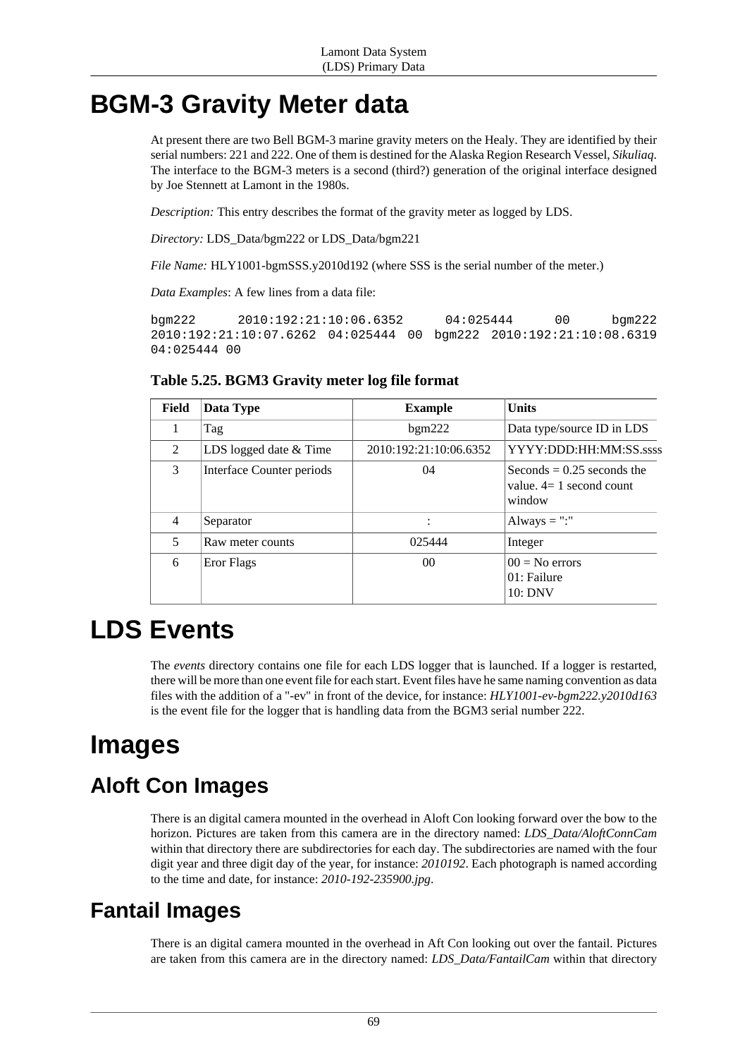# BGM-3 Gravity Meter data

At present there are two Bell BGM-3 marine gravity meters on the Healy. They are identified by their serial numbers: 221 and 222. One of them is destined for the Alaska Region Research Vessel, *Sikuliaq*. The interface to the BGM-3 meters is a second (third?) generation of the original interface designed by Joe Stennett at Lamont in the 1980s.

*Description:* This entry describes the format of the gravity meter as logged by LDS.

*Directory:* LDS_Data/bgm222 or LDS_Data/bgm221

*File Name:* HLY1001-bgmSSS.y2010d192 (where SSS is the serial number of the meter.)

*Data Examples*: A few lines from a data file:

```
bgm222 2010:192:21:10:06.6352 04:025444 00 bgm222
2010:192:21:10:07.6262 04:025444 00 bgm222 2010:192:21:10:08.6319
04:025444 00
```

**Table 5.25. BGM3 Gravity meter log file format**

| Field | Data Type | Example | Units |
|---|---|---|---|
| 1 | Tag | bgm222 | Data type/source ID in LDS |
| 2 | LDS logged date & Time | 2010:192:21:10:06.6352 | YYYY:DDD:HH:MM:SS.ssss |
| 3 | Interface Counter periods | 04 | Seconds = 0.25 seconds the value. 4= 1 second count window |
| 4 | Separator | : | Always = ":" |
| 5 | Raw meter counts | 025444 | Integer |
| 6 | Eror Flags | 00 | 00 = No errors<br>01: Failure<br>10: DNV |

# LDS Events

The *events* directory contains one file for each LDS logger that is launched. If a logger is restarted, there will be more than one event file for each start. Event files have he same naming convention as data files with the addition of a "-ev" in front of the device, for instance: *HLY1001-ev-bgm222.y2010d163* is the event file for the logger that is handling data from the BGM3 serial number 222.

# Images

## Aloft Con Images

There is an digital camera mounted in the overhead in Aloft Con looking forward over the bow to the horizon. Pictures are taken from this camera are in the directory named: *LDS_Data/AloftConnCam* within that directory there are subdirectories for each day. The subdirectories are named with the four digit year and three digit day of the year, for instance: *2010192*. Each photograph is named according to the time and date, for instance: *2010-192-235900.jpg*.

## Fantail Images

There is an digital camera mounted in the overhead in Aft Con looking out over the fantail. Pictures are taken from this camera are in the directory named: *LDS_Data/FantailCam* within that directory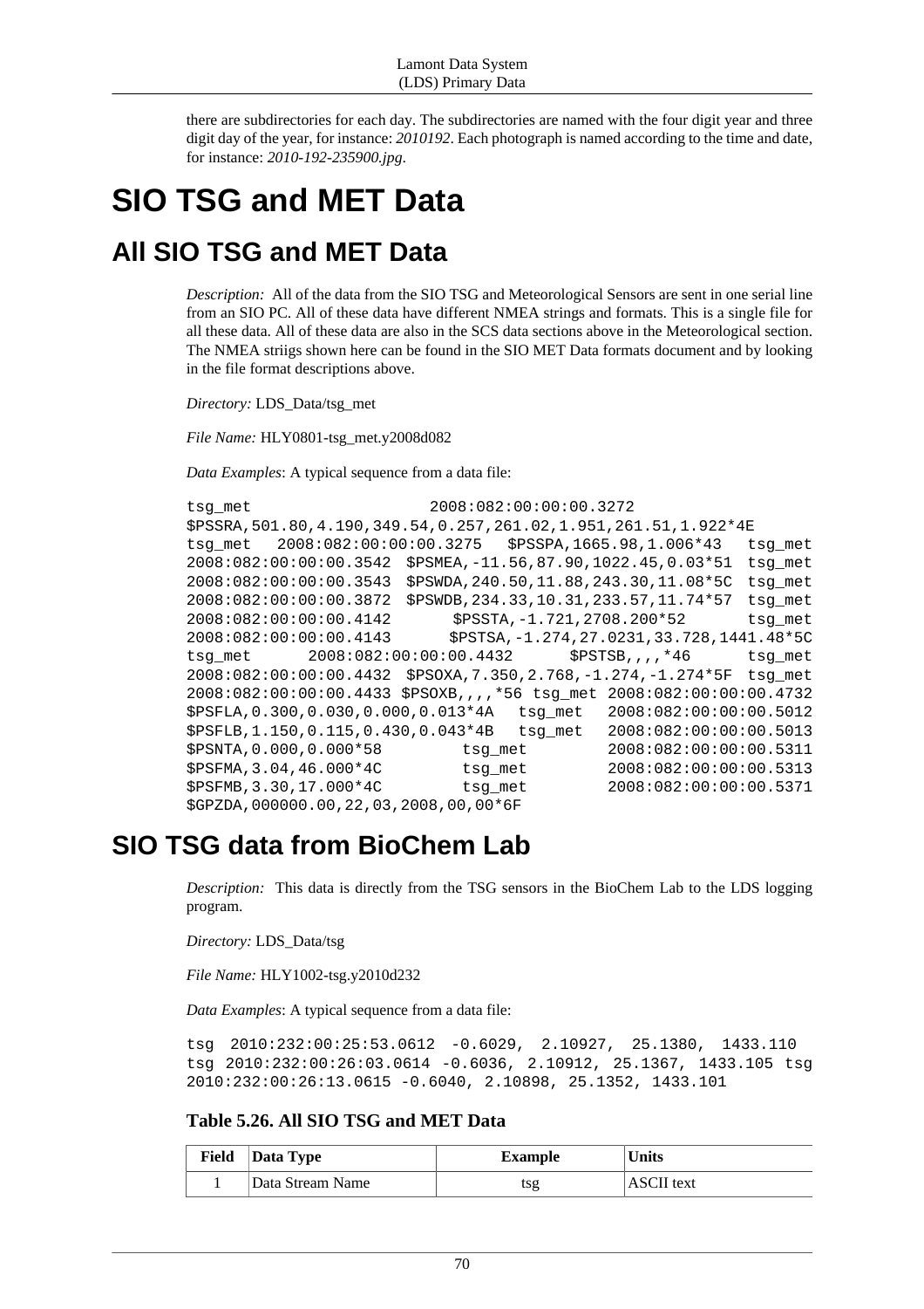there are subdirectories for each day. The subdirectories are named with the four digit year and three digit day of the year, for instance: *2010192*. Each photograph is named according to the time and date, for instance: *2010-192-235900.jpg*.

# SIO TSG and MET Data

## All SIO TSG and MET Data

*Description:* All of the data from the SIO TSG and Meteorological Sensors are sent in one serial line from an SIO PC. All of these data have different NMEA strings and formats. This is a single file for all these data. All of these data are also in the SCS data sections above in the Meteorological section. The NMEA striigs shown here can be found in the SIO MET Data formats document and by looking in the file format descriptions above.

*Directory:* LDS_Data/tsg_met

*File Name:* HLY0801-tsg_met.y2008d082

*Data Examples*: A typical sequence from a data file:

```
tsg_met                    2008:082:00:00:00.3272
$PSSRA,501.80,4.190,349.54,0.257,261.02,1.951,261.51,1.922*4E
tsg_met   2008:082:00:00:00.3275  $PSSPA,1665.98,1.006*43  tsg_met
2008:082:00:00:00.3542  $PSMEA,-11.56,87.90,1022.45,0.03*51  tsg_met
2008:082:00:00:00.3543  $PSWDA,240.50,11.88,243.30,11.08*5C  tsg_met
2008:082:00:00:00.3872  $PSWDB,234.33,10.31,233.57,11.74*57  tsg_met
2008:082:00:00:00.4142       $PSSTA,-1.721,2708.200*52       tsg_met
2008:082:00:00:00.4143      $PSTSA,-1.274,27.0231,33.728,1441.48*5C
tsg_met      2008:082:00:00:00.4432      $PSTSB,,,,*46      tsg_met
2008:082:00:00:00.4432  $PSOXA,7.350,2.768,-1.274,-1.274*5F  tsg_met
2008:082:00:00:00.4433 $PSOXB,,,,*56 tsg_met 2008:082:00:00:00.4732
$PSFLA,0.300,0.030,0.000,0.013*4A   tsg_met   2008:082:00:00:00.5012
$PSFLB,1.150,0.115,0.430,0.043*4B   tsg_met   2008:082:00:00:00.5013
$PSNTA,0.000,0.000*58         tsg_met         2008:082:00:00:00.5311
$PSFMA,3.04,46.000*4C         tsg_met         2008:082:00:00:00.5313
$PSFMB,3.30,17.000*4C         tsg_met         2008:082:00:00:00.5371
$GPZDA,000000.00,22,03,2008,00,00*6F
```

## SIO TSG data from BioChem Lab

*Description:* This data is directly from the TSG sensors in the BioChem Lab to the LDS logging program.

*Directory:* LDS_Data/tsg

*File Name:* HLY1002-tsg.y2010d232

*Data Examples*: A typical sequence from a data file:

```
tsg  2010:232:00:25:53.0612  -0.6029,  2.10927,  25.1380,  1433.110
tsg 2010:232:00:26:03.0614 -0.6036, 2.10912, 25.1367, 1433.105 tsg
2010:232:00:26:13.0615 -0.6040, 2.10898, 25.1352, 1433.101
```

**Table 5.26. All SIO TSG and MET Data**

| Field | Data Type | Example | Units |
|---|---|---|---|
| 1 | Data Stream Name | tsg | ASCII text |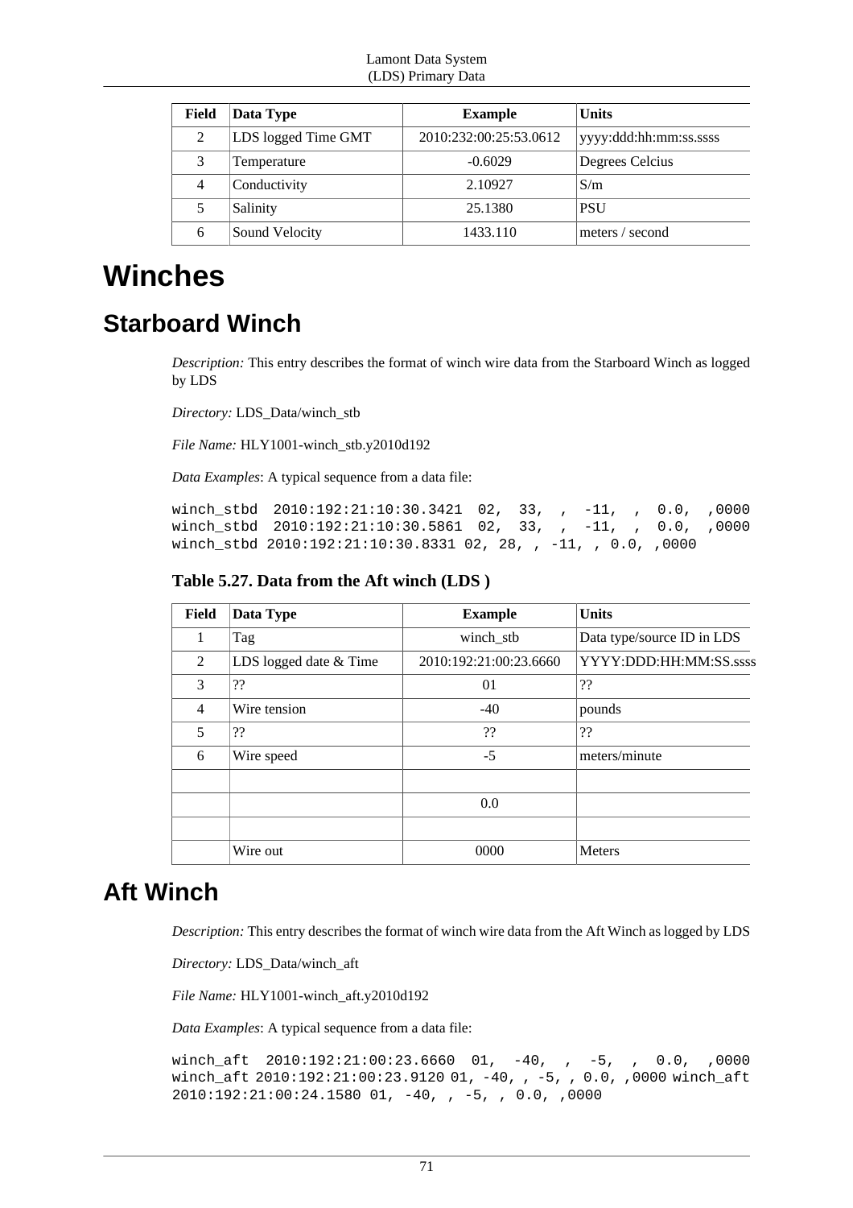| Field | Data Type | Example | Units |
|---|---|---|---|
| 2 | LDS logged Time GMT | 2010:232:00:25:53.0612 | yyyy:ddd:hh:mm:ss.ssss |
| 3 | Temperature | -0.6029 | Degrees Celcius |
| 4 | Conductivity | 2.10927 | S/m |
| 5 | Salinity | 25.1380 | PSU |
| 6 | Sound Velocity | 1433.110 | meters / second |

# Winches

## Starboard Winch

*Description:* This entry describes the format of winch wire data from the Starboard Winch as logged by LDS

*Directory:* LDS_Data/winch_stb

*File Name:* HLY1001-winch_stb.y2010d192

*Data Examples*: A typical sequence from a data file:

```
winch_stbd  2010:192:21:10:30.3421  02,  33,  ,  -11,  ,  0.0,  ,0000
winch_stbd  2010:192:21:10:30.5861  02,  33,  ,  -11,  ,  0.0,  ,0000
winch_stbd 2010:192:21:10:30.8331 02, 28, , -11, , 0.0, ,0000
```

**Table 5.27. Data from the Aft winch (LDS )**

| Field | Data Type | Example | Units |
|---|---|---|---|
| 1 | Tag | winch_stb | Data type/source ID in LDS |
| 2 | LDS logged date & Time | 2010:192:21:00:23.6660 | YYYY:DDD:HH:MM:SS.ssss |
| 3 | ?? | 01 | ?? |
| 4 | Wire tension | -40 | pounds |
| 5 | ?? | ?? | ?? |
| 6 | Wire speed | -5 | meters/minute |
| | | | |
| | | 0.0 | |
| | | | |
| | Wire out | 0000 | Meters |

## Aft Winch

*Description:* This entry describes the format of winch wire data from the Aft Winch as logged by LDS

*Directory:* LDS_Data/winch_aft

*File Name:* HLY1001-winch_aft.y2010d192

*Data Examples*: A typical sequence from a data file:

```
winch_aft  2010:192:21:00:23.6660  01,  -40,  ,  -5,  ,  0.0,  ,0000
winch_aft 2010:192:21:00:23.9120 01, -40, , -5, , 0.0, ,0000 winch_aft
2010:192:21:00:24.1580 01, -40, , -5, , 0.0, ,0000
```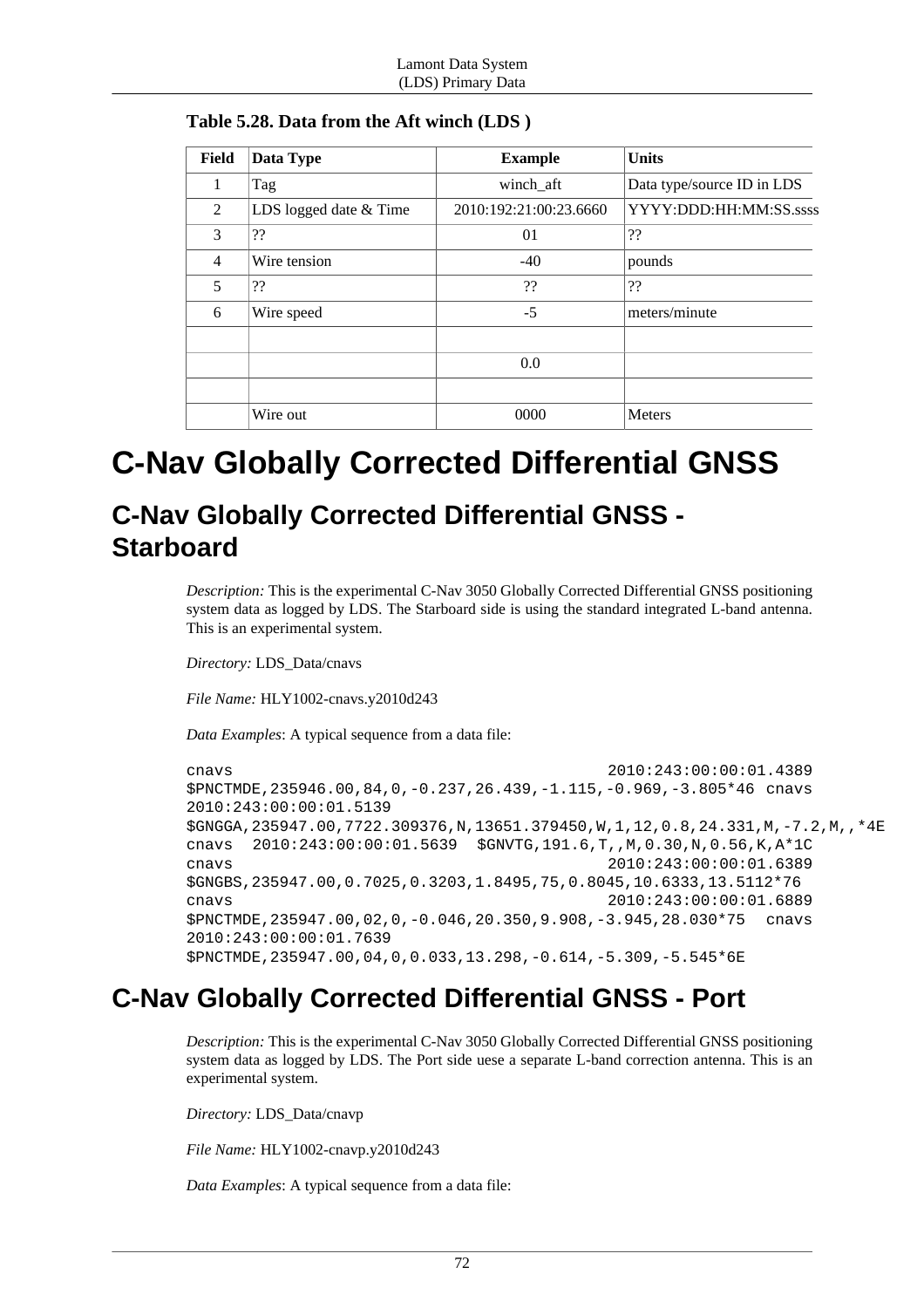**Table 5.28. Data from the Aft winch (LDS )**

| Field | Data Type | Example | Units |
|---|---|---|---|
| 1 | Tag | winch_aft | Data type/source ID in LDS |
| 2 | LDS logged date & Time | 2010:192:21:00:23.6660 | YYYY:DDD:HH:MM:SS.ssss |
| 3 | ?? | 01 | ?? |
| 4 | Wire tension | -40 | pounds |
| 5 | ?? | ?? | ?? |
| 6 | Wire speed | -5 | meters/minute |
| | | | |
| | | 0.0 | |
| | | | |
| | Wire out | 0000 | Meters |

# C-Nav Globally Corrected Differential GNSS

## C-Nav Globally Corrected Differential GNSS - Starboard

*Description:* This is the experimental C-Nav 3050 Globally Corrected Differential GNSS positioning system data as logged by LDS. The Starboard side is using the standard integrated L-band antenna. This is an experimental system.

*Directory:* LDS_Data/cnavs

*File Name:* HLY1002-cnavs.y2010d243

*Data Examples*: A typical sequence from a data file:

```
cnavs                                          2010:243:00:00:01.4389
$PNCTMDE,235946.00,84,0,-0.237,26.439,-1.115,-0.969,-3.805*46 cnavs
2010:243:00:00:01.5139
$GNGGA,235947.00,7722.309376,N,13651.379450,W,1,12,0.8,24.331,M,-7.2,M,,*4E
cnavs  2010:243:00:00:01.5639  $GNVTG,191.6,T,,M,0.30,N,0.56,K,A*1C
cnavs                                          2010:243:00:00:01.6389
$GNGBS,235947.00,0.7025,0.3203,1.8495,75,0.8045,10.6333,13.5112*76
cnavs                                          2010:243:00:00:01.6889
$PNCTMDE,235947.00,02,0,-0.046,20.350,9.908,-3.945,28.030*75  cnavs
2010:243:00:00:01.7639
$PNCTMDE,235947.00,04,0,0.033,13.298,-0.614,-5.309,-5.545*6E
```

## C-Nav Globally Corrected Differential GNSS - Port

*Description:* This is the experimental C-Nav 3050 Globally Corrected Differential GNSS positioning system data as logged by LDS. The Port side uese a separate L-band correction antenna. This is an experimental system.

*Directory:* LDS_Data/cnavp

*File Name:* HLY1002-cnavp.y2010d243

*Data Examples*: A typical sequence from a data file: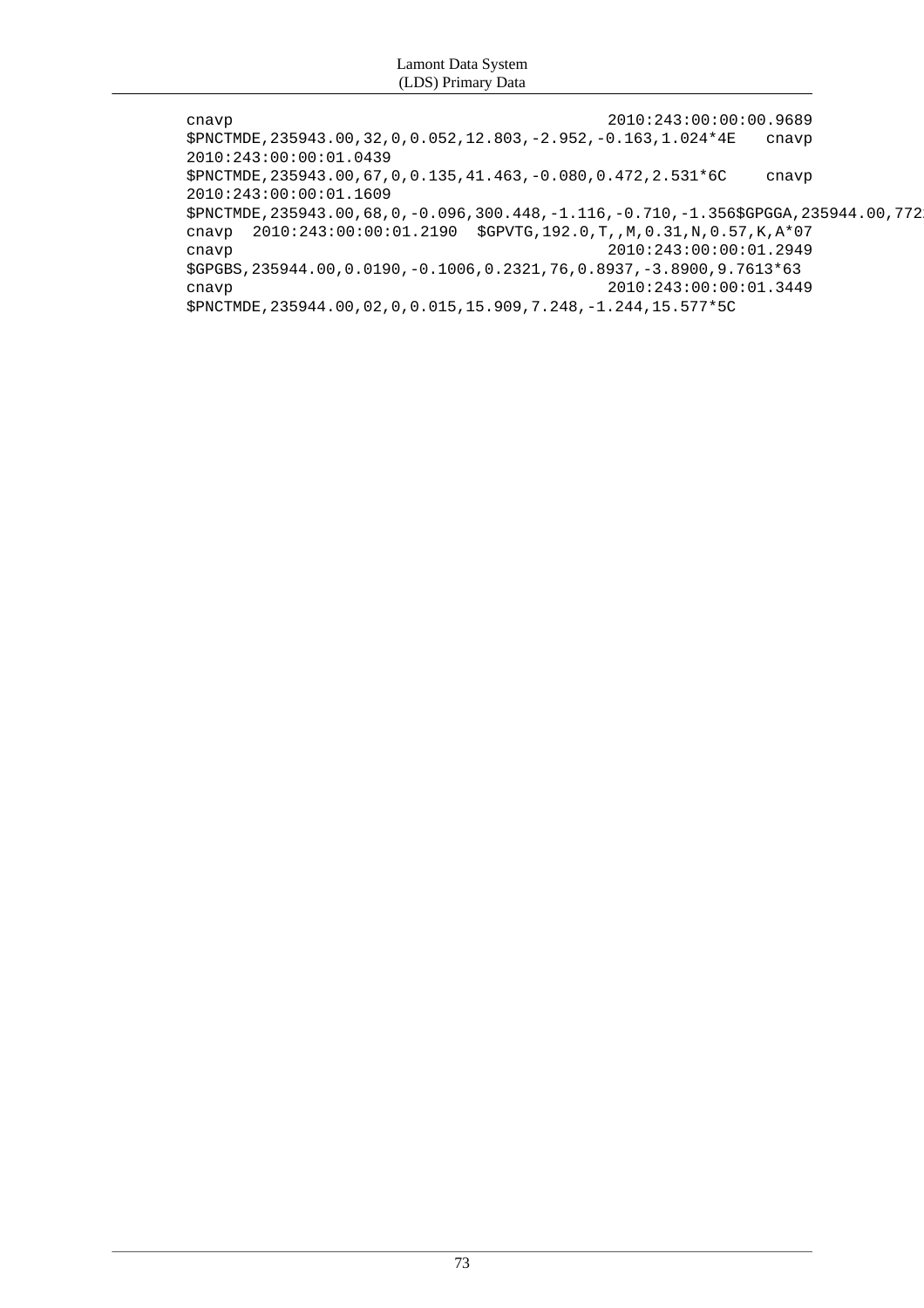```
cnavp                                    2010:243:00:00:00.9689
$PNCTMDE,235943.00,32,0,0.052,12.803,-2.952,-0.163,1.024*4E    cnavp
2010:243:00:00:01.0439
$PNCTMDE,235943.00,67,0,0.135,41.463,-0.080,0.472,2.531*6C     cnavp
2010:243:00:00:01.1609
$PNCTMDE,235943.00,68,0,-0.096,300.448,-1.116,-0.710,-1.356$GPGGA,235944.00,772
cnavp  2010:243:00:00:01.2190  $GPVTG,192.0,T,,M,0.31,N,0.57,K,A*07
cnavp                                    2010:243:00:00:01.2949
$GPGBS,235944.00,0.0190,-0.1006,0.2321,76,0.8937,-3.8900,9.7613*63
cnavp                                    2010:243:00:00:01.3449
$PNCTMDE,235944.00,02,0,0.015,15.909,7.248,-1.244,15.577*5C
```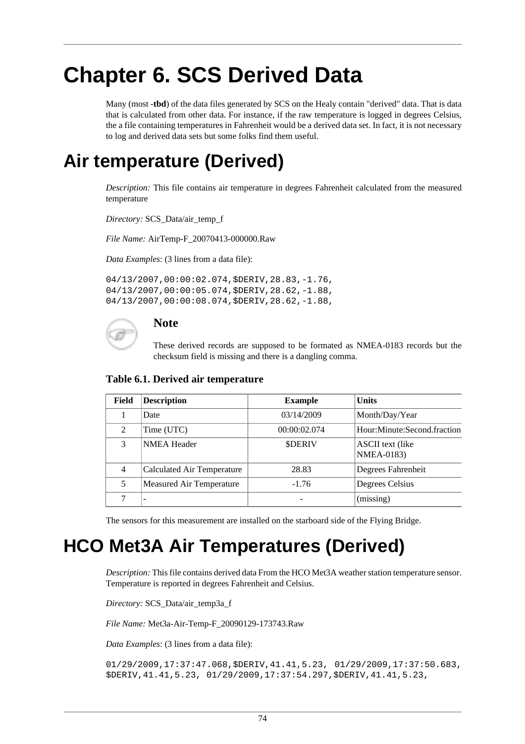# Chapter 6. SCS Derived Data

Many (most -**tbd**) of the data files generated by SCS on the Healy contain "derived" data. That is data that is calculated from other data. For instance, if the raw temperature is logged in degrees Celsius, the a file containing temperatures in Fahrenheit would be a derived data set. In fact, it is not necessary to log and derived data sets but some folks find them useful.

## Air temperature (Derived)

*Description:* This file contains air temperature in degrees Fahrenheit calculated from the measured temperature

*Directory:* SCS_Data/air_temp_f

*File Name:* AirTemp-F_20070413-000000.Raw

*Data Examples*: (3 lines from a data file):

```
04/13/2007,00:00:02.074,$DERIV,28.83,-1.76,
04/13/2007,00:00:05.074,$DERIV,28.62,-1.88,
04/13/2007,00:00:08.074,$DERIV,28.62,-1.88,
```

> **Note**
>
> These derived records are supposed to be formated as NMEA-0183 records but the checksum field is missing and there is a dangling comma.

**Table 6.1. Derived air temperature**

| Field | Description | Example | Units |
|---|---|---|---|
| 1 | Date | 03/14/2009 | Month/Day/Year |
| 2 | Time (UTC) | 00:00:02.074 | Hour:Minute:Second.fraction |
| 3 | NMEA Header | $DERIV | ASCII text (like NMEA-0183) |
| 4 | Calculated Air Temperature | 28.83 | Degrees Fahrenheit |
| 5 | Measured Air Temperature | -1.76 | Degrees Celsius |
| 7 | - | - | (missing) |

The sensors for this measurement are installed on the starboard side of the Flying Bridge.

## HCO Met3A Air Temperatures (Derived)

*Description:* This file contains derived data From the HCO Met3A weather station temperature sensor. Temperature is reported in degrees Fahrenheit and Celsius.

*Directory:* SCS_Data/air_temp3a_f

*File Name:* Met3a-Air-Temp-F_20090129-173743.Raw

*Data Examples*: (3 lines from a data file):

```
01/29/2009,17:37:47.068,$DERIV,41.41,5.23, 01/29/2009,17:37:50.683,
$DERIV,41.41,5.23, 01/29/2009,17:37:54.297,$DERIV,41.41,5.23,
```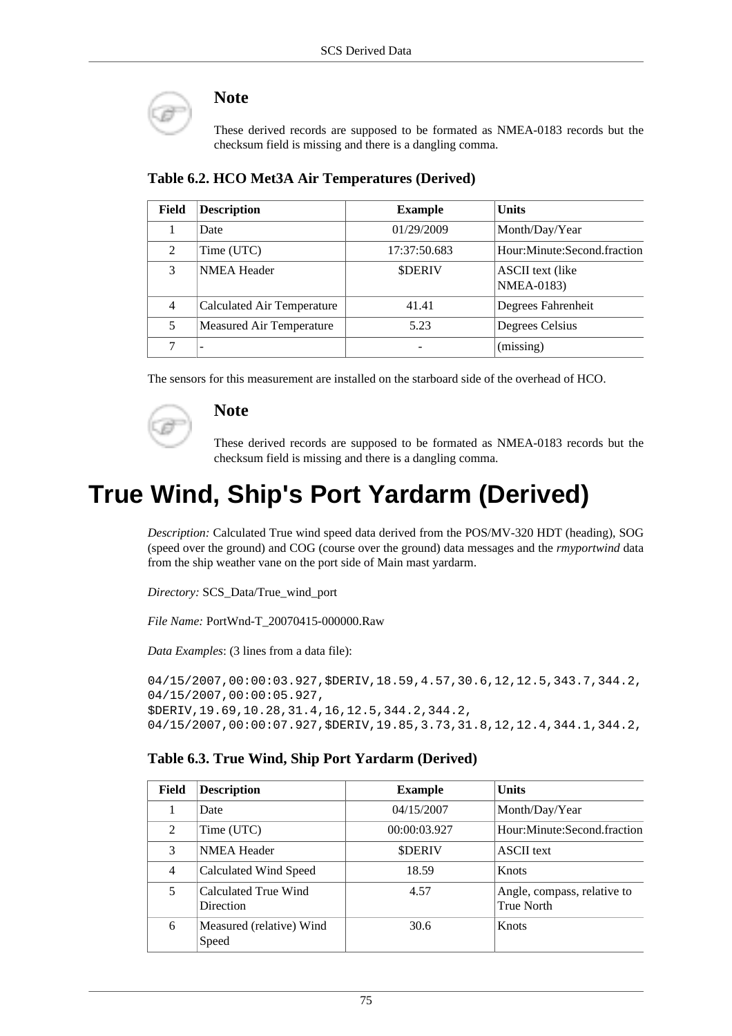> **Note**
>
> These derived records are supposed to be formated as NMEA-0183 records but the checksum field is missing and there is a dangling comma.

**Table 6.2. HCO Met3A Air Temperatures (Derived)**

| Field | Description | Example | Units |
|---|---|---|---|
| 1 | Date | 01/29/2009 | Month/Day/Year |
| 2 | Time (UTC) | 17:37:50.683 | Hour:Minute:Second.fraction |
| 3 | NMEA Header | $DERIV | ASCII text (like NMEA-0183) |
| 4 | Calculated Air Temperature | 41.41 | Degrees Fahrenheit |
| 5 | Measured Air Temperature | 5.23 | Degrees Celsius |
| 7 | - | - | (missing) |

The sensors for this measurement are installed on the starboard side of the overhead of HCO.

> **Note**
>
> These derived records are supposed to be formated as NMEA-0183 records but the checksum field is missing and there is a dangling comma.

# True Wind, Ship's Port Yardarm (Derived)

*Description:* Calculated True wind speed data derived from the POS/MV-320 HDT (heading), SOG (speed over the ground) and COG (course over the ground) data messages and the *rmyportwind* data from the ship weather vane on the port side of Main mast yardarm.

*Directory:* SCS_Data/True_wind_port

*File Name:* PortWnd-T_20070415-000000.Raw

*Data Examples*: (3 lines from a data file):

```
04/15/2007,00:00:03.927,$DERIV,18.59,4.57,30.6,12,12.5,343.7,344.2,
04/15/2007,00:00:05.927,
$DERIV,19.69,10.28,31.4,16,12.5,344.2,344.2,
04/15/2007,00:00:07.927,$DERIV,19.85,3.73,31.8,12,12.4,344.1,344.2,
```

**Table 6.3. True Wind, Ship Port Yardarm (Derived)**

| Field | Description | Example | Units |
|---|---|---|---|
| 1 | Date | 04/15/2007 | Month/Day/Year |
| 2 | Time (UTC) | 00:00:03.927 | Hour:Minute:Second.fraction |
| 3 | NMEA Header | $DERIV | ASCII text |
| 4 | Calculated Wind Speed | 18.59 | Knots |
| 5 | Calculated True Wind Direction | 4.57 | Angle, compass, relative to True North |
| 6 | Measured (relative) Wind Speed | 30.6 | Knots |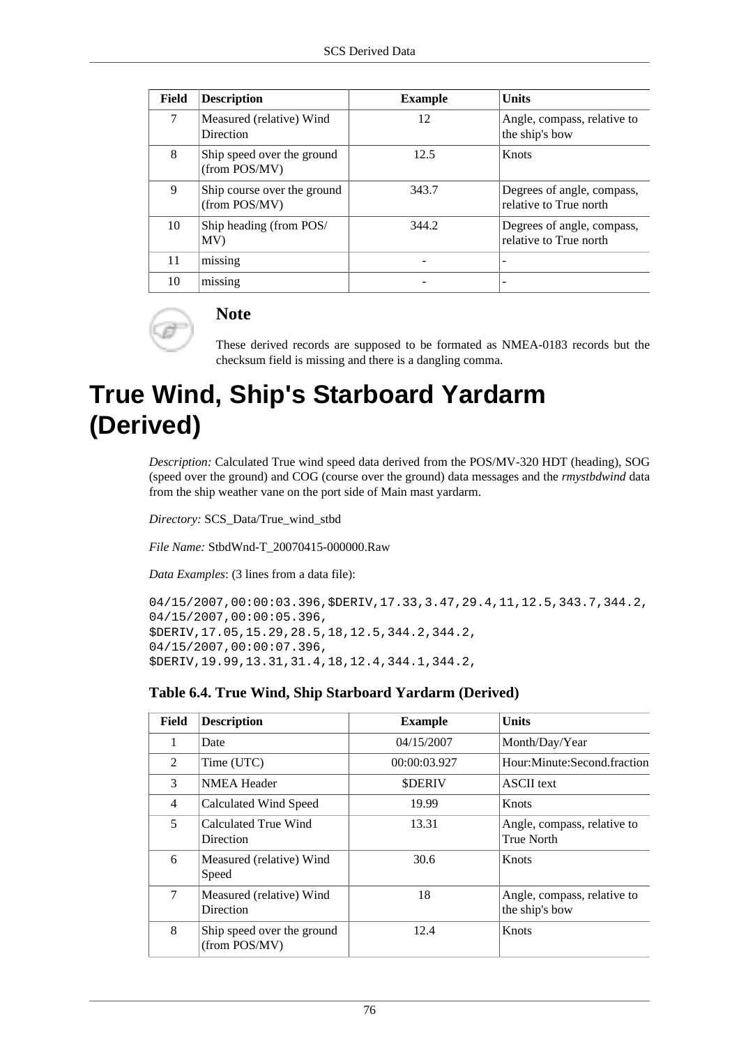| Field | Description | Example | Units |
|---|---|---|---|
| 7 | Measured (relative) Wind Direction | 12 | Angle, compass, relative to the ship's bow |
| 8 | Ship speed over the ground (from POS/MV) | 12.5 | Knots |
| 9 | Ship course over the ground (from POS/MV) | 343.7 | Degrees of angle, compass, relative to True north |
| 10 | Ship heading (from POS/MV) | 344.2 | Degrees of angle, compass, relative to True north |
| 11 | missing | - | - |
| 10 | missing | - | - |

> **Note**
>
> These derived records are supposed to be formated as NMEA-0183 records but the checksum field is missing and there is a dangling comma.

# True Wind, Ship's Starboard Yardarm (Derived)

*Description:* Calculated True wind speed data derived from the POS/MV-320 HDT (heading), SOG (speed over the ground) and COG (course over the ground) data messages and the *rmystbdwind* data from the ship weather vane on the port side of Main mast yardarm.

*Directory:* SCS_Data/True_wind_stbd

*File Name:* StbdWnd-T_20070415-000000.Raw

*Data Examples*: (3 lines from a data file):

```
04/15/2007,00:00:03.396,$DERIV,17.33,3.47,29.4,11,12.5,343.7,344.2,
04/15/2007,00:00:05.396,
$DERIV,17.05,15.29,28.5,18,12.5,344.2,344.2,
04/15/2007,00:00:07.396,
$DERIV,19.99,13.31,31.4,18,12.4,344.1,344.2,
```

**Table 6.4. True Wind, Ship Starboard Yardarm (Derived)**

| Field | Description | Example | Units |
|---|---|---|---|
| 1 | Date | 04/15/2007 | Month/Day/Year |
| 2 | Time (UTC) | 00:00:03.927 | Hour:Minute:Second.fraction |
| 3 | NMEA Header | $DERIV | ASCII text |
| 4 | Calculated Wind Speed | 19.99 | Knots |
| 5 | Calculated True Wind Direction | 13.31 | Angle, compass, relative to True North |
| 6 | Measured (relative) Wind Speed | 30.6 | Knots |
| 7 | Measured (relative) Wind Direction | 18 | Angle, compass, relative to the ship's bow |
| 8 | Ship speed over the ground (from POS/MV) | 12.4 | Knots |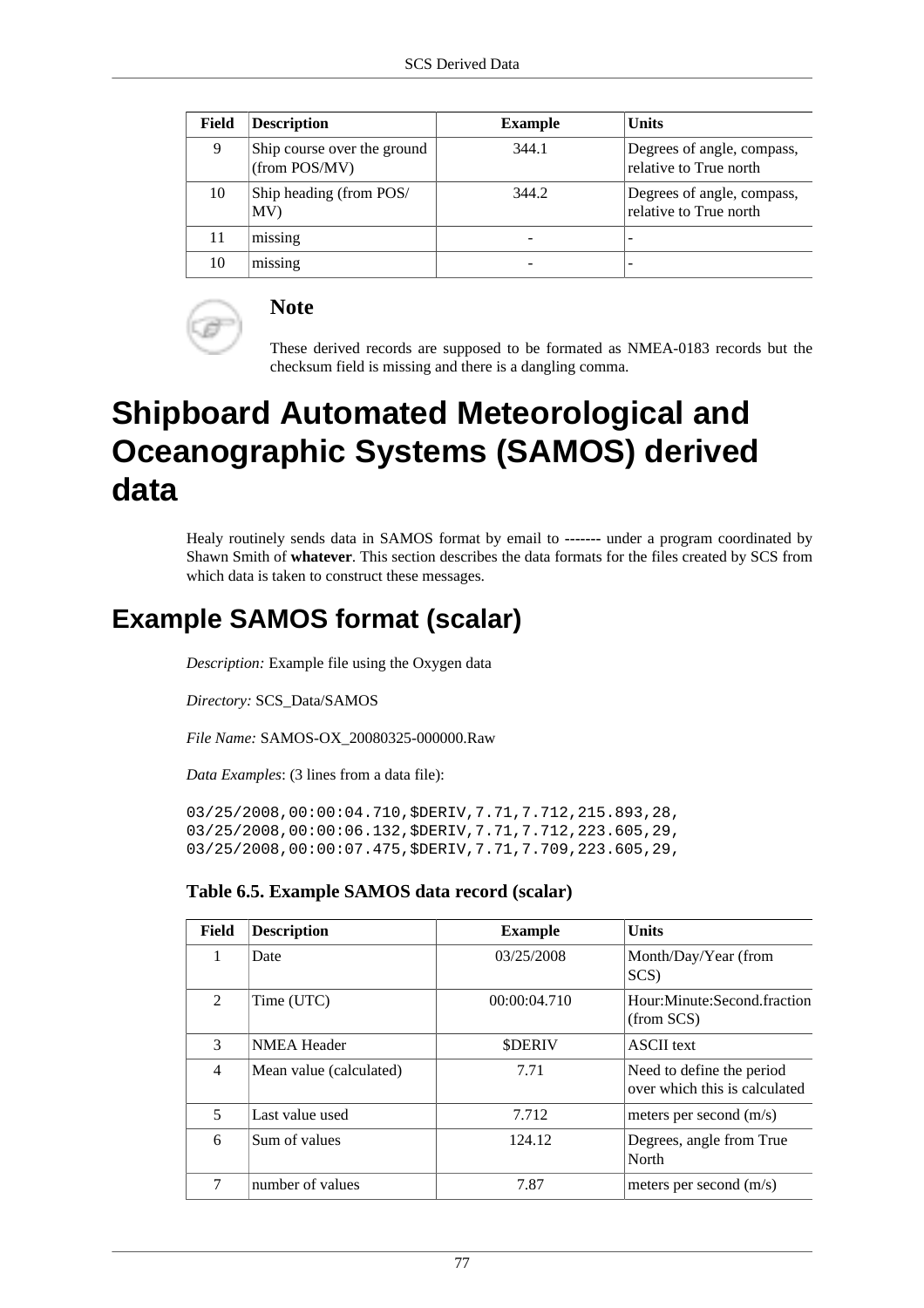| Field | Description | Example | Units |
|---|---|---|---|
| 9 | Ship course over the ground (from POS/MV) | 344.1 | Degrees of angle, compass, relative to True north |
| 10 | Ship heading (from POS/MV) | 344.2 | Degrees of angle, compass, relative to True north |
| 11 | missing | - | - |
| 10 | missing | - | - |

> **Note**
>
> These derived records are supposed to be formated as NMEA-0183 records but the checksum field is missing and there is a dangling comma.

# Shipboard Automated Meteorological and Oceanographic Systems (SAMOS) derived data

Healy routinely sends data in SAMOS format by email to ------- under a program coordinated by Shawn Smith of **whatever**. This section describes the data formats for the files created by SCS from which data is taken to construct these messages.

## Example SAMOS format (scalar)

*Description:* Example file using the Oxygen data

*Directory:* SCS_Data/SAMOS

*File Name:* SAMOS-OX_20080325-000000.Raw

*Data Examples*: (3 lines from a data file):

```
03/25/2008,00:00:04.710,$DERIV,7.71,7.712,215.893,28,
03/25/2008,00:00:06.132,$DERIV,7.71,7.712,223.605,29,
03/25/2008,00:00:07.475,$DERIV,7.71,7.709,223.605,29,
```

**Table 6.5. Example SAMOS data record (scalar)**

| Field | Description | Example | Units |
|---|---|---|---|
| 1 | Date | 03/25/2008 | Month/Day/Year (from SCS) |
| 2 | Time (UTC) | 00:00:04.710 | Hour:Minute:Second.fraction (from SCS) |
| 3 | NMEA Header | $DERIV | ASCII text |
| 4 | Mean value (calculated) | 7.71 | Need to define the period over which this is calculated |
| 5 | Last value used | 7.712 | meters per second (m/s) |
| 6 | Sum of values | 124.12 | Degrees, angle from True North |
| 7 | number of values | 7.87 | meters per second (m/s) |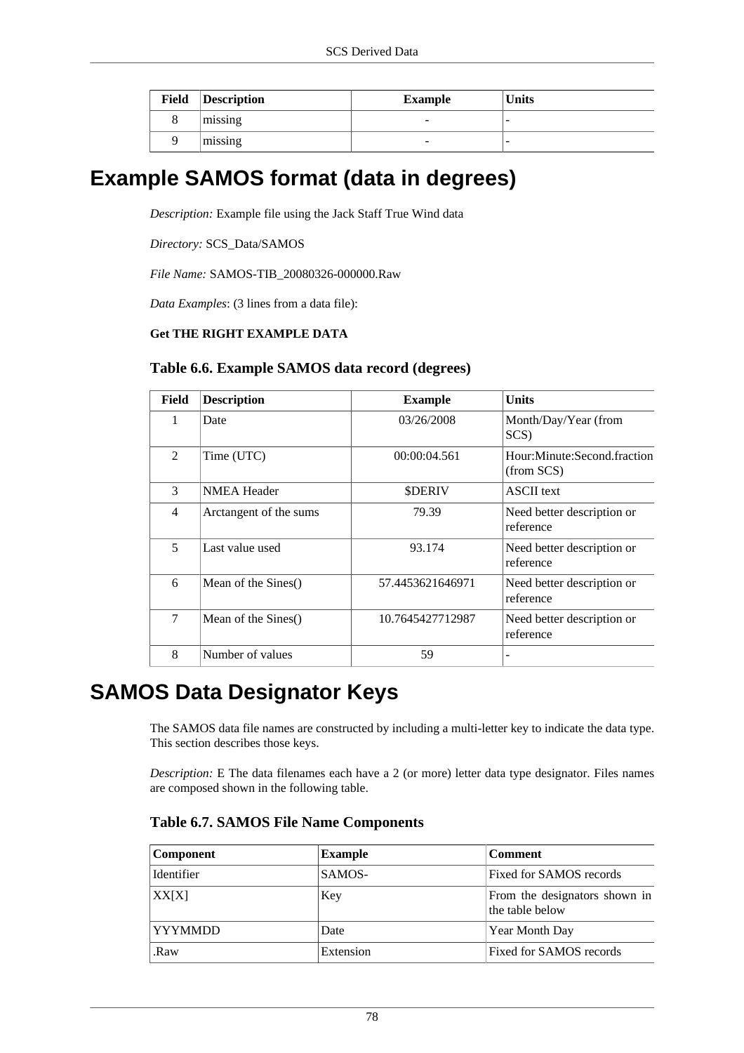| Field | Description | Example | Units |
|---|---|---|---|
| 8 | missing | - | - |
| 9 | missing | - | - |

# Example SAMOS format (data in degrees)

*Description:* Example file using the Jack Staff True Wind data

*Directory:* SCS_Data/SAMOS

*File Name:* SAMOS-TIB_20080326-000000.Raw

*Data Examples*: (3 lines from a data file):

**Get THE RIGHT EXAMPLE DATA**

**Table 6.6. Example SAMOS data record (degrees)**

| Field | Description | Example | Units |
|---|---|---|---|
| 1 | Date | 03/26/2008 | Month/Day/Year (from SCS) |
| 2 | Time (UTC) | 00:00:04.561 | Hour:Minute:Second.fraction (from SCS) |
| 3 | NMEA Header | $DERIV | ASCII text |
| 4 | Arctangent of the sums | 79.39 | Need better description or reference |
| 5 | Last value used | 93.174 | Need better description or reference |
| 6 | Mean of the Sines() | 57.4453621646971 | Need better description or reference |
| 7 | Mean of the Sines() | 10.7645427712987 | Need better description or reference |
| 8 | Number of values | 59 | - |

# SAMOS Data Designator Keys

The SAMOS data file names are constructed by including a multi-letter key to indicate the data type. This section describes those keys.

*Description:* E The data filenames each have a 2 (or more) letter data type designator. Files names are composed shown in the following table.

**Table 6.7. SAMOS File Name Components**

| Component | Example | Comment |
|---|---|---|
| Identifier | SAMOS- | Fixed for SAMOS records |
| XX[X] | Key | From the designators shown in the table below |
| YYYMMDD | Date | Year Month Day |
| .Raw | Extension | Fixed for SAMOS records |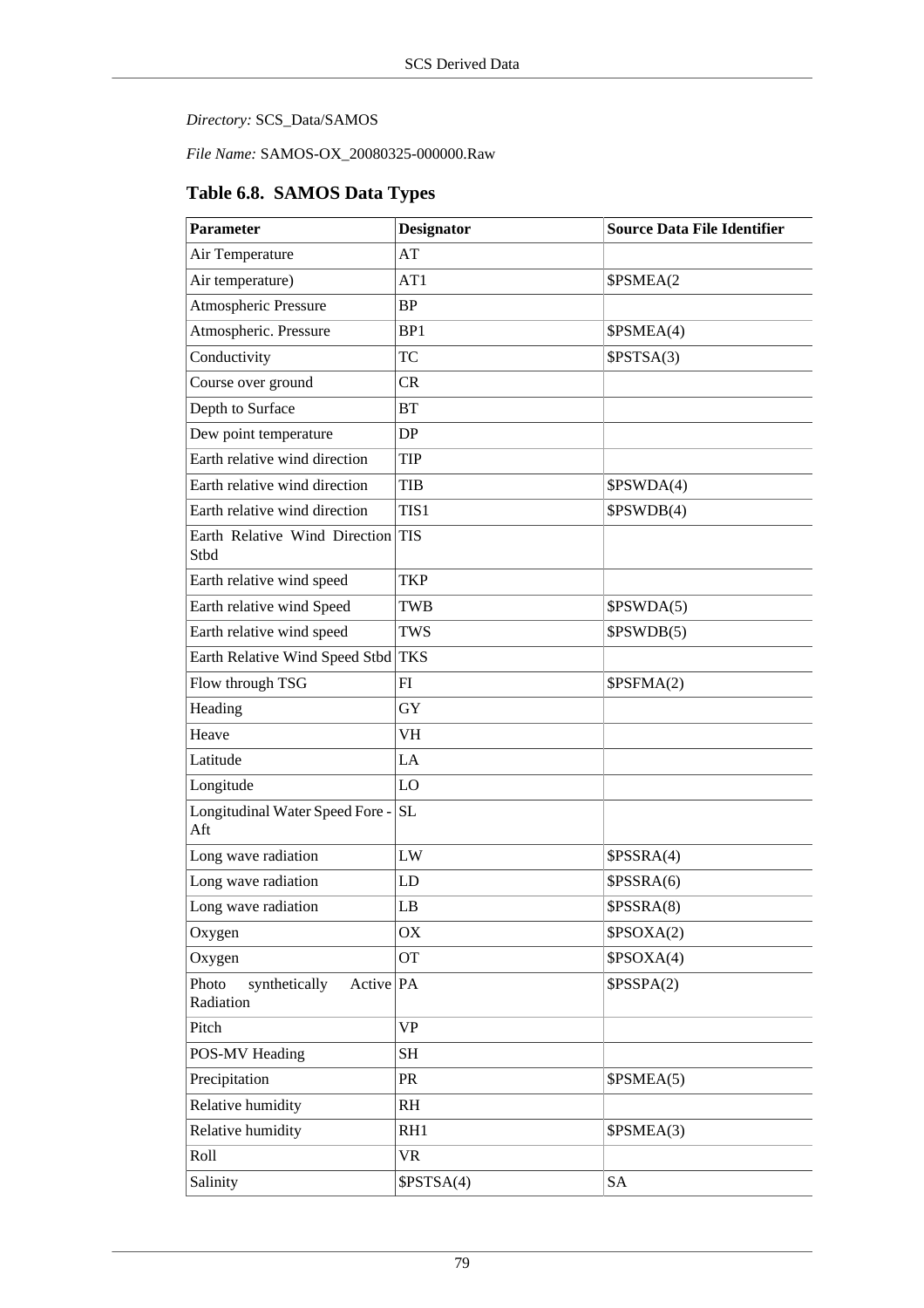*Directory:* SCS_Data/SAMOS

*File Name:* SAMOS-OX_20080325-000000.Raw

### Table 6.8. SAMOS Data Types

| Parameter | Designator | Source Data File Identifier |
|---|---|---|
| Air Temperature | AT | |
| Air temperature) | AT1 | $PSMEA(2 |
| Atmospheric Pressure | BP | |
| Atmospheric. Pressure | BP1 | $PSMEA(4) |
| Conductivity | TC | $PSTSA(3) |
| Course over ground | CR | |
| Depth to Surface | BT | |
| Dew point temperature | DP | |
| Earth relative wind direction | TIP | |
| Earth relative wind direction | TIB | $PSWDA(4) |
| Earth relative wind direction | TIS1 | $PSWDB(4) |
| Earth Relative Wind Direction Stbd | TIS | |
| Earth relative wind speed | TKP | |
| Earth relative wind Speed | TWB | $PSWDA(5) |
| Earth relative wind speed | TWS | $PSWDB(5) |
| Earth Relative Wind Speed Stbd | TKS | |
| Flow through TSG | FI | $PSFMA(2) |
| Heading | GY | |
| Heave | VH | |
| Latitude | LA | |
| Longitude | LO | |
| Longitudinal Water Speed Fore - Aft | SL | |
| Long wave radiation | LW | $PSSRA(4) |
| Long wave radiation | LD | $PSSRA(6) |
| Long wave radiation | LB | $PSSRA(8) |
| Oxygen | OX | $PSOXA(2) |
| Oxygen | OT | $PSOXA(4) |
| Photo synthetically Active Radiation | PA | $PSSPA(2) |
| Pitch | VP | |
| POS-MV Heading | SH | |
| Precipitation | PR | $PSMEA(5) |
| Relative humidity | RH | |
| Relative humidity | RH1 | $PSMEA(3) |
| Roll | VR | |
| Salinity | $PSTSA(4) | SA |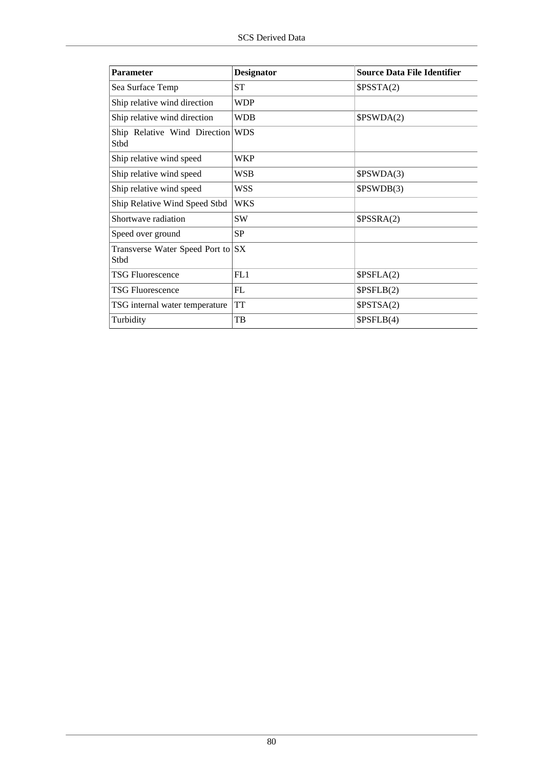| Parameter | Designator | Source Data File Identifier |
| --- | --- | --- |
| Sea Surface Temp | ST | $PSSTA(2) |
| Ship relative wind direction | WDP | |
| Ship relative wind direction | WDB | $PSWDA(2) |
| Ship Relative Wind Direction Stbd | WDS | |
| Ship relative wind speed | WKP | |
| Ship relative wind speed | WSB | $PSWDA(3) |
| Ship relative wind speed | WSS | $PSWDB(3) |
| Ship Relative Wind Speed Stbd | WKS | |
| Shortwave radiation | SW | $PSSRA(2) |
| Speed over ground | SP | |
| Transverse Water Speed Port to Stbd | SX | |
| TSG Fluorescence | FL1 | $PSFLA(2) |
| TSG Fluorescence | FL | $PSFLB(2) |
| TSG internal water temperature | TT | $PSTSA(2) |
| Turbidity | TB | $PSFLB(4) |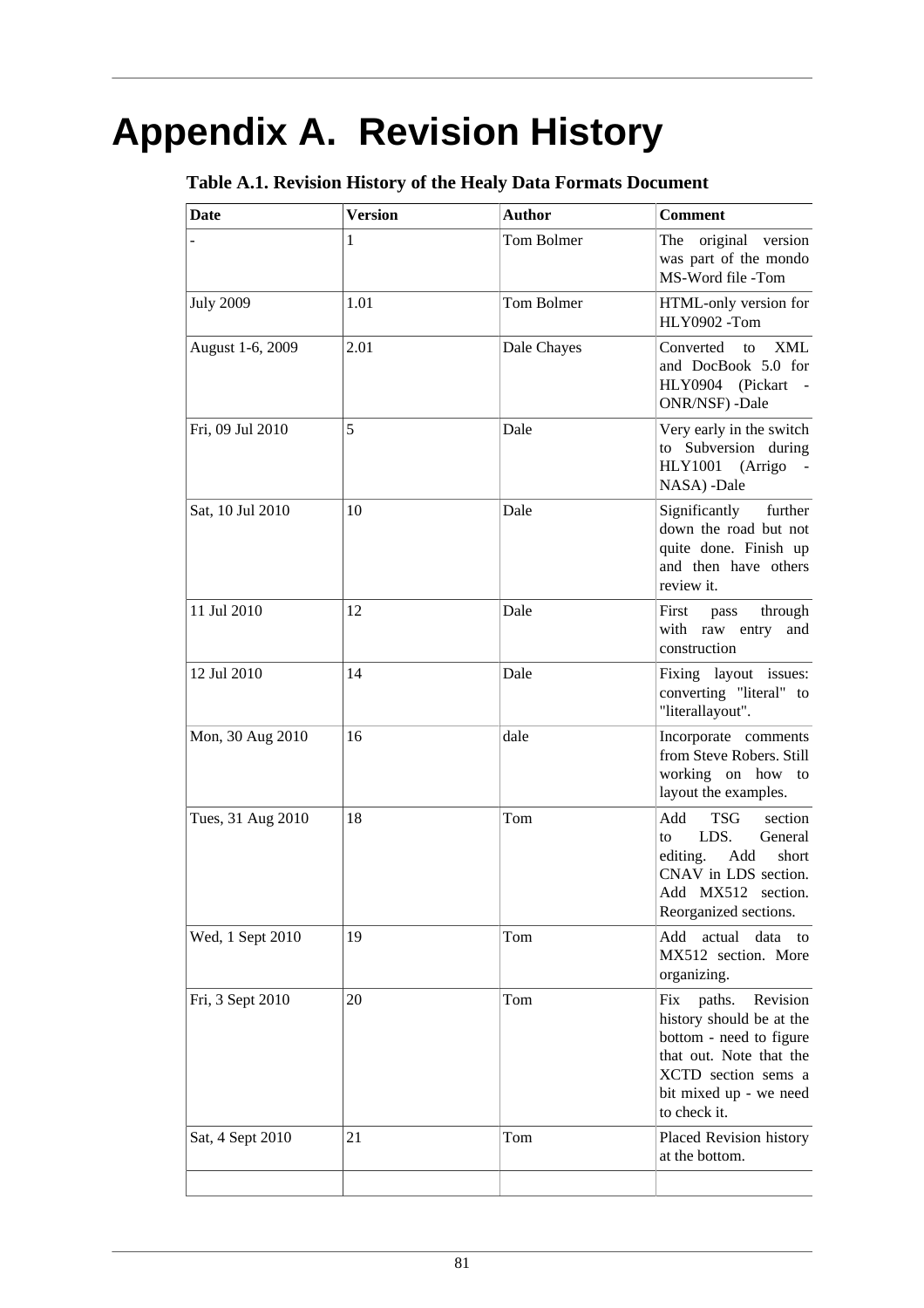# Appendix A. Revision History

**Table A.1. Revision History of the Healy Data Formats Document**

| Date | Version | Author | Comment |
|---|---|---|---|
| - | 1 | Tom Bolmer | The original version was part of the mondo MS-Word file -Tom |
| July 2009 | 1.01 | Tom Bolmer | HTML-only version for HLY0902 -Tom |
| August 1-6, 2009 | 2.01 | Dale Chayes | Converted to XML and DocBook 5.0 for HLY0904 (Pickart - ONR/NSF) -Dale |
| Fri, 09 Jul 2010 | 5 | Dale | Very early in the switch to Subversion during HLY1001 (Arrigo - NASA) -Dale |
| Sat, 10 Jul 2010 | 10 | Dale | Significantly further down the road but not quite done. Finish up and then have others review it. |
| 11 Jul 2010 | 12 | Dale | First pass through with raw entry and construction |
| 12 Jul 2010 | 14 | Dale | Fixing layout issues: converting "literal" to "literallayout". |
| Mon, 30 Aug 2010 | 16 | dale | Incorporate comments from Steve Robers. Still working on how to layout the examples. |
| Tues, 31 Aug 2010 | 18 | Tom | Add TSG section to LDS. General editing. Add short CNAV in LDS section. Add MX512 section. Reorganized sections. |
| Wed, 1 Sept 2010 | 19 | Tom | Add actual data to MX512 section. More organizing. |
| Fri, 3 Sept 2010 | 20 | Tom | Fix paths. Revision history should be at the bottom - need to figure that out. Note that the XCTD section sems a bit mixed up - we need to check it. |
| Sat, 4 Sept 2010 | 21 | Tom | Placed Revision history at the bottom. |
| | | | |